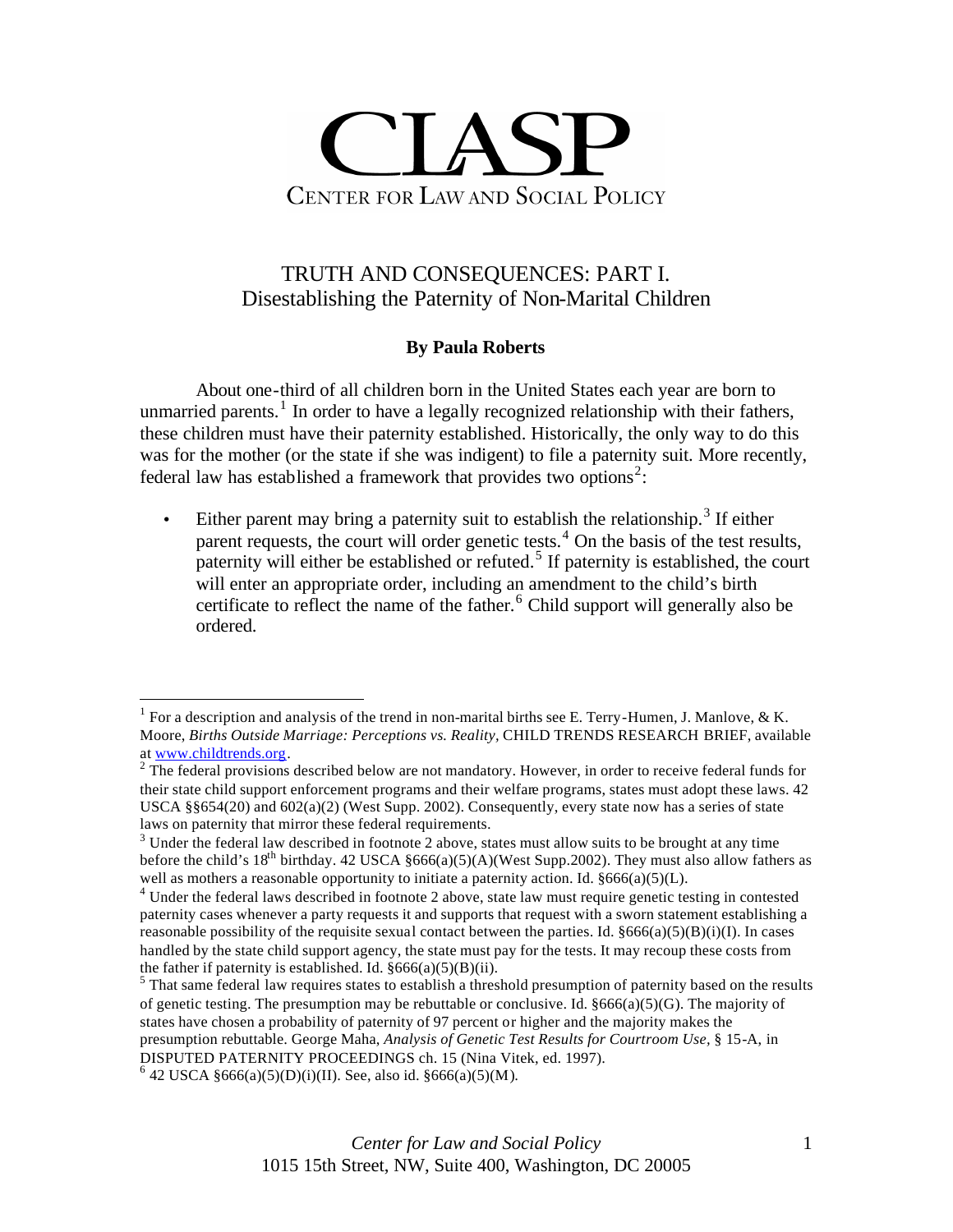# CLASP

CENTER FOR LAW AND SOCIAL POLICY

## TRUTH AND CONSEQUENCES: PART I.
## Disestablishing the Paternity of Non-Marital Children

**By Paula Roberts**

About one-third of all children born in the United States each year are born to unmarried parents.[1] In order to have a legally recognized relationship with their fathers, these children must have their paternity established. Historically, the only way to do this was for the mother (or the state if she was indigent) to file a paternity suit. More recently, federal law has established a framework that provides two options[2]:

- Either parent may bring a paternity suit to establish the relationship.[3] If either parent requests, the court will order genetic tests.[4] On the basis of the test results, paternity will either be established or refuted.[5] If paternity is established, the court will enter an appropriate order, including an amendment to the child's birth certificate to reflect the name of the father.[6] Child support will generally also be ordered.

---

[1] For a description and analysis of the trend in non-marital births see E. Terry-Humen, J. Manlove, & K. Moore, *Births Outside Marriage: Perceptions vs. Reality*, CHILD TRENDS RESEARCH BRIEF, available at www.childtrends.org.

[2] The federal provisions described below are not mandatory. However, in order to receive federal funds for their state child support enforcement programs and their welfare programs, states must adopt these laws. 42 USCA §§654(20) and 602(a)(2) (West Supp. 2002). Consequently, every state now has a series of state laws on paternity that mirror these federal requirements.

[3] Under the federal law described in footnote 2 above, states must allow suits to be brought at any time before the child's 18th birthday. 42 USCA §666(a)(5)(A)(West Supp.2002). They must also allow fathers as well as mothers a reasonable opportunity to initiate a paternity action. Id. §666(a)(5)(L).

[4] Under the federal laws described in footnote 2 above, state law must require genetic testing in contested paternity cases whenever a party requests it and supports that request with a sworn statement establishing a reasonable possibility of the requisite sexual contact between the parties. Id. §666(a)(5)(B)(i)(I). In cases handled by the state child support agency, the state must pay for the tests. It may recoup these costs from the father if paternity is established. Id. §666(a)(5)(B)(ii).

[5] That same federal law requires states to establish a threshold presumption of paternity based on the results of genetic testing. The presumption may be rebuttable or conclusive. Id. §666(a)(5)(G). The majority of states have chosen a probability of paternity of 97 percent or higher and the majority makes the presumption rebuttable. George Maha, *Analysis of Genetic Test Results for Courtroom Use*, § 15-A, in DISPUTED PATERNITY PROCEEDINGS ch. 15 (Nina Vitek, ed. 1997).

[6] 42 USCA §666(a)(5)(D)(i)(II). See, also id. §666(a)(5)(M).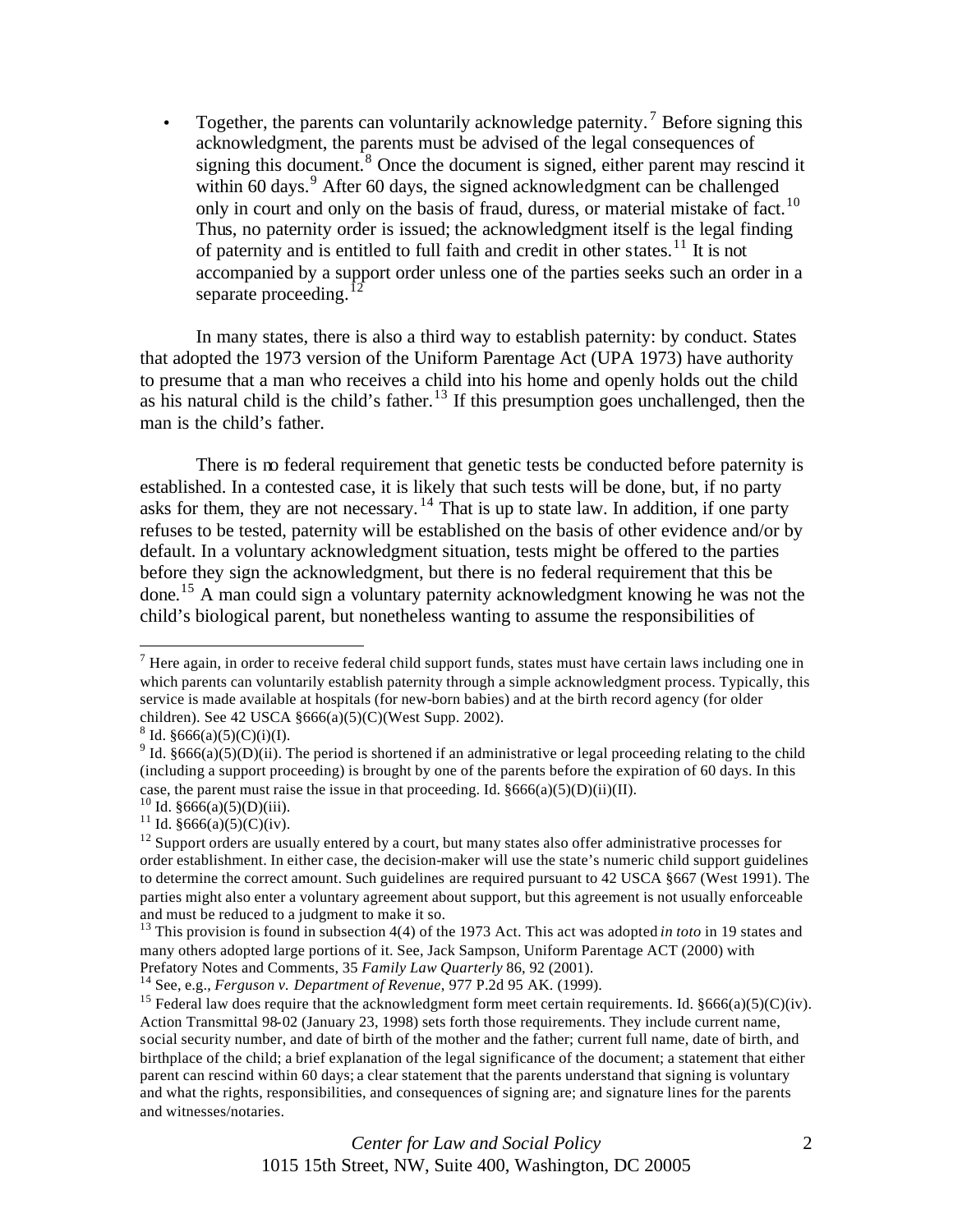- Together, the parents can voluntarily acknowledge paternity.[7] Before signing this acknowledgment, the parents must be advised of the legal consequences of signing this document.[8] Once the document is signed, either parent may rescind it within 60 days.[9] After 60 days, the signed acknowledgment can be challenged only in court and only on the basis of fraud, duress, or material mistake of fact.[10] Thus, no paternity order is issued; the acknowledgment itself is the legal finding of paternity and is entitled to full faith and credit in other states.[11] It is not accompanied by a support order unless one of the parties seeks such an order in a separate proceeding.[12]

In many states, there is also a third way to establish paternity: by conduct. States that adopted the 1973 version of the Uniform Parentage Act (UPA 1973) have authority to presume that a man who receives a child into his home and openly holds out the child as his natural child is the child's father.[13] If this presumption goes unchallenged, then the man is the child's father.

There is no federal requirement that genetic tests be conducted before paternity is established. In a contested case, it is likely that such tests will be done, but, if no party asks for them, they are not necessary.[14] That is up to state law. In addition, if one party refuses to be tested, paternity will be established on the basis of other evidence and/or by default. In a voluntary acknowledgment situation, tests might be offered to the parties before they sign the acknowledgment, but there is no federal requirement that this be done.[15] A man could sign a voluntary paternity acknowledgment knowing he was not the child's biological parent, but nonetheless wanting to assume the responsibilities of

---

[7] Here again, in order to receive federal child support funds, states must have certain laws including one in which parents can voluntarily establish paternity through a simple acknowledgment process. Typically, this service is made available at hospitals (for new-born babies) and at the birth record agency (for older children). See 42 USCA §666(a)(5)(C)(West Supp. 2002).

[8] Id. §666(a)(5)(C)(i)(I).

[9] Id. §666(a)(5)(D)(ii). The period is shortened if an administrative or legal proceeding relating to the child (including a support proceeding) is brought by one of the parents before the expiration of 60 days. In this case, the parent must raise the issue in that proceeding. Id. §666(a)(5)(D)(ii)(II).

[10] Id. §666(a)(5)(D)(iii).

[11] Id. §666(a)(5)(C)(iv).

[12] Support orders are usually entered by a court, but many states also offer administrative processes for order establishment. In either case, the decision-maker will use the state's numeric child support guidelines to determine the correct amount. Such guidelines are required pursuant to 42 USCA §667 (West 1991). The parties might also enter a voluntary agreement about support, but this agreement is not usually enforceable and must be reduced to a judgment to make it so.

[13] This provision is found in subsection 4(4) of the 1973 Act. This act was adopted *in toto* in 19 states and many others adopted large portions of it. See, Jack Sampson, Uniform Parentage ACT (2000) with Prefatory Notes and Comments, 35 *Family Law Quarterly* 86, 92 (2001).

[14] See, e.g., *Ferguson v. Department of Revenue*, 977 P.2d 95 AK. (1999).

[15] Federal law does require that the acknowledgment form meet certain requirements. Id. §666(a)(5)(C)(iv). Action Transmittal 98-02 (January 23, 1998) sets forth those requirements. They include current name, social security number, and date of birth of the mother and the father; current full name, date of birth, and birthplace of the child; a brief explanation of the legal significance of the document; a statement that either parent can rescind within 60 days; a clear statement that the parents understand that signing is voluntary and what the rights, responsibilities, and consequences of signing are; and signature lines for the parents and witnesses/notaries.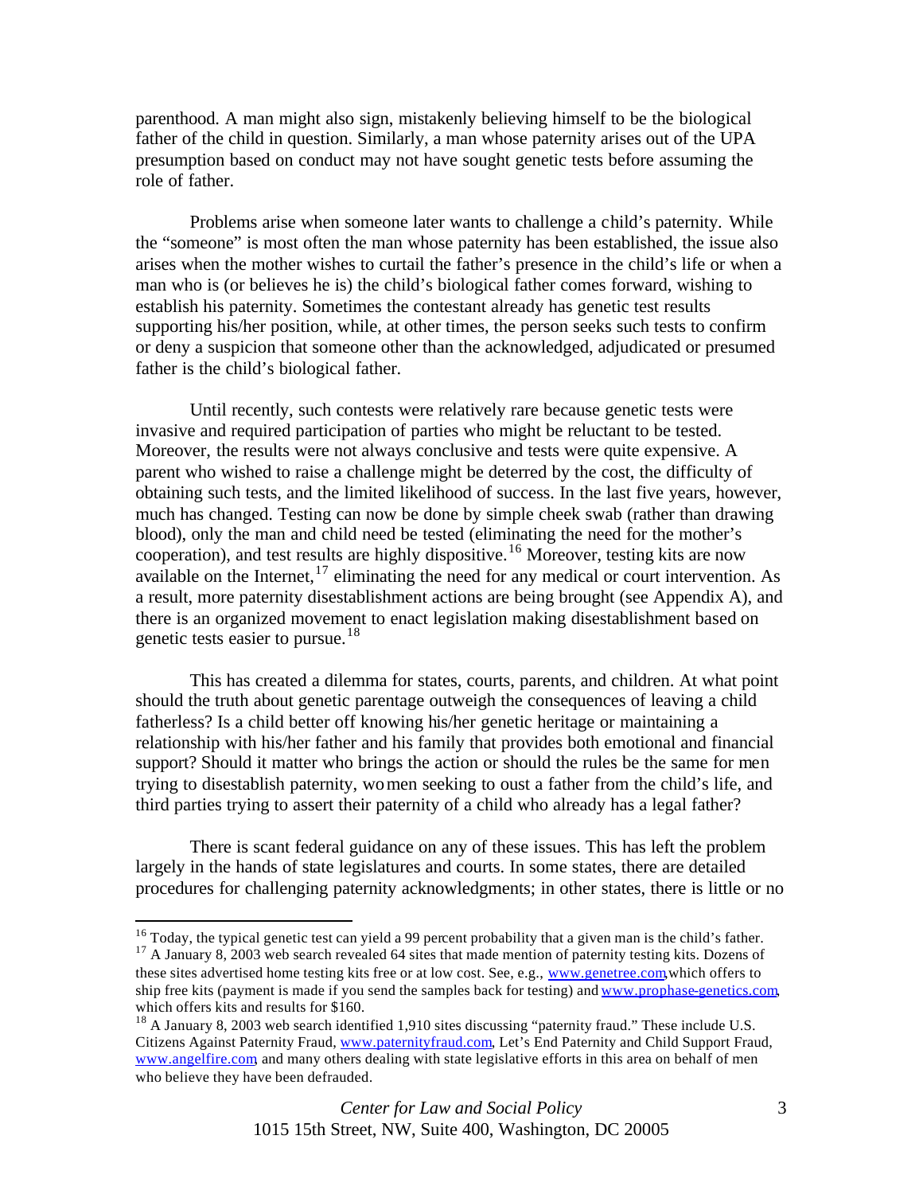parenthood. A man might also sign, mistakenly believing himself to be the biological father of the child in question. Similarly, a man whose paternity arises out of the UPA presumption based on conduct may not have sought genetic tests before assuming the role of father.

Problems arise when someone later wants to challenge a child's paternity. While the "someone" is most often the man whose paternity has been established, the issue also arises when the mother wishes to curtail the father's presence in the child's life or when a man who is (or believes he is) the child's biological father comes forward, wishing to establish his paternity. Sometimes the contestant already has genetic test results supporting his/her position, while, at other times, the person seeks such tests to confirm or deny a suspicion that someone other than the acknowledged, adjudicated or presumed father is the child's biological father.

Until recently, such contests were relatively rare because genetic tests were invasive and required participation of parties who might be reluctant to be tested. Moreover, the results were not always conclusive and tests were quite expensive. A parent who wished to raise a challenge might be deterred by the cost, the difficulty of obtaining such tests, and the limited likelihood of success. In the last five years, however, much has changed. Testing can now be done by simple cheek swab (rather than drawing blood), only the man and child need be tested (eliminating the need for the mother's cooperation), and test results are highly dispositive.[16] Moreover, testing kits are now available on the Internet,[17] eliminating the need for any medical or court intervention. As a result, more paternity disestablishment actions are being brought (see Appendix A), and there is an organized movement to enact legislation making disestablishment based on genetic tests easier to pursue.[18]

This has created a dilemma for states, courts, parents, and children. At what point should the truth about genetic parentage outweigh the consequences of leaving a child fatherless? Is a child better off knowing his/her genetic heritage or maintaining a relationship with his/her father and his family that provides both emotional and financial support? Should it matter who brings the action or should the rules be the same for men trying to disestablish paternity, women seeking to oust a father from the child's life, and third parties trying to assert their paternity of a child who already has a legal father?

There is scant federal guidance on any of these issues. This has left the problem largely in the hands of state legislatures and courts. In some states, there are detailed procedures for challenging paternity acknowledgments; in other states, there is little or no

---

[16] Today, the typical genetic test can yield a 99 percent probability that a given man is the child's father.

[17] A January 8, 2003 web search revealed 64 sites that made mention of paternity testing kits. Dozens of these sites advertised home testing kits free or at low cost. See, e.g., www.genetree.com, which offers to ship free kits (payment is made if you send the samples back for testing) and www.prophase-genetics.com, which offers kits and results for $160.

[18] A January 8, 2003 web search identified 1,910 sites discussing "paternity fraud." These include U.S. Citizens Against Paternity Fraud, www.paternityfraud.com, Let's End Paternity and Child Support Fraud, www.angelfire.com, and many others dealing with state legislative efforts in this area on behalf of men who believe they have been defrauded.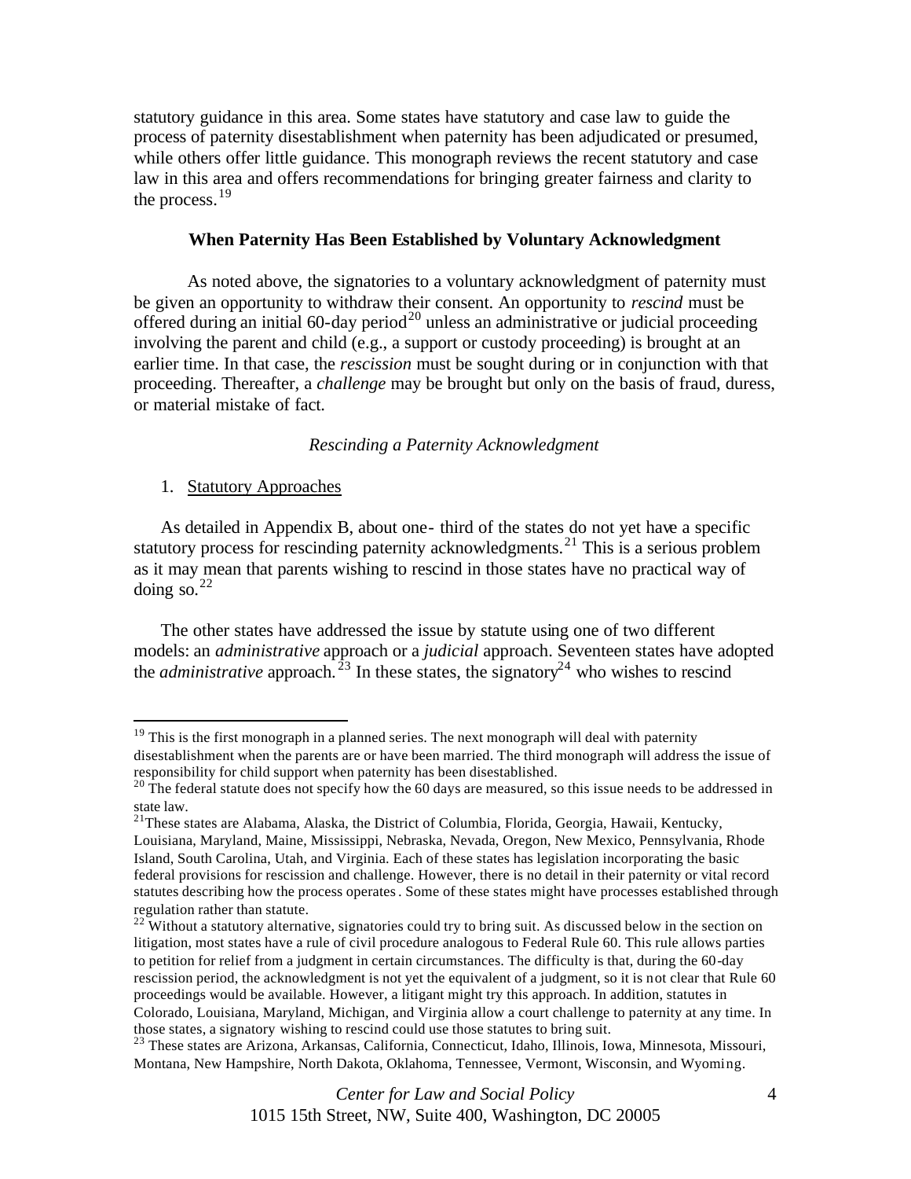statutory guidance in this area. Some states have statutory and case law to guide the process of paternity disestablishment when paternity has been adjudicated or presumed, while others offer little guidance. This monograph reviews the recent statutory and case law in this area and offers recommendations for bringing greater fairness and clarity to the process.[19]

**When Paternity Has Been Established by Voluntary Acknowledgment**

As noted above, the signatories to a voluntary acknowledgment of paternity must be given an opportunity to withdraw their consent. An opportunity to *rescind* must be offered during an initial 60-day period[20] unless an administrative or judicial proceeding involving the parent and child (e.g., a support or custody proceeding) is brought at an earlier time. In that case, the *rescission* must be sought during or in conjunction with that proceeding. Thereafter, a *challenge* may be brought but only on the basis of fraud, duress, or material mistake of fact.

*Rescinding a Paternity Acknowledgment*

1. Statutory Approaches

As detailed in Appendix B, about one- third of the states do not yet have a specific statutory process for rescinding paternity acknowledgments.[21] This is a serious problem as it may mean that parents wishing to rescind in those states have no practical way of doing so.[22]

The other states have addressed the issue by statute using one of two different models: an *administrative* approach or a *judicial* approach. Seventeen states have adopted the *administrative* approach.[23] In these states, the signatory[24] who wishes to rescind

---

[19] This is the first monograph in a planned series. The next monograph will deal with paternity disestablishment when the parents are or have been married. The third monograph will address the issue of responsibility for child support when paternity has been disestablished.

[20] The federal statute does not specify how the 60 days are measured, so this issue needs to be addressed in state law.

[21] These states are Alabama, Alaska, the District of Columbia, Florida, Georgia, Hawaii, Kentucky, Louisiana, Maryland, Maine, Mississippi, Nebraska, Nevada, Oregon, New Mexico, Pennsylvania, Rhode Island, South Carolina, Utah, and Virginia. Each of these states has legislation incorporating the basic federal provisions for rescission and challenge. However, there is no detail in their paternity or vital record statutes describing how the process operates. Some of these states might have processes established through regulation rather than statute.

[22] Without a statutory alternative, signatories could try to bring suit. As discussed below in the section on litigation, most states have a rule of civil procedure analogous to Federal Rule 60. This rule allows parties to petition for relief from a judgment in certain circumstances. The difficulty is that, during the 60-day rescission period, the acknowledgment is not yet the equivalent of a judgment, so it is not clear that Rule 60 proceedings would be available. However, a litigant might try this approach. In addition, statutes in Colorado, Louisiana, Maryland, Michigan, and Virginia allow a court challenge to paternity at any time. In those states, a signatory wishing to rescind could use those statutes to bring suit.

[23] These states are Arizona, Arkansas, California, Connecticut, Idaho, Illinois, Iowa, Minnesota, Missouri, Montana, New Hampshire, North Dakota, Oklahoma, Tennessee, Vermont, Wisconsin, and Wyoming.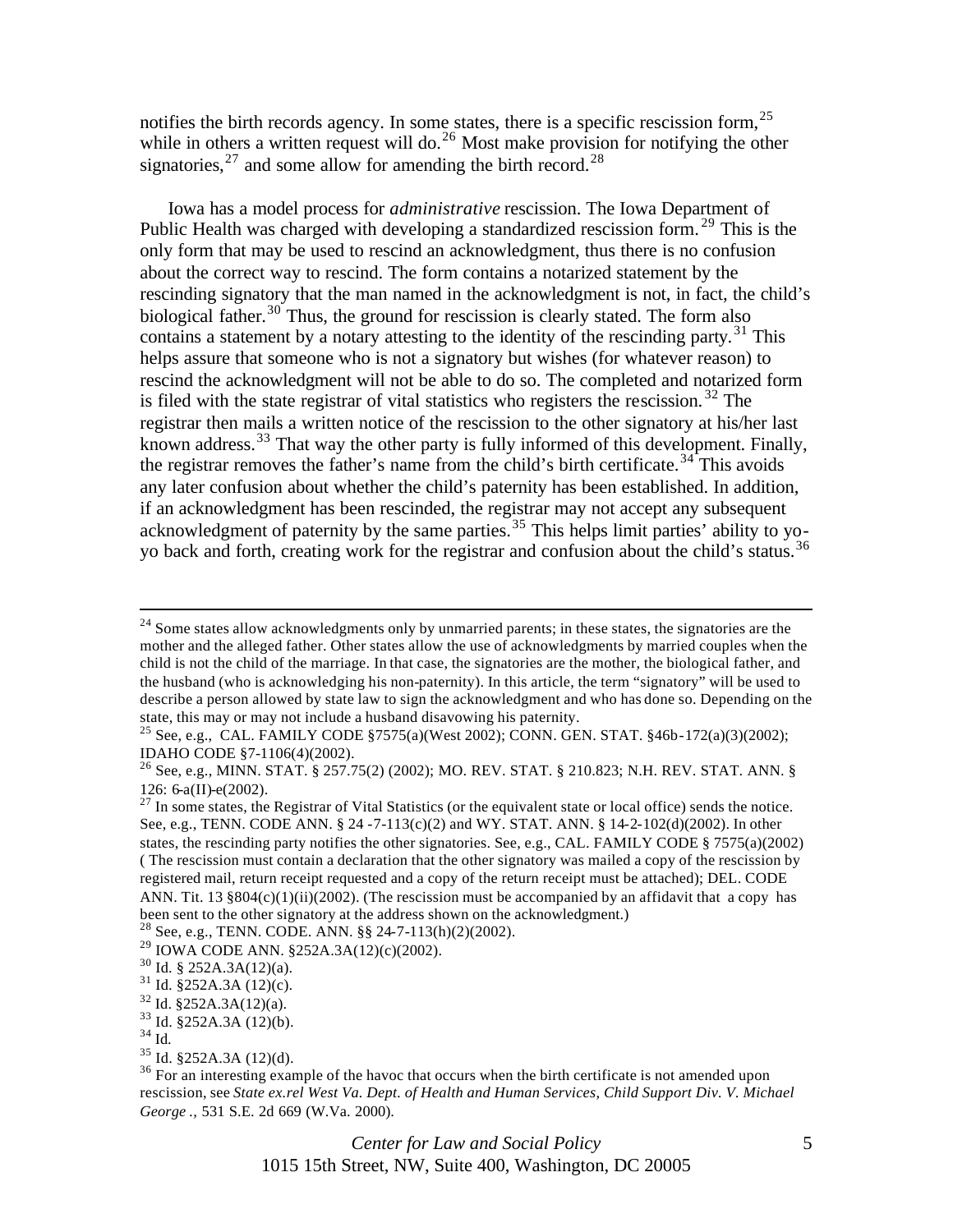notifies the birth records agency. In some states, there is a specific rescission form,[25] while in others a written request will do.[26] Most make provision for notifying the other signatories,[27] and some allow for amending the birth record.[28]

Iowa has a model process for *administrative* rescission. The Iowa Department of Public Health was charged with developing a standardized rescission form.[29] This is the only form that may be used to rescind an acknowledgment, thus there is no confusion about the correct way to rescind. The form contains a notarized statement by the rescinding signatory that the man named in the acknowledgment is not, in fact, the child's biological father.[30] Thus, the ground for rescission is clearly stated. The form also contains a statement by a notary attesting to the identity of the rescinding party.[31] This helps assure that someone who is not a signatory but wishes (for whatever reason) to rescind the acknowledgment will not be able to do so. The completed and notarized form is filed with the state registrar of vital statistics who registers the rescission.[32] The registrar then mails a written notice of the rescission to the other signatory at his/her last known address.[33] That way the other party is fully informed of this development. Finally, the registrar removes the father's name from the child's birth certificate.[34] This avoids any later confusion about whether the child's paternity has been established. In addition, if an acknowledgment has been rescinded, the registrar may not accept any subsequent acknowledgment of paternity by the same parties.[35] This helps limit parties' ability to yo-yo back and forth, creating work for the registrar and confusion about the child's status.[36]

---

[24] Some states allow acknowledgments only by unmarried parents; in these states, the signatories are the mother and the alleged father. Other states allow the use of acknowledgments by married couples when the child is not the child of the marriage. In that case, the signatories are the mother, the biological father, and the husband (who is acknowledging his non-paternity). In this article, the term "signatory" will be used to describe a person allowed by state law to sign the acknowledgment and who has done so. Depending on the state, this may or may not include a husband disavowing his paternity.

[25] See, e.g., CAL. FAMILY CODE §7575(a)(West 2002); CONN. GEN. STAT. §46b-172(a)(3)(2002); IDAHO CODE §7-1106(4)(2002).

[26] See, e.g., MINN. STAT. § 257.75(2) (2002); MO. REV. STAT. § 210.823; N.H. REV. STAT. ANN. § 126: 6-a(II)-e(2002).

[27] In some states, the Registrar of Vital Statistics (or the equivalent state or local office) sends the notice. See, e.g., TENN. CODE ANN. § 24 -7-113(c)(2) and WY. STAT. ANN. § 14-2-102(d)(2002). In other states, the rescinding party notifies the other signatories. See, e.g., CAL. FAMILY CODE § 7575(a)(2002) ( The rescission must contain a declaration that the other signatory was mailed a copy of the rescission by registered mail, return receipt requested and a copy of the return receipt must be attached); DEL. CODE ANN. Tit. 13 §804(c)(1)(ii)(2002). (The rescission must be accompanied by an affidavit that a copy has been sent to the other signatory at the address shown on the acknowledgment.)

[28] See, e.g., TENN. CODE. ANN. §§ 24-7-113(h)(2)(2002).

[29] IOWA CODE ANN. §252A.3A(12)(c)(2002).

[30] Id. § 252A.3A(12)(a).

[31] Id. §252A.3A (12)(c).

[32] Id. §252A.3A(12)(a).

[33] Id. §252A.3A (12)(b).

[34] Id.

[35] Id. §252A.3A (12)(d).

[36] For an interesting example of the havoc that occurs when the birth certificate is not amended upon rescission, see *State ex.rel West Va. Dept. of Health and Human Services, Child Support Div. V. Michael George .*, 531 S.E. 2d 669 (W.Va. 2000).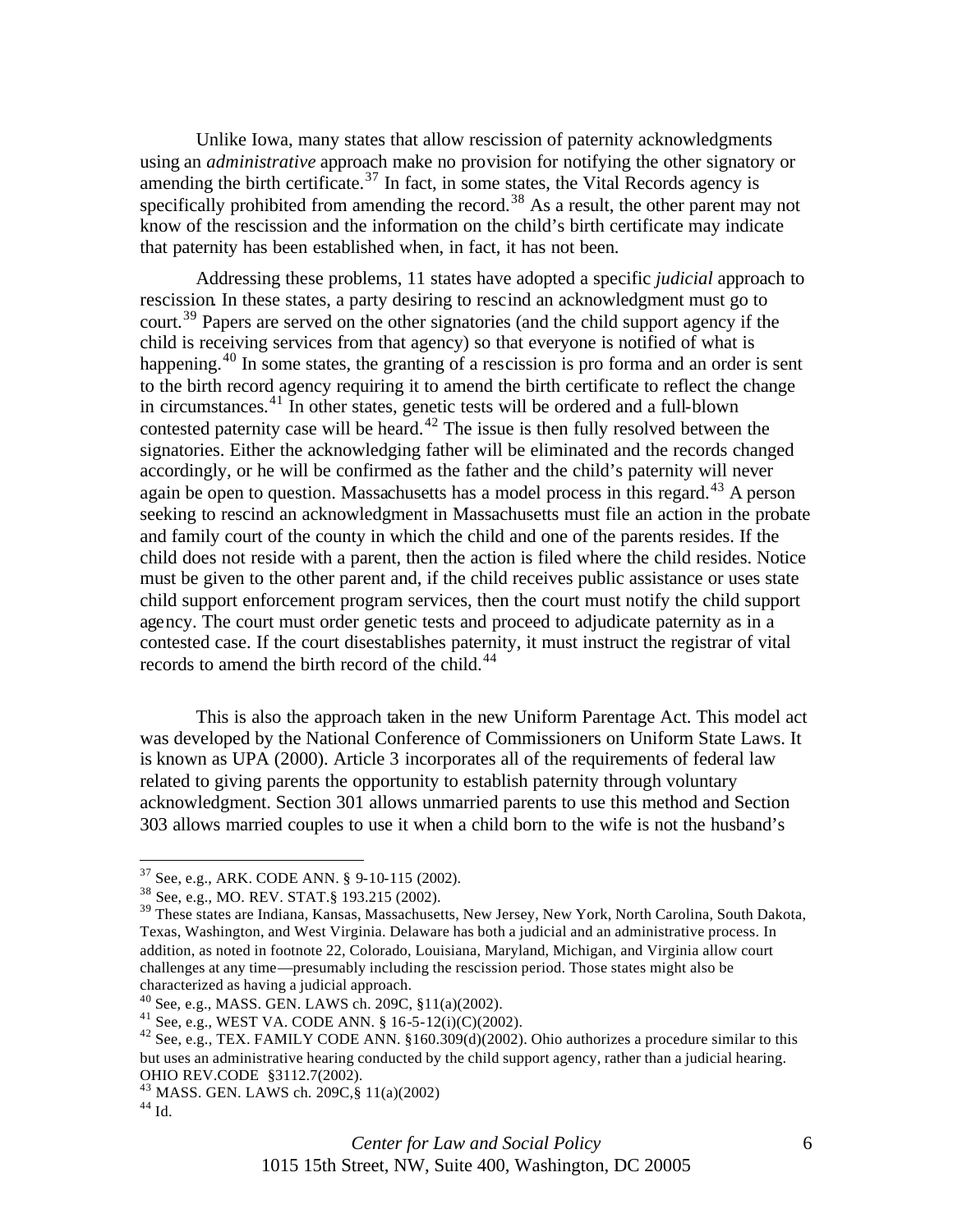Unlike Iowa, many states that allow rescission of paternity acknowledgments using an *administrative* approach make no provision for notifying the other signatory or amending the birth certificate.[37] In fact, in some states, the Vital Records agency is specifically prohibited from amending the record.[38] As a result, the other parent may not know of the rescission and the information on the child's birth certificate may indicate that paternity has been established when, in fact, it has not been.

Addressing these problems, 11 states have adopted a specific *judicial* approach to rescission. In these states, a party desiring to rescind an acknowledgment must go to court.[39] Papers are served on the other signatories (and the child support agency if the child is receiving services from that agency) so that everyone is notified of what is happening.[40] In some states, the granting of a rescission is pro forma and an order is sent to the birth record agency requiring it to amend the birth certificate to reflect the change in circumstances.[41] In other states, genetic tests will be ordered and a full-blown contested paternity case will be heard.[42] The issue is then fully resolved between the signatories. Either the acknowledging father will be eliminated and the records changed accordingly, or he will be confirmed as the father and the child's paternity will never again be open to question. Massachusetts has a model process in this regard.[43] A person seeking to rescind an acknowledgment in Massachusetts must file an action in the probate and family court of the county in which the child and one of the parents resides. If the child does not reside with a parent, then the action is filed where the child resides. Notice must be given to the other parent and, if the child receives public assistance or uses state child support enforcement program services, then the court must notify the child support agency. The court must order genetic tests and proceed to adjudicate paternity as in a contested case. If the court disestablishes paternity, it must instruct the registrar of vital records to amend the birth record of the child.[44]

This is also the approach taken in the new Uniform Parentage Act. This model act was developed by the National Conference of Commissioners on Uniform State Laws. It is known as UPA (2000). Article 3 incorporates all of the requirements of federal law related to giving parents the opportunity to establish paternity through voluntary acknowledgment. Section 301 allows unmarried parents to use this method and Section 303 allows married couples to use it when a child born to the wife is not the husband's

---

[37] See, e.g., ARK. CODE ANN. § 9-10-115 (2002).

[38] See, e.g., MO. REV. STAT.§ 193.215 (2002).

[39] These states are Indiana, Kansas, Massachusetts, New Jersey, New York, North Carolina, South Dakota, Texas, Washington, and West Virginia. Delaware has both a judicial and an administrative process. In addition, as noted in footnote 22, Colorado, Louisiana, Maryland, Michigan, and Virginia allow court challenges at any time—presumably including the rescission period. Those states might also be characterized as having a judicial approach.

[40] See, e.g., MASS. GEN. LAWS ch. 209C, §11(a)(2002).

[41] See, e.g., WEST VA. CODE ANN. § 16-5-12(i)(C)(2002).

[42] See, e.g., TEX. FAMILY CODE ANN. §160.309(d)(2002). Ohio authorizes a procedure similar to this but uses an administrative hearing conducted by the child support agency, rather than a judicial hearing. OHIO REV.CODE §3112.7(2002).

[43] MASS. GEN. LAWS ch. 209C,§ 11(a)(2002)

[44] Id.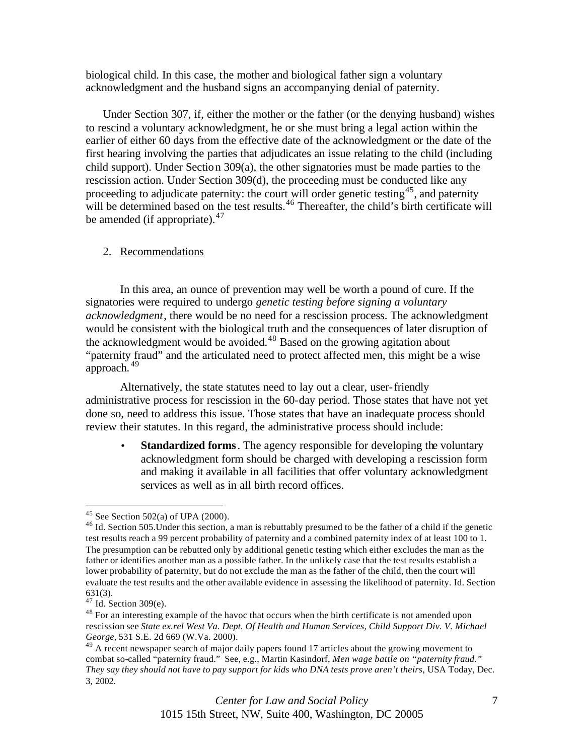biological child. In this case, the mother and biological father sign a voluntary acknowledgment and the husband signs an accompanying denial of paternity.

Under Section 307, if, either the mother or the father (or the denying husband) wishes to rescind a voluntary acknowledgment, he or she must bring a legal action within the earlier of either 60 days from the effective date of the acknowledgment or the date of the first hearing involving the parties that adjudicates an issue relating to the child (including child support). Under Section 309(a), the other signatories must be made parties to the rescission action. Under Section 309(d), the proceeding must be conducted like any proceeding to adjudicate paternity: the court will order genetic testing[45], and paternity will be determined based on the test results.[46] Thereafter, the child's birth certificate will be amended (if appropriate).[47]

2. Recommendations

In this area, an ounce of prevention may well be worth a pound of cure. If the signatories were required to undergo *genetic testing before signing a voluntary acknowledgment*, there would be no need for a rescission process. The acknowledgment would be consistent with the biological truth and the consequences of later disruption of the acknowledgment would be avoided.[48] Based on the growing agitation about "paternity fraud" and the articulated need to protect affected men, this might be a wise approach.[49]

Alternatively, the state statutes need to lay out a clear, user-friendly administrative process for rescission in the 60-day period. Those states that have not yet done so, need to address this issue. Those states that have an inadequate process should review their statutes. In this regard, the administrative process should include:

- **Standardized forms**. The agency responsible for developing the voluntary acknowledgment form should be charged with developing a rescission form and making it available in all facilities that offer voluntary acknowledgment services as well as in all birth record offices.

---

[45] See Section 502(a) of UPA (2000).

[46] Id. Section 505.Under this section, a man is rebuttably presumed to be the father of a child if the genetic test results reach a 99 percent probability of paternity and a combined paternity index of at least 100 to 1. The presumption can be rebutted only by additional genetic testing which either excludes the man as the father or identifies another man as a possible father. In the unlikely case that the test results establish a lower probability of paternity, but do not exclude the man as the father of the child, then the court will evaluate the test results and the other available evidence in assessing the likelihood of paternity. Id. Section 631(3).

[47] Id. Section 309(e).

[48] For an interesting example of the havoc that occurs when the birth certificate is not amended upon rescission see *State ex.rel West Va. Dept. Of Health and Human Services, Child Support Div. V. Michael George*, 531 S.E. 2d 669 (W.Va. 2000).

[49] A recent newspaper search of major daily papers found 17 articles about the growing movement to combat so-called "paternity fraud." See, e.g., Martin Kasindorf, *Men wage battle on "paternity fraud." They say they should not have to pay support for kids who DNA tests prove aren't theirs*, USA Today, Dec. 3, 2002.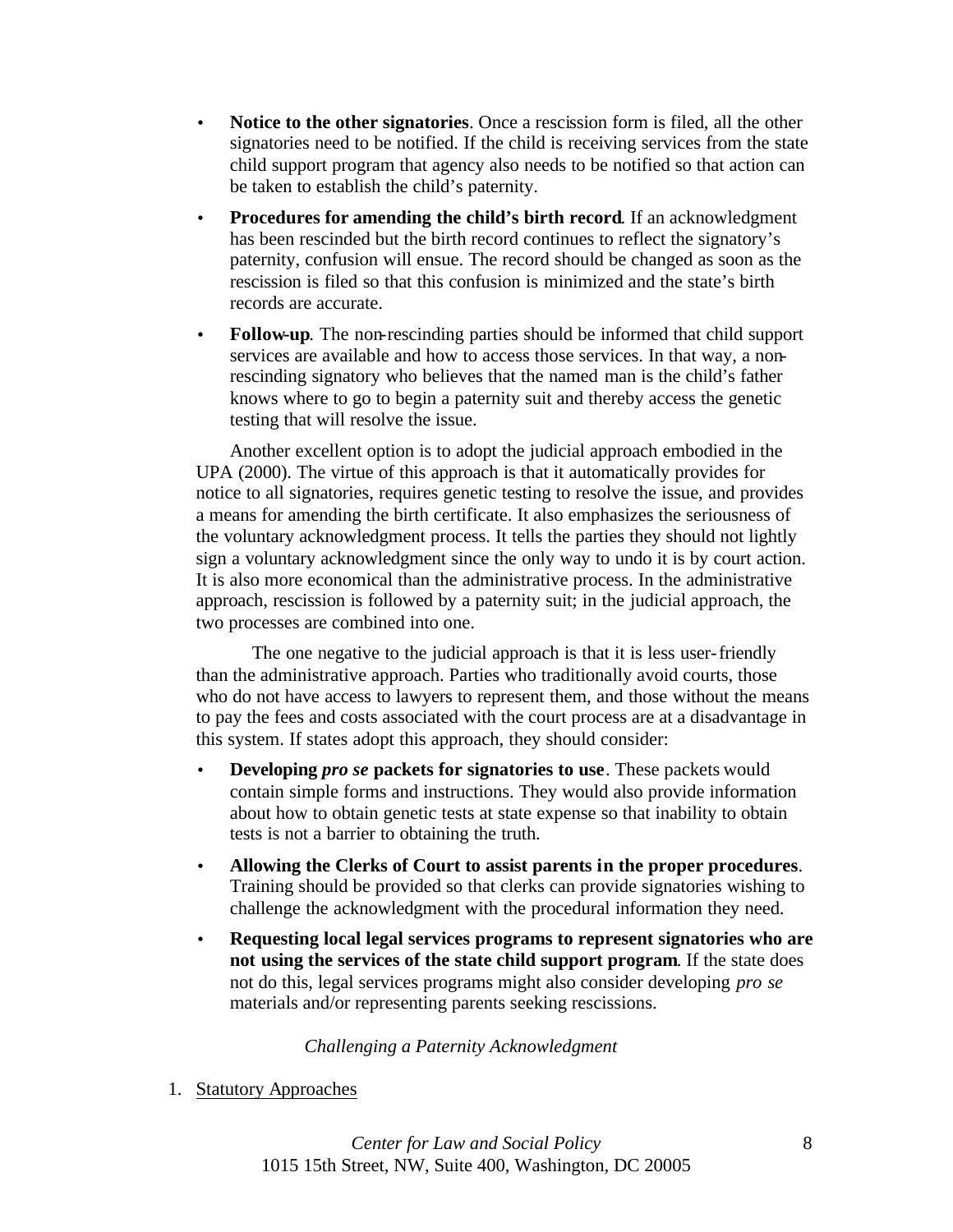- **Notice to the other signatories**. Once a rescission form is filed, all the other signatories need to be notified. If the child is receiving services from the state child support program that agency also needs to be notified so that action can be taken to establish the child's paternity.
- **Procedures for amending the child's birth record**. If an acknowledgment has been rescinded but the birth record continues to reflect the signatory's paternity, confusion will ensue. The record should be changed as soon as the rescission is filed so that this confusion is minimized and the state's birth records are accurate.
- **Follow-up**. The non-rescinding parties should be informed that child support services are available and how to access those services. In that way, a non-rescinding signatory who believes that the named man is the child's father knows where to go to begin a paternity suit and thereby access the genetic testing that will resolve the issue.

Another excellent option is to adopt the judicial approach embodied in the UPA (2000). The virtue of this approach is that it automatically provides for notice to all signatories, requires genetic testing to resolve the issue, and provides a means for amending the birth certificate. It also emphasizes the seriousness of the voluntary acknowledgment process. It tells the parties they should not lightly sign a voluntary acknowledgment since the only way to undo it is by court action. It is also more economical than the administrative process. In the administrative approach, rescission is followed by a paternity suit; in the judicial approach, the two processes are combined into one.

The one negative to the judicial approach is that it is less user-friendly than the administrative approach. Parties who traditionally avoid courts, those who do not have access to lawyers to represent them, and those without the means to pay the fees and costs associated with the court process are at a disadvantage in this system. If states adopt this approach, they should consider:

- **Developing *pro se* packets for signatories to use**. These packets would contain simple forms and instructions. They would also provide information about how to obtain genetic tests at state expense so that inability to obtain tests is not a barrier to obtaining the truth.
- **Allowing the Clerks of Court to assist parents in the proper procedures**. Training should be provided so that clerks can provide signatories wishing to challenge the acknowledgment with the procedural information they need.
- **Requesting local legal services programs to represent signatories who are not using the services of the state child support program**. If the state does not do this, legal services programs might also consider developing *pro se* materials and/or representing parents seeking rescissions.

*Challenging a Paternity Acknowledgment*

1. Statutory Approaches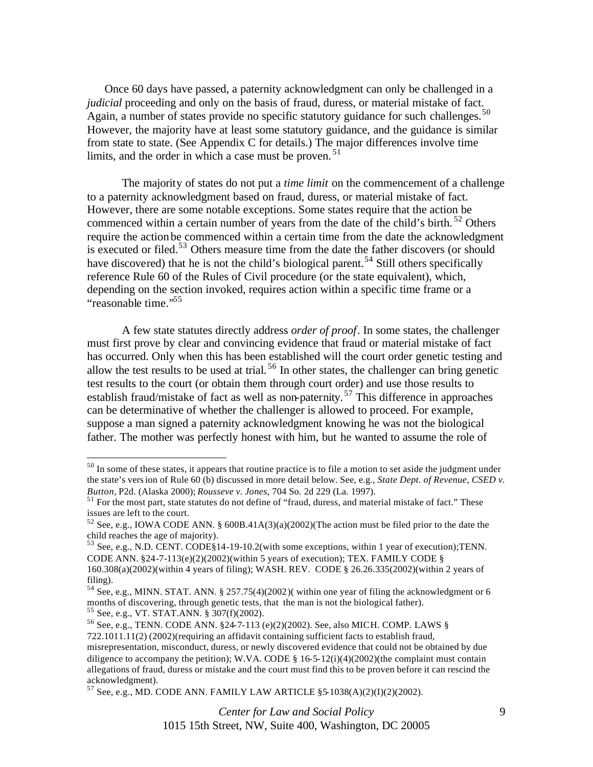Once 60 days have passed, a paternity acknowledgment can only be challenged in a *judicial* proceeding and only on the basis of fraud, duress, or material mistake of fact. Again, a number of states provide no specific statutory guidance for such challenges.[50] However, the majority have at least some statutory guidance, and the guidance is similar from state to state. (See Appendix C for details.) The major differences involve time limits, and the order in which a case must be proven.[51]

The majority of states do not put a *time limit* on the commencement of a challenge to a paternity acknowledgment based on fraud, duress, or material mistake of fact. However, there are some notable exceptions. Some states require that the action be commenced within a certain number of years from the date of the child's birth.[52] Others require the action be commenced within a certain time from the date the acknowledgment is executed or filed.[53] Others measure time from the date the father discovers (or should have discovered) that he is not the child's biological parent.[54] Still others specifically reference Rule 60 of the Rules of Civil procedure (or the state equivalent), which, depending on the section invoked, requires action within a specific time frame or a "reasonable time."[55]

A few state statutes directly address *order of proof*. In some states, the challenger must first prove by clear and convincing evidence that fraud or material mistake of fact has occurred. Only when this has been established will the court order genetic testing and allow the test results to be used at trial.[56] In other states, the challenger can bring genetic test results to the court (or obtain them through court order) and use those results to establish fraud/mistake of fact as well as non-paternity.[57] This difference in approaches can be determinative of whether the challenger is allowed to proceed. For example, suppose a man signed a paternity acknowledgment knowing he was not the biological father. The mother was perfectly honest with him, but he wanted to assume the role of

---

[50] In some of these states, it appears that routine practice is to file a motion to set aside the judgment under the state's version of Rule 60 (b) discussed in more detail below. See, e.g., *State Dept. of Revenue, CSED v. Button*, P2d. (Alaska 2000); *Rousseve v. Jones*, 704 So. 2d 229 (La. 1997).

[51] For the most part, state statutes do not define of "fraud, duress, and material mistake of fact." These issues are left to the court.

[52] See, e.g., IOWA CODE ANN. § 600B.41A(3)(a)(2002)(The action must be filed prior to the date the child reaches the age of majority).

[53] See, e.g., N.D. CENT. CODE§14-19-10.2(with some exceptions, within 1 year of execution);TENN. CODE ANN. §24-7-113(e)(2)(2002)(within 5 years of execution); TEX. FAMILY CODE § 160.308(a)(2002)(within 4 years of filing); WASH. REV. CODE § 26.26.335(2002)(within 2 years of filing).

[54] See, e.g., MINN. STAT. ANN. § 257.75(4)(2002)( within one year of filing the acknowledgment or 6 months of discovering, through genetic tests, that the man is not the biological father).

[55] See, e.g., VT. STAT.ANN. § 307(f)(2002).

[56] See, e.g., TENN. CODE ANN. §24-7-113 (e)(2)(2002). See, also MICH. COMP. LAWS § 722.1011.11(2) (2002)(requiring an affidavit containing sufficient facts to establish fraud, misrepresentation, misconduct, duress, or newly discovered evidence that could not be obtained by due diligence to accompany the petition); W.VA. CODE § 16-5-12(i)(4)(2002)(the complaint must contain allegations of fraud, duress or mistake and the court must find this to be proven before it can rescind the acknowledgment).

[57] See, e.g., MD. CODE ANN. FAMILY LAW ARTICLE §5-1038(A)(2)(I)(2)(2002).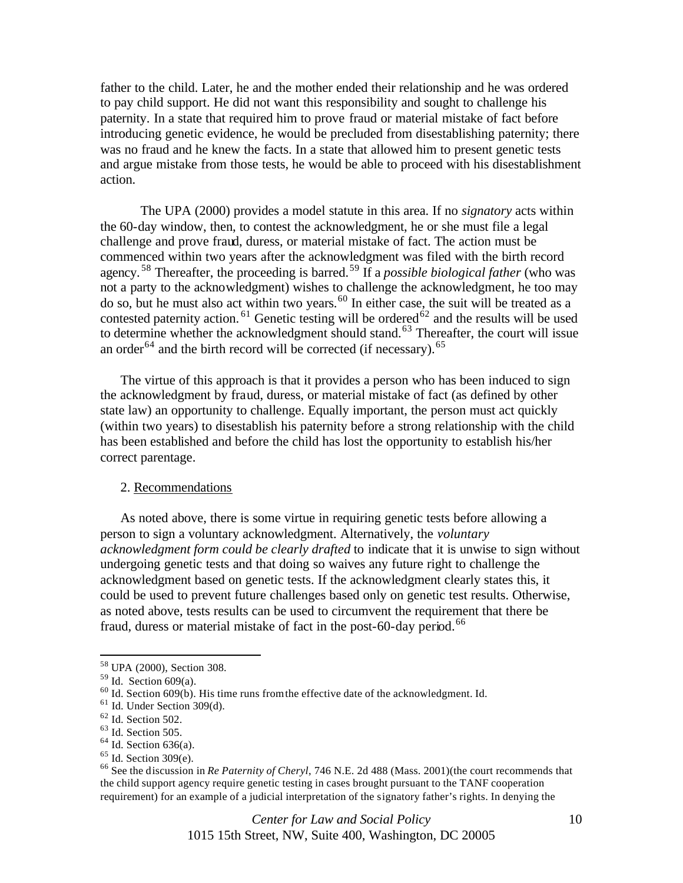father to the child. Later, he and the mother ended their relationship and he was ordered to pay child support. He did not want this responsibility and sought to challenge his paternity. In a state that required him to prove fraud or material mistake of fact before introducing genetic evidence, he would be precluded from disestablishing paternity; there was no fraud and he knew the facts. In a state that allowed him to present genetic tests and argue mistake from those tests, he would be able to proceed with his disestablishment action.

The UPA (2000) provides a model statute in this area. If no *signatory* acts within the 60-day window, then, to contest the acknowledgment, he or she must file a legal challenge and prove fraud, duress, or material mistake of fact. The action must be commenced within two years after the acknowledgment was filed with the birth record agency.[58] Thereafter, the proceeding is barred.[59] If a *possible biological father* (who was not a party to the acknowledgment) wishes to challenge the acknowledgment, he too may do so, but he must also act within two years.[60] In either case, the suit will be treated as a contested paternity action.[61] Genetic testing will be ordered[62] and the results will be used to determine whether the acknowledgment should stand.[63] Thereafter, the court will issue an order[64] and the birth record will be corrected (if necessary).[65]

The virtue of this approach is that it provides a person who has been induced to sign the acknowledgment by fraud, duress, or material mistake of fact (as defined by other state law) an opportunity to challenge. Equally important, the person must act quickly (within two years) to disestablish his paternity before a strong relationship with the child has been established and before the child has lost the opportunity to establish his/her correct parentage.

2. Recommendations

As noted above, there is some virtue in requiring genetic tests before allowing a person to sign a voluntary acknowledgment. Alternatively, the *voluntary acknowledgment form could be clearly drafted* to indicate that it is unwise to sign without undergoing genetic tests and that doing so waives any future right to challenge the acknowledgment based on genetic tests. If the acknowledgment clearly states this, it could be used to prevent future challenges based only on genetic test results. Otherwise, as noted above, tests results can be used to circumvent the requirement that there be fraud, duress or material mistake of fact in the post-60-day period.[66]

---

[58] UPA (2000), Section 308.
[59] Id. Section 609(a).
[60] Id. Section 609(b). His time runs from the effective date of the acknowledgment. Id.
[61] Id. Under Section 309(d).
[62] Id. Section 502.
[63] Id. Section 505.
[64] Id. Section 636(a).
[65] Id. Section 309(e).
[66] See the discussion in *Re Paternity of Cheryl*, 746 N.E. 2d 488 (Mass. 2001)(the court recommends that the child support agency require genetic testing in cases brought pursuant to the TANF cooperation requirement) for an example of a judicial interpretation of the signatory father's rights. In denying the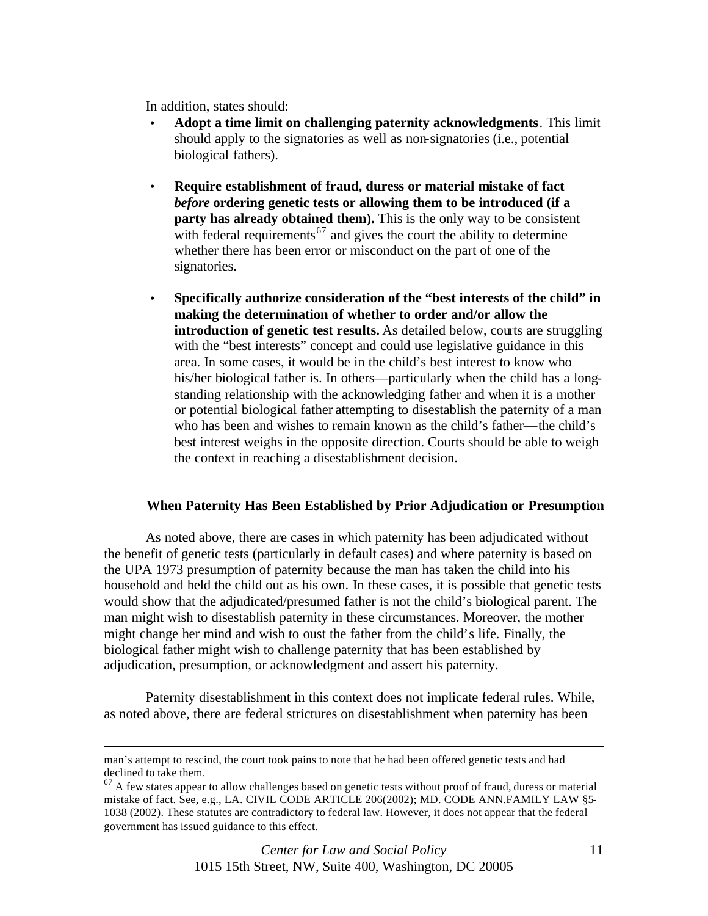In addition, states should:

- **Adopt a time limit on challenging paternity acknowledgments**. This limit should apply to the signatories as well as non-signatories (i.e., potential biological fathers).

- **Require establishment of fraud, duress or material mistake of fact *before* ordering genetic tests or allowing them to be introduced (if a party has already obtained them).** This is the only way to be consistent with federal requirements[67] and gives the court the ability to determine whether there has been error or misconduct on the part of one of the signatories.

- **Specifically authorize consideration of the "best interests of the child" in making the determination of whether to order and/or allow the introduction of genetic test results.** As detailed below, courts are struggling with the "best interests" concept and could use legislative guidance in this area. In some cases, it would be in the child's best interest to know who his/her biological father is. In others—particularly when the child has a long-standing relationship with the acknowledging father and when it is a mother or potential biological father attempting to disestablish the paternity of a man who has been and wishes to remain known as the child's father—the child's best interest weighs in the opposite direction. Courts should be able to weigh the context in reaching a disestablishment decision.

### When Paternity Has Been Established by Prior Adjudication or Presumption

As noted above, there are cases in which paternity has been adjudicated without the benefit of genetic tests (particularly in default cases) and where paternity is based on the UPA 1973 presumption of paternity because the man has taken the child into his household and held the child out as his own. In these cases, it is possible that genetic tests would show that the adjudicated/presumed father is not the child's biological parent. The man might wish to disestablish paternity in these circumstances. Moreover, the mother might change her mind and wish to oust the father from the child's life. Finally, the biological father might wish to challenge paternity that has been established by adjudication, presumption, or acknowledgment and assert his paternity.

Paternity disestablishment in this context does not implicate federal rules. While, as noted above, there are federal strictures on disestablishment when paternity has been

---

man's attempt to rescind, the court took pains to note that he had been offered genetic tests and had declined to take them.

[67] A few states appear to allow challenges based on genetic tests without proof of fraud, duress or material mistake of fact. See, e.g., LA. CIVIL CODE ARTICLE 206(2002); MD. CODE ANN.FAMILY LAW §5-1038 (2002). These statutes are contradictory to federal law. However, it does not appear that the federal government has issued guidance to this effect.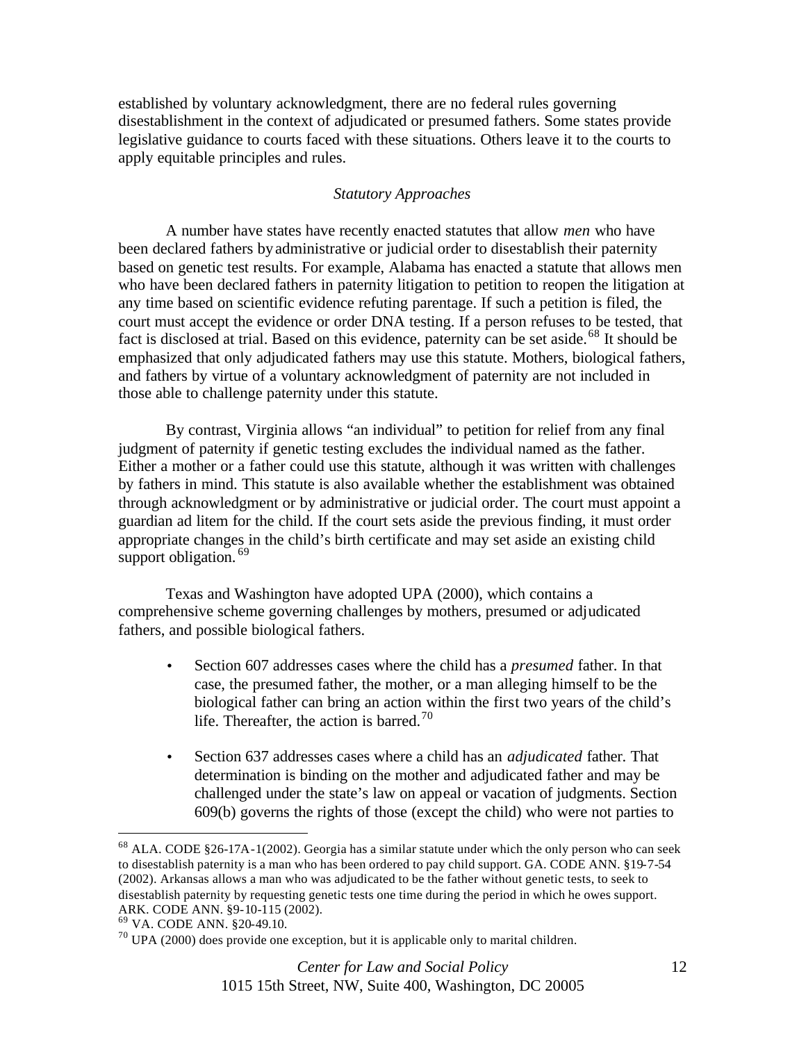established by voluntary acknowledgment, there are no federal rules governing disestablishment in the context of adjudicated or presumed fathers. Some states provide legislative guidance to courts faced with these situations. Others leave it to the courts to apply equitable principles and rules.

*Statutory Approaches*

A number have states have recently enacted statutes that allow *men* who have been declared fathers by administrative or judicial order to disestablish their paternity based on genetic test results. For example, Alabama has enacted a statute that allows men who have been declared fathers in paternity litigation to petition to reopen the litigation at any time based on scientific evidence refuting parentage. If such a petition is filed, the court must accept the evidence or order DNA testing. If a person refuses to be tested, that fact is disclosed at trial. Based on this evidence, paternity can be set aside.[68] It should be emphasized that only adjudicated fathers may use this statute. Mothers, biological fathers, and fathers by virtue of a voluntary acknowledgment of paternity are not included in those able to challenge paternity under this statute.

By contrast, Virginia allows "an individual" to petition for relief from any final judgment of paternity if genetic testing excludes the individual named as the father. Either a mother or a father could use this statute, although it was written with challenges by fathers in mind. This statute is also available whether the establishment was obtained through acknowledgment or by administrative or judicial order. The court must appoint a guardian ad litem for the child. If the court sets aside the previous finding, it must order appropriate changes in the child's birth certificate and may set aside an existing child support obligation.[69]

Texas and Washington have adopted UPA (2000), which contains a comprehensive scheme governing challenges by mothers, presumed or adjudicated fathers, and possible biological fathers.

- Section 607 addresses cases where the child has a *presumed* father. In that case, the presumed father, the mother, or a man alleging himself to be the biological father can bring an action within the first two years of the child's life. Thereafter, the action is barred.[70]

- Section 637 addresses cases where a child has an *adjudicated* father. That determination is binding on the mother and adjudicated father and may be challenged under the state's law on appeal or vacation of judgments. Section 609(b) governs the rights of those (except the child) who were not parties to

[68] ALA. CODE §26-17A-1(2002). Georgia has a similar statute under which the only person who can seek to disestablish paternity is a man who has been ordered to pay child support. GA. CODE ANN. §19-7-54 (2002). Arkansas allows a man who was adjudicated to be the father without genetic tests, to seek to disestablish paternity by requesting genetic tests one time during the period in which he owes support. ARK. CODE ANN. §9-10-115 (2002).

[69] VA. CODE ANN. §20-49.10.

[70] UPA (2000) does provide one exception, but it is applicable only to marital children.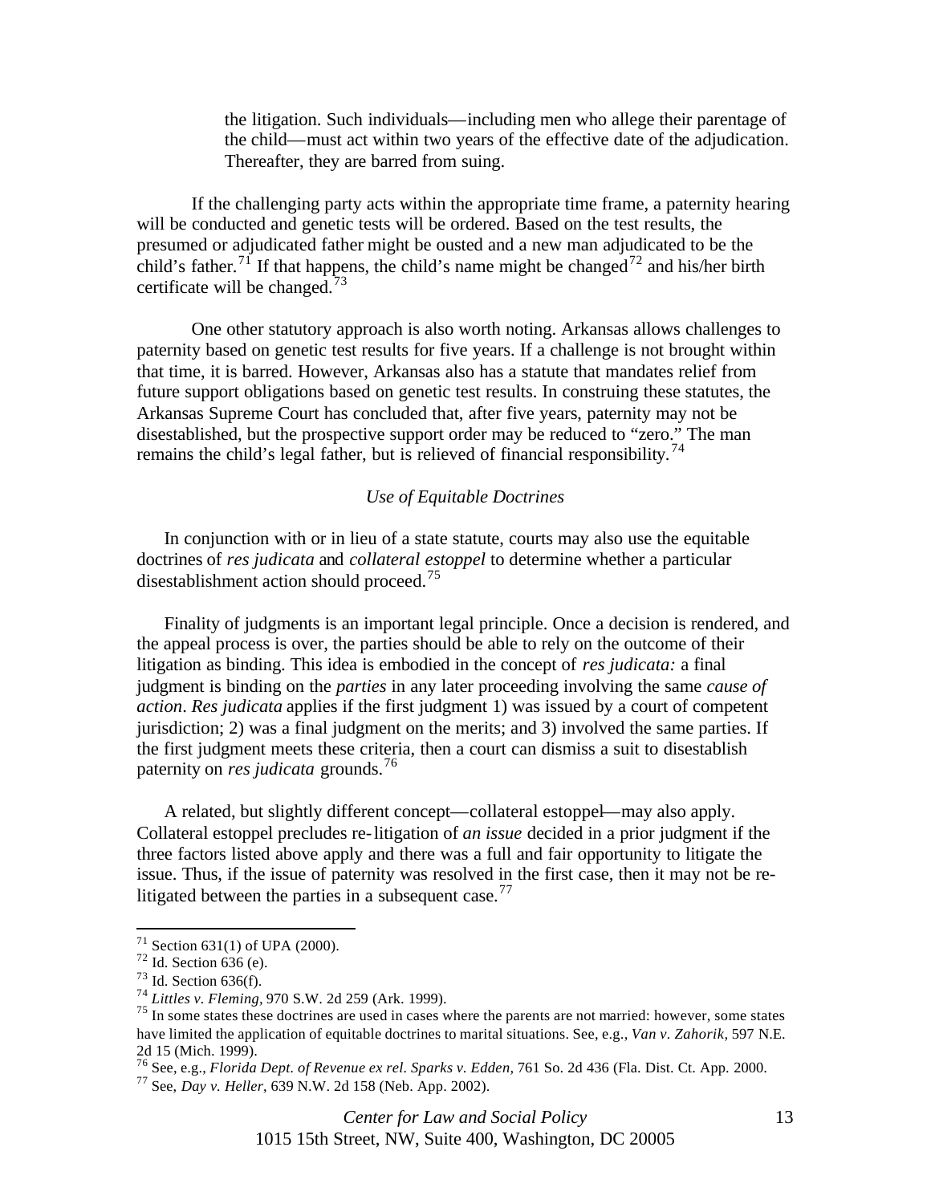> the litigation. Such individuals—including men who allege their parentage of the child—must act within two years of the effective date of the adjudication. Thereafter, they are barred from suing.

If the challenging party acts within the appropriate time frame, a paternity hearing will be conducted and genetic tests will be ordered. Based on the test results, the presumed or adjudicated father might be ousted and a new man adjudicated to be the child's father.[71] If that happens, the child's name might be changed[72] and his/her birth certificate will be changed.[73]

One other statutory approach is also worth noting. Arkansas allows challenges to paternity based on genetic test results for five years. If a challenge is not brought within that time, it is barred. However, Arkansas also has a statute that mandates relief from future support obligations based on genetic test results. In construing these statutes, the Arkansas Supreme Court has concluded that, after five years, paternity may not be disestablished, but the prospective support order may be reduced to "zero." The man remains the child's legal father, but is relieved of financial responsibility.[74]

### *Use of Equitable Doctrines*

In conjunction with or in lieu of a state statute, courts may also use the equitable doctrines of *res judicata* and *collateral estoppel* to determine whether a particular disestablishment action should proceed.[75]

Finality of judgments is an important legal principle. Once a decision is rendered, and the appeal process is over, the parties should be able to rely on the outcome of their litigation as binding. This idea is embodied in the concept of *res judicata:* a final judgment is binding on the *parties* in any later proceeding involving the same *cause of action*. *Res judicata* applies if the first judgment 1) was issued by a court of competent jurisdiction; 2) was a final judgment on the merits; and 3) involved the same parties. If the first judgment meets these criteria, then a court can dismiss a suit to disestablish paternity on *res judicata* grounds.[76]

A related, but slightly different concept—collateral estoppel—may also apply. Collateral estoppel precludes re-litigation of *an issue* decided in a prior judgment if the three factors listed above apply and there was a full and fair opportunity to litigate the issue. Thus, if the issue of paternity was resolved in the first case, then it may not be re-litigated between the parties in a subsequent case.[77]

---

[71] Section 631(1) of UPA (2000).
[72] Id. Section 636 (e).
[73] Id. Section 636(f).
[74] *Littles v. Fleming*, 970 S.W. 2d 259 (Ark. 1999).
[75] In some states these doctrines are used in cases where the parents are not married: however, some states have limited the application of equitable doctrines to marital situations. See, e.g., *Van v. Zahorik,* 597 N.E. 2d 15 (Mich. 1999).
[76] See, e.g., *Florida Dept. of Revenue ex rel. Sparks v. Edden,* 761 So. 2d 436 (Fla. Dist. Ct. App. 2000.
[77] See, *Day v. Heller*, 639 N.W. 2d 158 (Neb. App. 2002).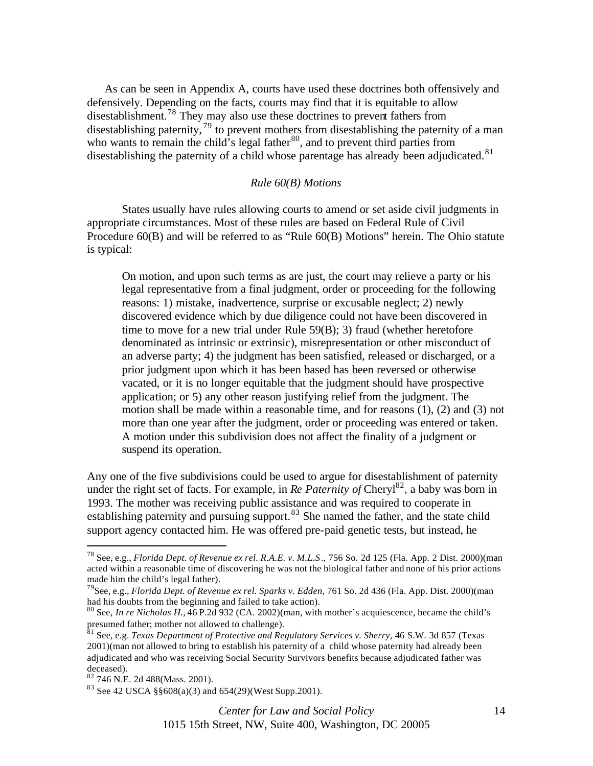As can be seen in Appendix A, courts have used these doctrines both offensively and defensively. Depending on the facts, courts may find that it is equitable to allow disestablishment.[78] They may also use these doctrines to prevent fathers from disestablishing paternity,[79] to prevent mothers from disestablishing the paternity of a man who wants to remain the child's legal father[80], and to prevent third parties from disestablishing the paternity of a child whose parentage has already been adjudicated.[81]

### *Rule 60(B) Motions*

States usually have rules allowing courts to amend or set aside civil judgments in appropriate circumstances. Most of these rules are based on Federal Rule of Civil Procedure 60(B) and will be referred to as "Rule 60(B) Motions" herein. The Ohio statute is typical:

> On motion, and upon such terms as are just, the court may relieve a party or his legal representative from a final judgment, order or proceeding for the following reasons: 1) mistake, inadvertence, surprise or excusable neglect; 2) newly discovered evidence which by due diligence could not have been discovered in time to move for a new trial under Rule 59(B); 3) fraud (whether heretofore denominated as intrinsic or extrinsic), misrepresentation or other misconduct of an adverse party; 4) the judgment has been satisfied, released or discharged, or a prior judgment upon which it has been based has been reversed or otherwise vacated, or it is no longer equitable that the judgment should have prospective application; or 5) any other reason justifying relief from the judgment. The motion shall be made within a reasonable time, and for reasons (1), (2) and (3) not more than one year after the judgment, order or proceeding was entered or taken. A motion under this subdivision does not affect the finality of a judgment or suspend its operation.

Any one of the five subdivisions could be used to argue for disestablishment of paternity under the right set of facts. For example, in *Re Paternity of* Cheryl[82], a baby was born in 1993. The mother was receiving public assistance and was required to cooperate in establishing paternity and pursuing support.[83] She named the father, and the state child support agency contacted him. He was offered pre-paid genetic tests, but instead, he

---

[78] See, e.g., *Florida Dept. of Revenue ex rel. R.A.E. v. M.L.S*., 756 So. 2d 125 (Fla. App. 2 Dist. 2000)(man acted within a reasonable time of discovering he was not the biological father and none of his prior actions made him the child's legal father).

[79] See, e.g., *Florida Dept. of Revenue ex rel. Sparks v. Edden*, 761 So. 2d 436 (Fla. App. Dist. 2000)(man had his doubts from the beginning and failed to take action).

[80] See, *In re Nicholas H.*, 46 P.2d 932 (CA. 2002)(man, with mother's acquiescence, became the child's presumed father; mother not allowed to challenge).

[81] See, e.g. *Texas Department of Protective and Regulatory Services v. Sherry*, 46 S.W. 3d 857 (Texas 2001)(man not allowed to bring to establish his paternity of a child whose paternity had already been adjudicated and who was receiving Social Security Survivors benefits because adjudicated father was deceased).

[82] 746 N.E. 2d 488(Mass. 2001).

[83] See 42 USCA §§608(a)(3) and 654(29)(West Supp.2001).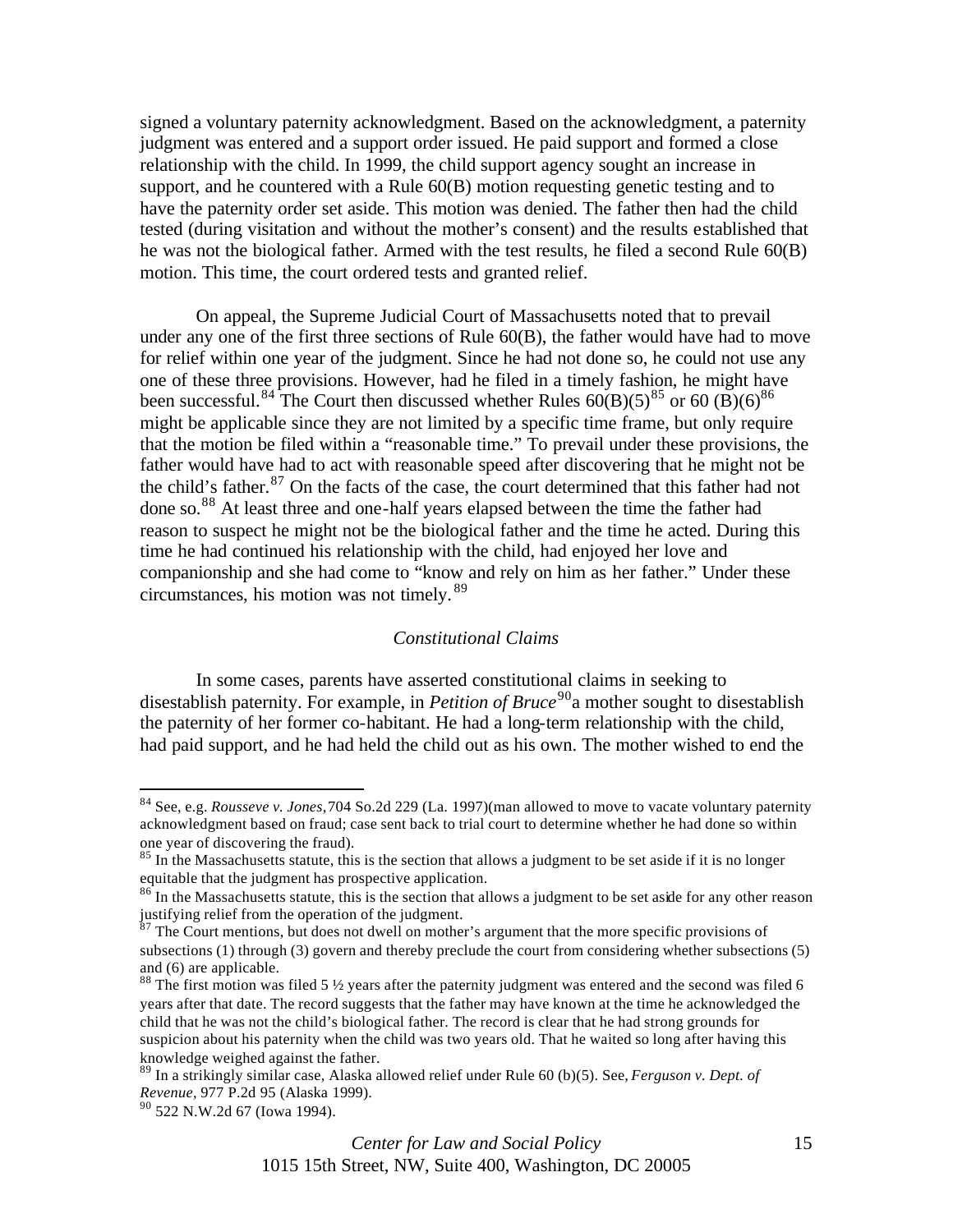signed a voluntary paternity acknowledgment. Based on the acknowledgment, a paternity judgment was entered and a support order issued. He paid support and formed a close relationship with the child. In 1999, the child support agency sought an increase in support, and he countered with a Rule 60(B) motion requesting genetic testing and to have the paternity order set aside. This motion was denied. The father then had the child tested (during visitation and without the mother's consent) and the results established that he was not the biological father. Armed with the test results, he filed a second Rule 60(B) motion. This time, the court ordered tests and granted relief.

On appeal, the Supreme Judicial Court of Massachusetts noted that to prevail under any one of the first three sections of Rule 60(B), the father would have had to move for relief within one year of the judgment. Since he had not done so, he could not use any one of these three provisions. However, had he filed in a timely fashion, he might have been successful.[84] The Court then discussed whether Rules 60(B)(5)[85] or 60 (B)(6)[86] might be applicable since they are not limited by a specific time frame, but only require that the motion be filed within a "reasonable time." To prevail under these provisions, the father would have had to act with reasonable speed after discovering that he might not be the child's father.[87] On the facts of the case, the court determined that this father had not done so.[88] At least three and one-half years elapsed between the time the father had reason to suspect he might not be the biological father and the time he acted. During this time he had continued his relationship with the child, had enjoyed her love and companionship and she had come to "know and rely on him as her father." Under these circumstances, his motion was not timely.[89]

### *Constitutional Claims*

In some cases, parents have asserted constitutional claims in seeking to disestablish paternity. For example, in *Petition of Bruce*[90] a mother sought to disestablish the paternity of her former co-habitant. He had a long-term relationship with the child, had paid support, and he had held the child out as his own. The mother wished to end the

---

[84] See, e.g. *Rousseve v. Jones,* 704 So.2d 229 (La. 1997)(man allowed to move to vacate voluntary paternity acknowledgment based on fraud; case sent back to trial court to determine whether he had done so within one year of discovering the fraud).

[85] In the Massachusetts statute, this is the section that allows a judgment to be set aside if it is no longer equitable that the judgment has prospective application.

[86] In the Massachusetts statute, this is the section that allows a judgment to be set aside for any other reason justifying relief from the operation of the judgment.

[87] The Court mentions, but does not dwell on mother's argument that the more specific provisions of subsections (1) through (3) govern and thereby preclude the court from considering whether subsections (5) and (6) are applicable.

[88] The first motion was filed 5 ½ years after the paternity judgment was entered and the second was filed 6 years after that date. The record suggests that the father may have known at the time he acknowledged the child that he was not the child's biological father. The record is clear that he had strong grounds for suspicion about his paternity when the child was two years old. That he waited so long after having this knowledge weighed against the father.

[89] In a strikingly similar case, Alaska allowed relief under Rule 60 (b)(5). See, *Ferguson v. Dept. of Revenue,* 977 P.2d 95 (Alaska 1999).

[90] 522 N.W.2d 67 (Iowa 1994).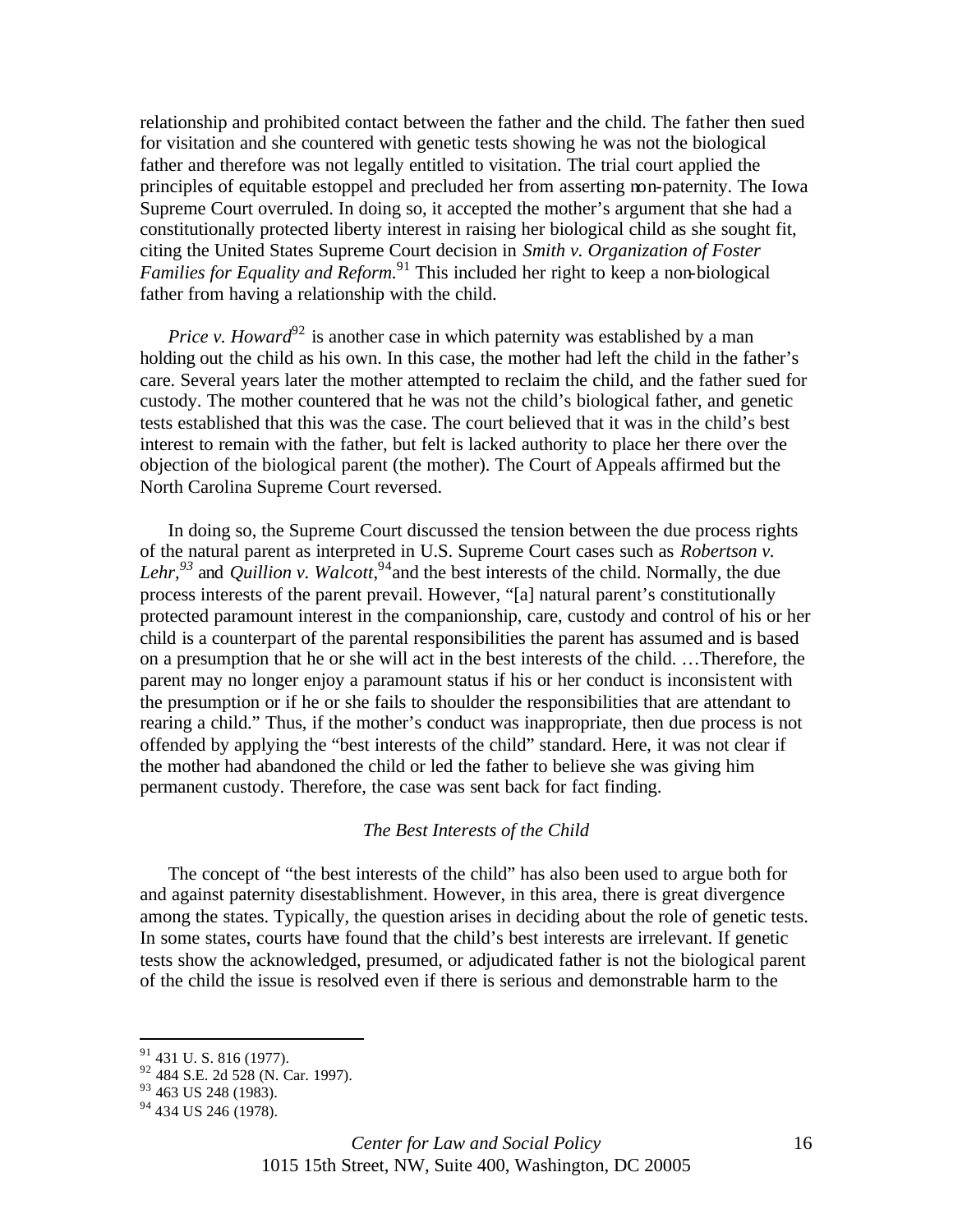relationship and prohibited contact between the father and the child. The father then sued for visitation and she countered with genetic tests showing he was not the biological father and therefore was not legally entitled to visitation. The trial court applied the principles of equitable estoppel and precluded her from asserting non-paternity. The Iowa Supreme Court overruled. In doing so, it accepted the mother's argument that she had a constitutionally protected liberty interest in raising her biological child as she sought fit, citing the United States Supreme Court decision in *Smith v. Organization of Foster Families for Equality and Reform*.[91] This included her right to keep a non-biological father from having a relationship with the child.

*Price v. Howard*[92] is another case in which paternity was established by a man holding out the child as his own. In this case, the mother had left the child in the father's care. Several years later the mother attempted to reclaim the child, and the father sued for custody. The mother countered that he was not the child's biological father, and genetic tests established that this was the case. The court believed that it was in the child's best interest to remain with the father, but felt is lacked authority to place her there over the objection of the biological parent (the mother). The Court of Appeals affirmed but the North Carolina Supreme Court reversed.

In doing so, the Supreme Court discussed the tension between the due process rights of the natural parent as interpreted in U.S. Supreme Court cases such as *Robertson v. Lehr,*[93] and *Quillion v. Walcott*,[94] and the best interests of the child. Normally, the due process interests of the parent prevail. However, "[a] natural parent's constitutionally protected paramount interest in the companionship, care, custody and control of his or her child is a counterpart of the parental responsibilities the parent has assumed and is based on a presumption that he or she will act in the best interests of the child. …Therefore, the parent may no longer enjoy a paramount status if his or her conduct is inconsistent with the presumption or if he or she fails to shoulder the responsibilities that are attendant to rearing a child." Thus, if the mother's conduct was inappropriate, then due process is not offended by applying the "best interests of the child" standard. Here, it was not clear if the mother had abandoned the child or led the father to believe she was giving him permanent custody. Therefore, the case was sent back for fact finding.

### *The Best Interests of the Child*

The concept of "the best interests of the child" has also been used to argue both for and against paternity disestablishment. However, in this area, there is great divergence among the states. Typically, the question arises in deciding about the role of genetic tests. In some states, courts have found that the child's best interests are irrelevant. If genetic tests show the acknowledged, presumed, or adjudicated father is not the biological parent of the child the issue is resolved even if there is serious and demonstrable harm to the

---

[91] 431 U. S. 816 (1977).
[92] 484 S.E. 2d 528 (N. Car. 1997).
[93] 463 US 248 (1983).
[94] 434 US 246 (1978).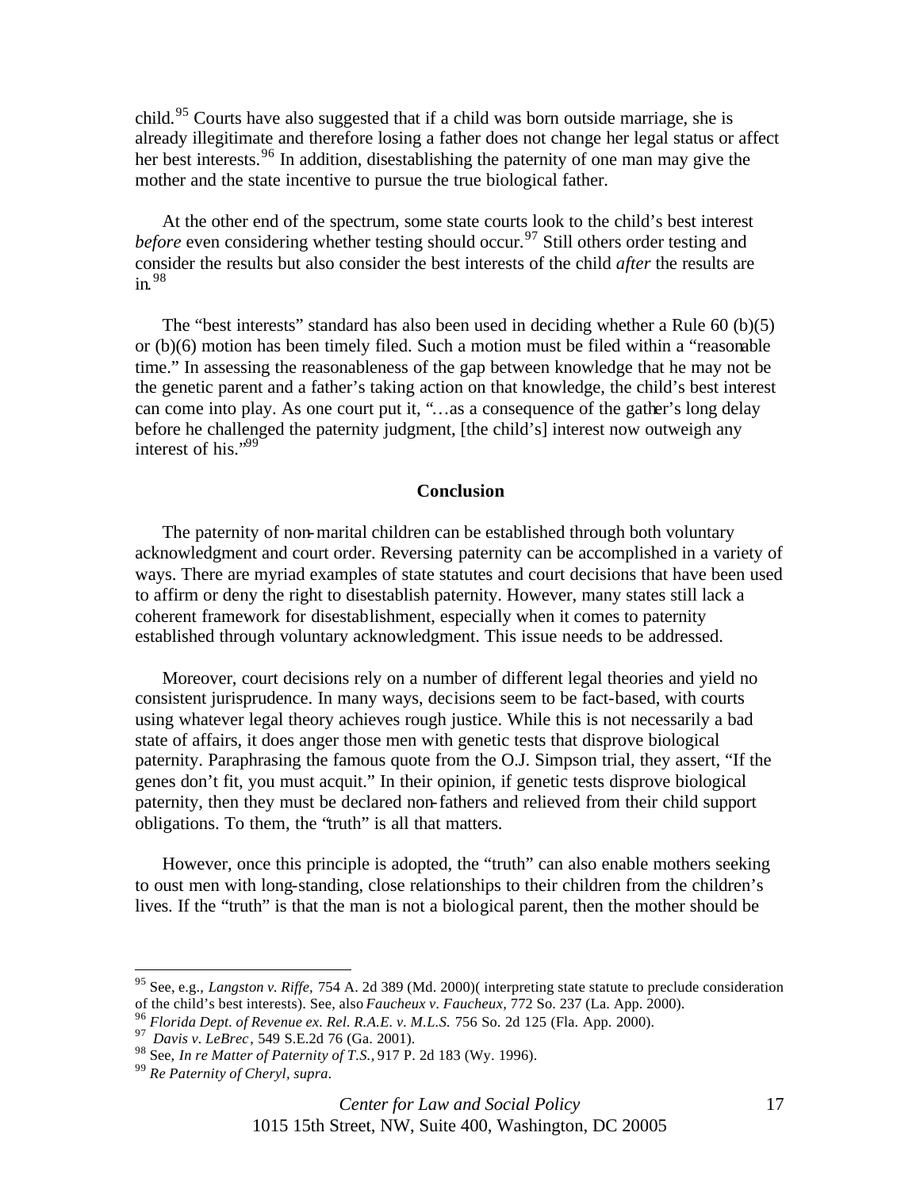child.[95] Courts have also suggested that if a child was born outside marriage, she is already illegitimate and therefore losing a father does not change her legal status or affect her best interests.[96] In addition, disestablishing the paternity of one man may give the mother and the state incentive to pursue the true biological father.

At the other end of the spectrum, some state courts look to the child's best interest *before* even considering whether testing should occur.[97] Still others order testing and consider the results but also consider the best interests of the child *after* the results are in.[98]

The "best interests" standard has also been used in deciding whether a Rule 60 (b)(5) or (b)(6) motion has been timely filed. Such a motion must be filed within a "reasonable time." In assessing the reasonableness of the gap between knowledge that he may not be the genetic parent and a father's taking action on that knowledge, the child's best interest can come into play. As one court put it, "…as a consequence of the gather's long delay before he challenged the paternity judgment, [the child's] interest now outweigh any interest of his."[99]

## Conclusion

The paternity of non-marital children can be established through both voluntary acknowledgment and court order. Reversing paternity can be accomplished in a variety of ways. There are myriad examples of state statutes and court decisions that have been used to affirm or deny the right to disestablish paternity. However, many states still lack a coherent framework for disestablishment, especially when it comes to paternity established through voluntary acknowledgment. This issue needs to be addressed.

Moreover, court decisions rely on a number of different legal theories and yield no consistent jurisprudence. In many ways, decisions seem to be fact-based, with courts using whatever legal theory achieves rough justice. While this is not necessarily a bad state of affairs, it does anger those men with genetic tests that disprove biological paternity. Paraphrasing the famous quote from the O.J. Simpson trial, they assert, "If the genes don't fit, you must acquit." In their opinion, if genetic tests disprove biological paternity, then they must be declared non-fathers and relieved from their child support obligations. To them, the "truth" is all that matters.

However, once this principle is adopted, the "truth" can also enable mothers seeking to oust men with long-standing, close relationships to their children from the children's lives. If the "truth" is that the man is not a biological parent, then the mother should be

---

[95] See, e.g., *Langston v. Riffe,* 754 A. 2d 389 (Md. 2000)( interpreting state statute to preclude consideration of the child's best interests). See, also *Faucheux v. Faucheux,* 772 So. 237 (La. App. 2000).

[96] *Florida Dept. of Revenue ex. Rel. R.A.E. v. M.L.S.* 756 So. 2d 125 (Fla. App. 2000).

[97] *Davis v. LeBrec*, 549 S.E.2d 76 (Ga. 2001).

[98] See, *In re Matter of Paternity of T.S.,* 917 P. 2d 183 (Wy. 1996).

[99] *Re Paternity of Cheryl, supra*.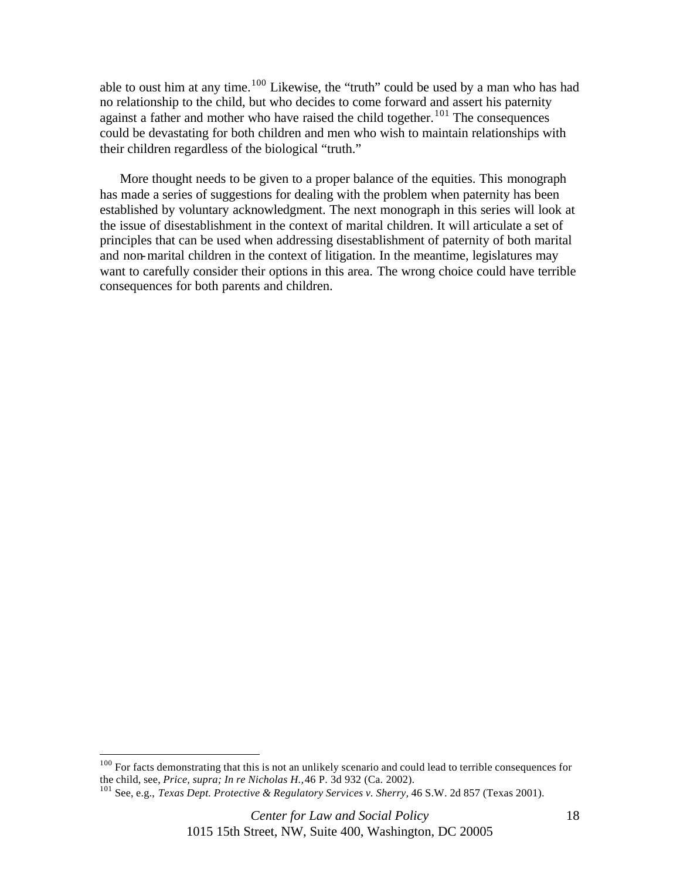able to oust him at any time.[100] Likewise, the "truth" could be used by a man who has had no relationship to the child, but who decides to come forward and assert his paternity against a father and mother who have raised the child together.[101] The consequences could be devastating for both children and men who wish to maintain relationships with their children regardless of the biological "truth."

More thought needs to be given to a proper balance of the equities. This monograph has made a series of suggestions for dealing with the problem when paternity has been established by voluntary acknowledgment. The next monograph in this series will look at the issue of disestablishment in the context of marital children. It will articulate a set of principles that can be used when addressing disestablishment of paternity of both marital and non-marital children in the context of litigation. In the meantime, legislatures may want to carefully consider their options in this area. The wrong choice could have terrible consequences for both parents and children.

---

[100] For facts demonstrating that this is not an unlikely scenario and could lead to terrible consequences for the child, see, *Price, supra; In re Nicholas H.,* 46 P. 3d 932 (Ca. 2002).

[101] See, e.g., *Texas Dept. Protective & Regulatory Services v. Sherry,* 46 S.W. 2d 857 (Texas 2001).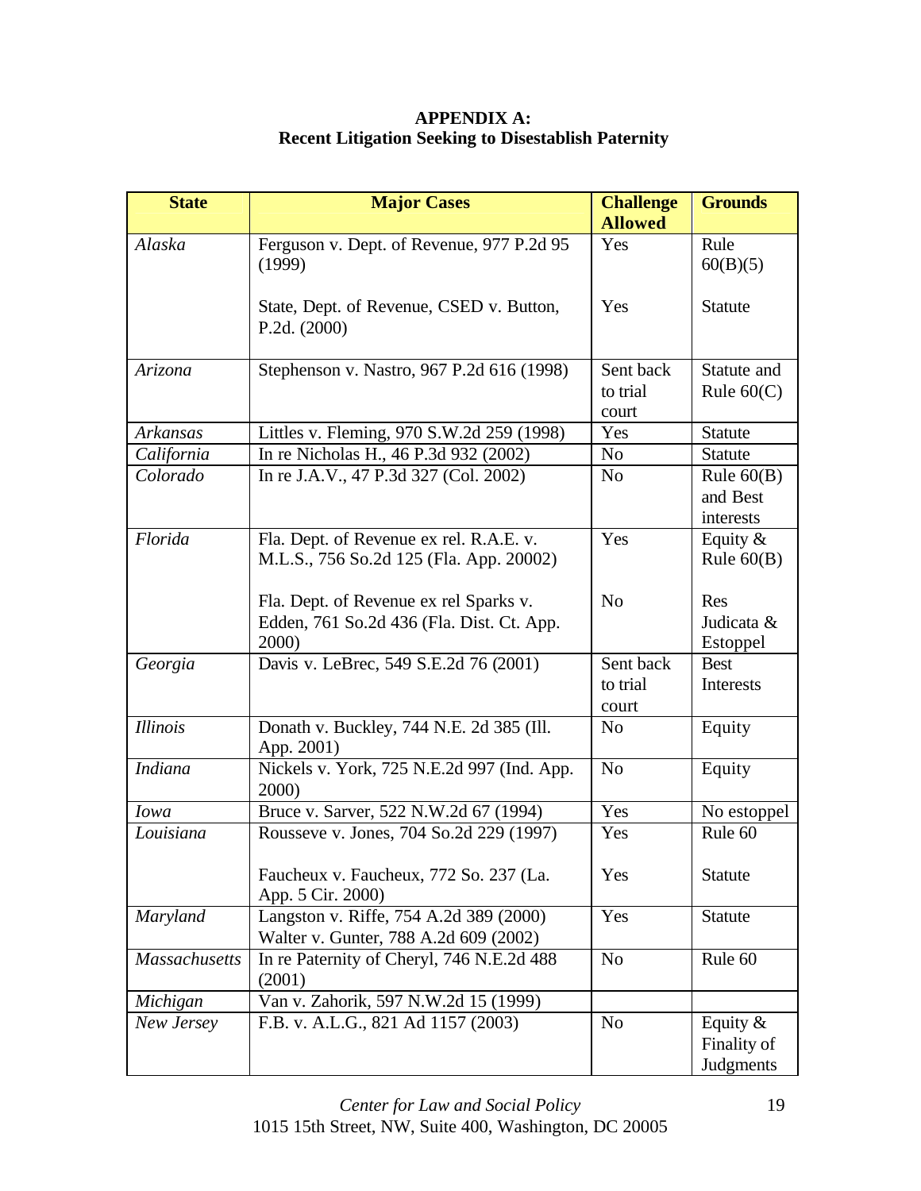**APPENDIX A:**
**Recent Litigation Seeking to Disestablish Paternity**

| State | Major Cases | Challenge Allowed | Grounds |
|---|---|---|---|
| *Alaska* | Ferguson v. Dept. of Revenue, 977 P.2d 95 (1999)<br><br>State, Dept. of Revenue, CSED v. Button, P.2d. (2000) | Yes<br><br>Yes | Rule 60(B)(5)<br><br>Statute |
| *Arizona* | Stephenson v. Nastro, 967 P.2d 616 (1998) | Sent back to trial court | Statute and Rule 60(C) |
| *Arkansas* | Littles v. Fleming, 970 S.W.2d 259 (1998) | Yes | Statute |
| *California* | In re Nicholas H., 46 P.3d 932 (2002) | No | Statute |
| *Colorado* | In re J.A.V., 47 P.3d 327 (Col. 2002) | No | Rule 60(B) and Best interests |
| *Florida* | Fla. Dept. of Revenue ex rel. R.A.E. v. M.L.S., 756 So.2d 125 (Fla. App. 20002)<br><br>Fla. Dept. of Revenue ex rel Sparks v. Edden, 761 So.2d 436 (Fla. Dist. Ct. App. 2000) | Yes<br><br>No | Equity & Rule 60(B)<br><br>Res Judicata & Estoppel |
| *Georgia* | Davis v. LeBrec, 549 S.E.2d 76 (2001) | Sent back to trial court | Best Interests |
| *Illinois* | Donath v. Buckley, 744 N.E. 2d 385 (Ill. App. 2001) | No | Equity |
| *Indiana* | Nickels v. York, 725 N.E.2d 997 (Ind. App. 2000) | No | Equity |
| *Iowa* | Bruce v. Sarver, 522 N.W.2d 67 (1994) | Yes | No estoppel |
| *Louisiana* | Rousseve v. Jones, 704 So.2d 229 (1997)<br><br>Faucheux v. Faucheux, 772 So. 237 (La. App. 5 Cir. 2000) | Yes<br><br>Yes | Rule 60<br><br>Statute |
| *Maryland* | Langston v. Riffe, 754 A.2d 389 (2000)<br>Walter v. Gunter, 788 A.2d 609 (2002) | Yes | Statute |
| *Massachusetts* | In re Paternity of Cheryl, 746 N.E.2d 488 (2001) | No | Rule 60 |
| *Michigan* | Van v. Zahorik, 597 N.W.2d 15 (1999) | | |
| *New Jersey* | F.B. v. A.L.G., 821 Ad 1157 (2003) | No | Equity & Finality of Judgments |

*Center for Law and Social Policy*
1015 15th Street, NW, Suite 400, Washington, DC 20005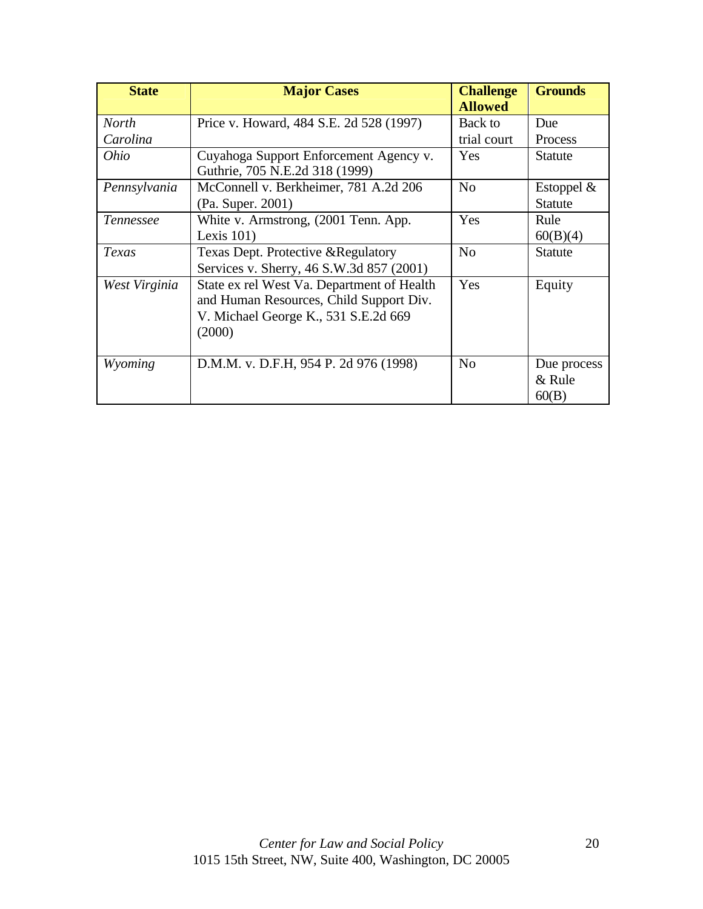| State | Major Cases | Challenge Allowed | Grounds |
|---|---|---|---|
| *North Carolina* | Price v. Howard, 484 S.E. 2d 528 (1997) | Back to trial court | Due Process |
| *Ohio* | Cuyahoga Support Enforcement Agency v. Guthrie, 705 N.E.2d 318 (1999) | Yes | Statute |
| *Pennsylvania* | McConnell v. Berkheimer, 781 A.2d 206 (Pa. Super. 2001) | No | Estoppel & Statute |
| *Tennessee* | White v. Armstrong, (2001 Tenn. App. Lexis 101) | Yes | Rule 60(B)(4) |
| *Texas* | Texas Dept. Protective &Regulatory Services v. Sherry, 46 S.W.3d 857 (2001) | No | Statute |
| *West Virginia* | State ex rel West Va. Department of Health and Human Resources, Child Support Div. V. Michael George K., 531 S.E.2d 669 (2000) | Yes | Equity |
| *Wyoming* | D.M.M. v. D.F.H, 954 P. 2d 976 (1998) | No | Due process & Rule 60(B) |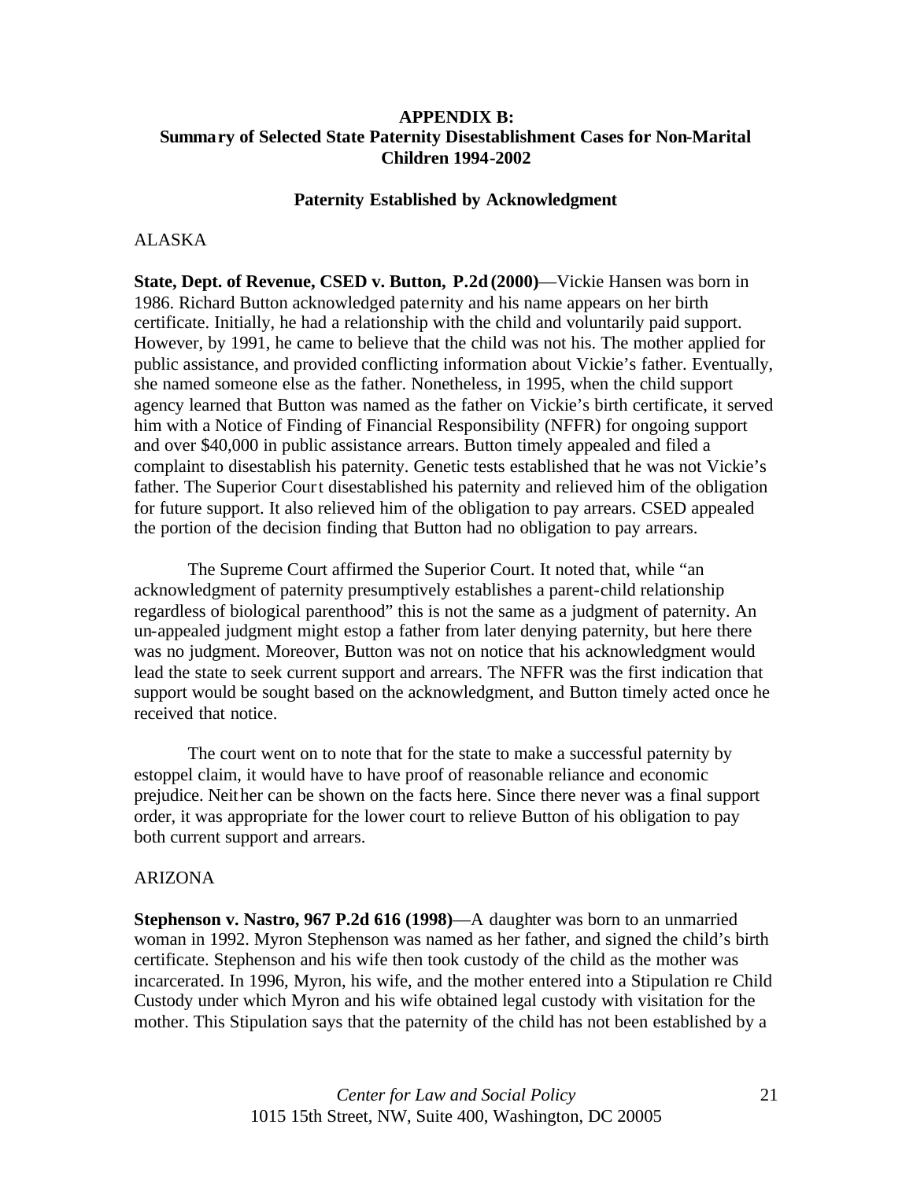## APPENDIX B:
## Summary of Selected State Paternity Disestablishment Cases for Non-Marital Children 1994-2002

### Paternity Established by Acknowledgment

ALASKA

**State, Dept. of Revenue, CSED v. Button, P.2d (2000)**—Vickie Hansen was born in 1986. Richard Button acknowledged paternity and his name appears on her birth certificate. Initially, he had a relationship with the child and voluntarily paid support. However, by 1991, he came to believe that the child was not his. The mother applied for public assistance, and provided conflicting information about Vickie's father. Eventually, she named someone else as the father. Nonetheless, in 1995, when the child support agency learned that Button was named as the father on Vickie's birth certificate, it served him with a Notice of Finding of Financial Responsibility (NFFR) for ongoing support and over $40,000 in public assistance arrears. Button timely appealed and filed a complaint to disestablish his paternity. Genetic tests established that he was not Vickie's father. The Superior Court disestablished his paternity and relieved him of the obligation for future support. It also relieved him of the obligation to pay arrears. CSED appealed the portion of the decision finding that Button had no obligation to pay arrears.

The Supreme Court affirmed the Superior Court. It noted that, while "an acknowledgment of paternity presumptively establishes a parent-child relationship regardless of biological parenthood" this is not the same as a judgment of paternity. An un-appealed judgment might estop a father from later denying paternity, but here there was no judgment. Moreover, Button was not on notice that his acknowledgment would lead the state to seek current support and arrears. The NFFR was the first indication that support would be sought based on the acknowledgment, and Button timely acted once he received that notice.

The court went on to note that for the state to make a successful paternity by estoppel claim, it would have to have proof of reasonable reliance and economic prejudice. Neither can be shown on the facts here. Since there never was a final support order, it was appropriate for the lower court to relieve Button of his obligation to pay both current support and arrears.

ARIZONA

**Stephenson v. Nastro, 967 P.2d 616 (1998)**—A daughter was born to an unmarried woman in 1992. Myron Stephenson was named as her father, and signed the child's birth certificate. Stephenson and his wife then took custody of the child as the mother was incarcerated. In 1996, Myron, his wife, and the mother entered into a Stipulation re Child Custody under which Myron and his wife obtained legal custody with visitation for the mother. This Stipulation says that the paternity of the child has not been established by a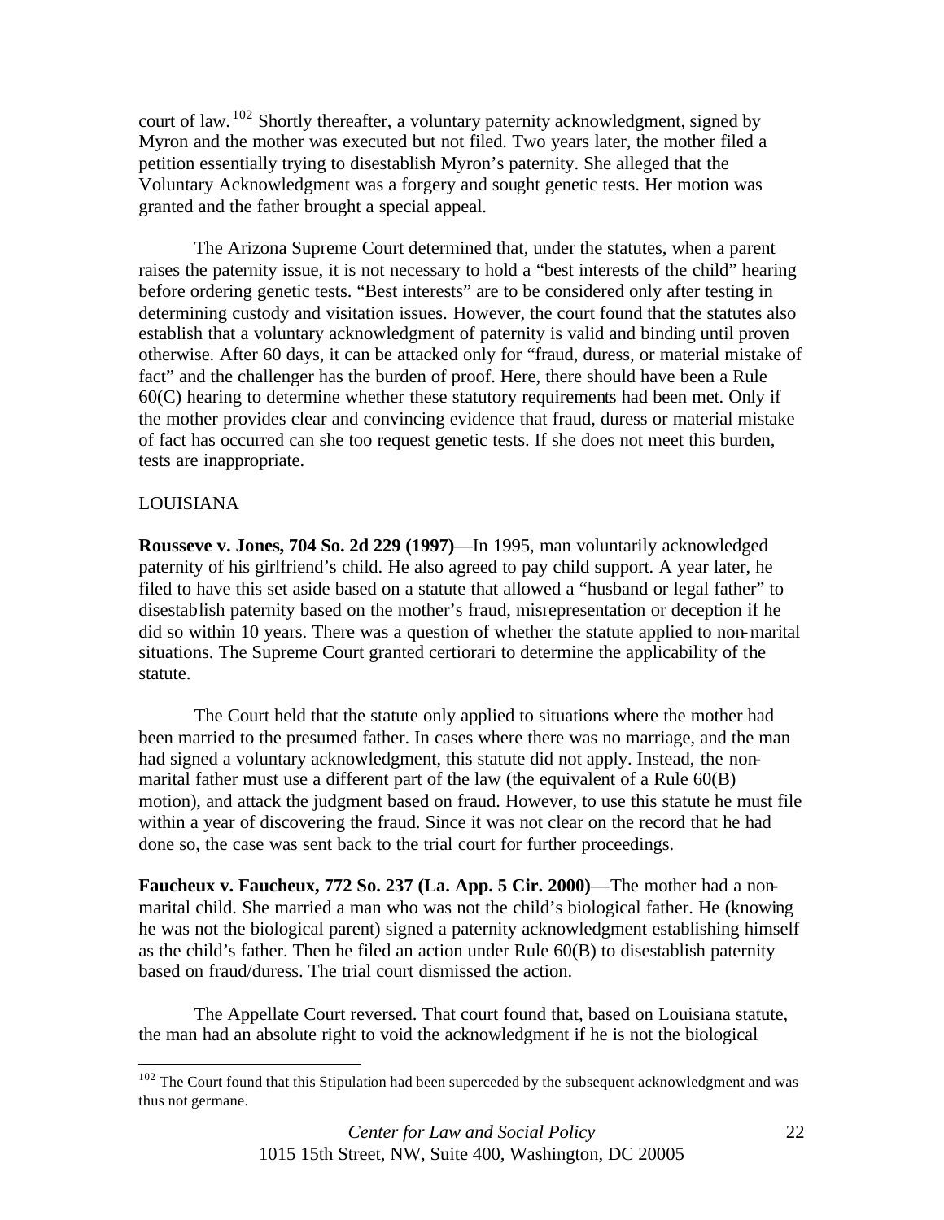court of law.[102] Shortly thereafter, a voluntary paternity acknowledgment, signed by Myron and the mother was executed but not filed. Two years later, the mother filed a petition essentially trying to disestablish Myron's paternity. She alleged that the Voluntary Acknowledgment was a forgery and sought genetic tests. Her motion was granted and the father brought a special appeal.

The Arizona Supreme Court determined that, under the statutes, when a parent raises the paternity issue, it is not necessary to hold a "best interests of the child" hearing before ordering genetic tests. "Best interests" are to be considered only after testing in determining custody and visitation issues. However, the court found that the statutes also establish that a voluntary acknowledgment of paternity is valid and binding until proven otherwise. After 60 days, it can be attacked only for "fraud, duress, or material mistake of fact" and the challenger has the burden of proof. Here, there should have been a Rule 60(C) hearing to determine whether these statutory requirements had been met. Only if the mother provides clear and convincing evidence that fraud, duress or material mistake of fact has occurred can she too request genetic tests. If she does not meet this burden, tests are inappropriate.

LOUISIANA

**Rousseve v. Jones, 704 So. 2d 229 (1997)**—In 1995, man voluntarily acknowledged paternity of his girlfriend's child. He also agreed to pay child support. A year later, he filed to have this set aside based on a statute that allowed a "husband or legal father" to disestablish paternity based on the mother's fraud, misrepresentation or deception if he did so within 10 years. There was a question of whether the statute applied to non-marital situations. The Supreme Court granted certiorari to determine the applicability of the statute.

The Court held that the statute only applied to situations where the mother had been married to the presumed father. In cases where there was no marriage, and the man had signed a voluntary acknowledgment, this statute did not apply. Instead, the non-marital father must use a different part of the law (the equivalent of a Rule 60(B) motion), and attack the judgment based on fraud. However, to use this statute he must file within a year of discovering the fraud. Since it was not clear on the record that he had done so, the case was sent back to the trial court for further proceedings.

**Faucheux v. Faucheux, 772 So. 237 (La. App. 5 Cir. 2000)**—The mother had a non-marital child. She married a man who was not the child's biological father. He (knowing he was not the biological parent) signed a paternity acknowledgment establishing himself as the child's father. Then he filed an action under Rule 60(B) to disestablish paternity based on fraud/duress. The trial court dismissed the action.

The Appellate Court reversed. That court found that, based on Louisiana statute, the man had an absolute right to void the acknowledgment if he is not the biological

[102] The Court found that this Stipulation had been superceded by the subsequent acknowledgment and was thus not germane.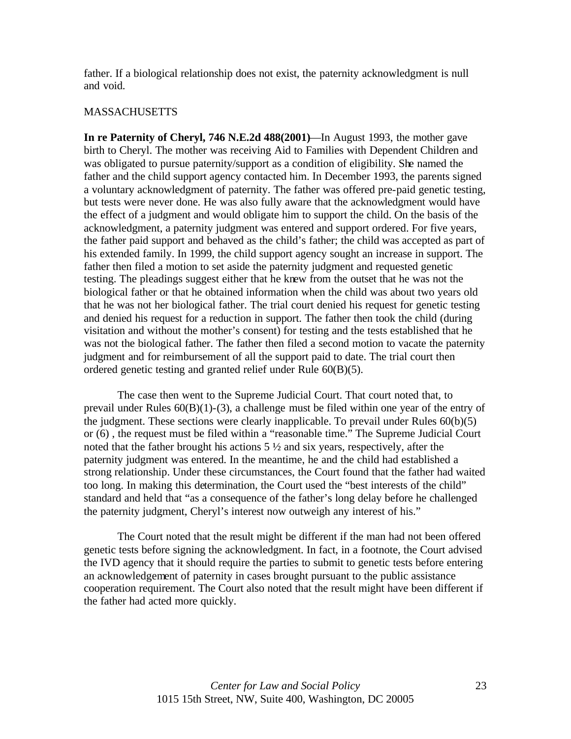father. If a biological relationship does not exist, the paternity acknowledgment is null and void.

MASSACHUSETTS

**In re Paternity of Cheryl, 746 N.E.2d 488(2001)**—In August 1993, the mother gave birth to Cheryl. The mother was receiving Aid to Families with Dependent Children and was obligated to pursue paternity/support as a condition of eligibility. She named the father and the child support agency contacted him. In December 1993, the parents signed a voluntary acknowledgment of paternity. The father was offered pre-paid genetic testing, but tests were never done. He was also fully aware that the acknowledgment would have the effect of a judgment and would obligate him to support the child. On the basis of the acknowledgment, a paternity judgment was entered and support ordered. For five years, the father paid support and behaved as the child's father; the child was accepted as part of his extended family. In 1999, the child support agency sought an increase in support. The father then filed a motion to set aside the paternity judgment and requested genetic testing. The pleadings suggest either that he knew from the outset that he was not the biological father or that he obtained information when the child was about two years old that he was not her biological father. The trial court denied his request for genetic testing and denied his request for a reduction in support. The father then took the child (during visitation and without the mother's consent) for testing and the tests established that he was not the biological father. The father then filed a second motion to vacate the paternity judgment and for reimbursement of all the support paid to date. The trial court then ordered genetic testing and granted relief under Rule 60(B)(5).

The case then went to the Supreme Judicial Court. That court noted that, to prevail under Rules 60(B)(1)-(3), a challenge must be filed within one year of the entry of the judgment. These sections were clearly inapplicable. To prevail under Rules 60(b)(5) or (6) , the request must be filed within a "reasonable time." The Supreme Judicial Court noted that the father brought his actions 5 ½ and six years, respectively, after the paternity judgment was entered. In the meantime, he and the child had established a strong relationship. Under these circumstances, the Court found that the father had waited too long. In making this determination, the Court used the "best interests of the child" standard and held that "as a consequence of the father's long delay before he challenged the paternity judgment, Cheryl's interest now outweigh any interest of his."

The Court noted that the result might be different if the man had not been offered genetic tests before signing the acknowledgment. In fact, in a footnote, the Court advised the IVD agency that it should require the parties to submit to genetic tests before entering an acknowledgement of paternity in cases brought pursuant to the public assistance cooperation requirement. The Court also noted that the result might have been different if the father had acted more quickly.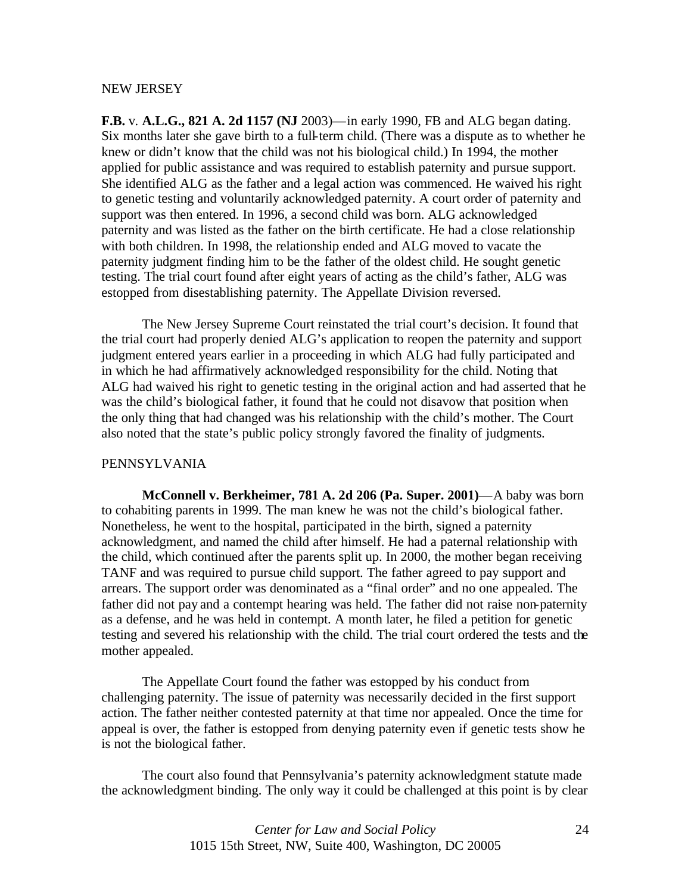NEW JERSEY

**F.B.** v. **A.L.G., 821 A. 2d 1157 (NJ** 2003)—in early 1990, FB and ALG began dating. Six months later she gave birth to a full-term child. (There was a dispute as to whether he knew or didn't know that the child was not his biological child.) In 1994, the mother applied for public assistance and was required to establish paternity and pursue support. She identified ALG as the father and a legal action was commenced. He waived his right to genetic testing and voluntarily acknowledged paternity. A court order of paternity and support was then entered. In 1996, a second child was born. ALG acknowledged paternity and was listed as the father on the birth certificate. He had a close relationship with both children. In 1998, the relationship ended and ALG moved to vacate the paternity judgment finding him to be the father of the oldest child. He sought genetic testing. The trial court found after eight years of acting as the child's father, ALG was estopped from disestablishing paternity. The Appellate Division reversed.

The New Jersey Supreme Court reinstated the trial court's decision. It found that the trial court had properly denied ALG's application to reopen the paternity and support judgment entered years earlier in a proceeding in which ALG had fully participated and in which he had affirmatively acknowledged responsibility for the child. Noting that ALG had waived his right to genetic testing in the original action and had asserted that he was the child's biological father, it found that he could not disavow that position when the only thing that had changed was his relationship with the child's mother. The Court also noted that the state's public policy strongly favored the finality of judgments.

PENNSYLVANIA

**McConnell v. Berkheimer, 781 A. 2d 206 (Pa. Super. 2001)**—A baby was born to cohabiting parents in 1999. The man knew he was not the child's biological father. Nonetheless, he went to the hospital, participated in the birth, signed a paternity acknowledgment, and named the child after himself. He had a paternal relationship with the child, which continued after the parents split up. In 2000, the mother began receiving TANF and was required to pursue child support. The father agreed to pay support and arrears. The support order was denominated as a "final order" and no one appealed. The father did not pay and a contempt hearing was held. The father did not raise non-paternity as a defense, and he was held in contempt. A month later, he filed a petition for genetic testing and severed his relationship with the child. The trial court ordered the tests and the mother appealed.

The Appellate Court found the father was estopped by his conduct from challenging paternity. The issue of paternity was necessarily decided in the first support action. The father neither contested paternity at that time nor appealed. Once the time for appeal is over, the father is estopped from denying paternity even if genetic tests show he is not the biological father.

The court also found that Pennsylvania's paternity acknowledgment statute made the acknowledgment binding. The only way it could be challenged at this point is by clear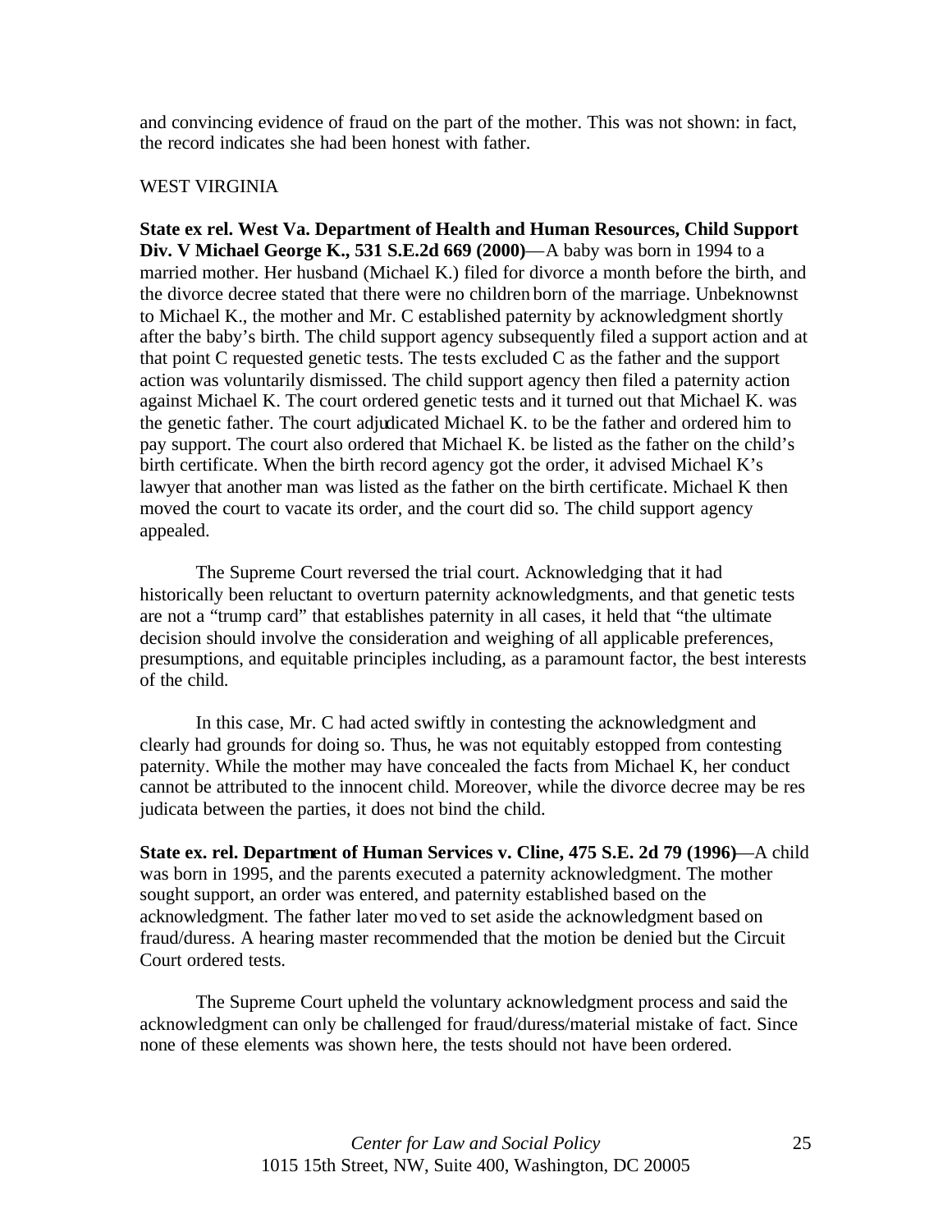and convincing evidence of fraud on the part of the mother. This was not shown: in fact, the record indicates she had been honest with father.

WEST VIRGINIA

**State ex rel. West Va. Department of Health and Human Resources, Child Support Div. V Michael George K., 531 S.E.2d 669 (2000)**—A baby was born in 1994 to a married mother. Her husband (Michael K.) filed for divorce a month before the birth, and the divorce decree stated that there were no children born of the marriage. Unbeknownst to Michael K., the mother and Mr. C established paternity by acknowledgment shortly after the baby's birth. The child support agency subsequently filed a support action and at that point C requested genetic tests. The tests excluded C as the father and the support action was voluntarily dismissed. The child support agency then filed a paternity action against Michael K. The court ordered genetic tests and it turned out that Michael K. was the genetic father. The court adjudicated Michael K. to be the father and ordered him to pay support. The court also ordered that Michael K. be listed as the father on the child's birth certificate. When the birth record agency got the order, it advised Michael K's lawyer that another man was listed as the father on the birth certificate. Michael K then moved the court to vacate its order, and the court did so. The child support agency appealed.

The Supreme Court reversed the trial court. Acknowledging that it had historically been reluctant to overturn paternity acknowledgments, and that genetic tests are not a "trump card" that establishes paternity in all cases, it held that "the ultimate decision should involve the consideration and weighing of all applicable preferences, presumptions, and equitable principles including, as a paramount factor, the best interests of the child.

In this case, Mr. C had acted swiftly in contesting the acknowledgment and clearly had grounds for doing so. Thus, he was not equitably estopped from contesting paternity. While the mother may have concealed the facts from Michael K, her conduct cannot be attributed to the innocent child. Moreover, while the divorce decree may be res judicata between the parties, it does not bind the child.

**State ex. rel. Department of Human Services v. Cline, 475 S.E. 2d 79 (1996)**—A child was born in 1995, and the parents executed a paternity acknowledgment. The mother sought support, an order was entered, and paternity established based on the acknowledgment. The father later moved to set aside the acknowledgment based on fraud/duress. A hearing master recommended that the motion be denied but the Circuit Court ordered tests.

The Supreme Court upheld the voluntary acknowledgment process and said the acknowledgment can only be challenged for fraud/duress/material mistake of fact. Since none of these elements was shown here, the tests should not have been ordered.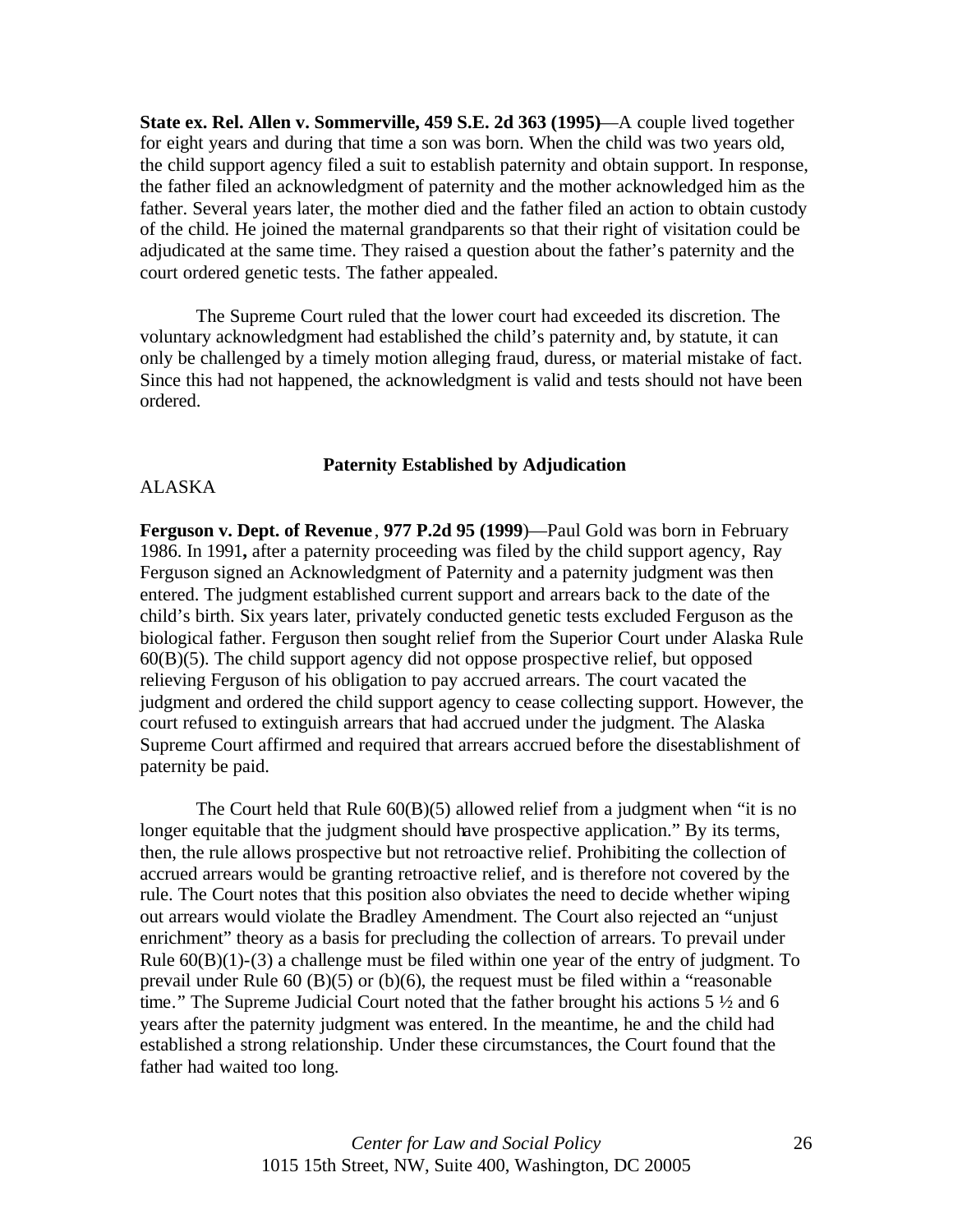**State ex. Rel. Allen v. Sommerville, 459 S.E. 2d 363 (1995)**—A couple lived together for eight years and during that time a son was born. When the child was two years old, the child support agency filed a suit to establish paternity and obtain support. In response, the father filed an acknowledgment of paternity and the mother acknowledged him as the father. Several years later, the mother died and the father filed an action to obtain custody of the child. He joined the maternal grandparents so that their right of visitation could be adjudicated at the same time. They raised a question about the father's paternity and the court ordered genetic tests. The father appealed.

The Supreme Court ruled that the lower court had exceeded its discretion. The voluntary acknowledgment had established the child's paternity and, by statute, it can only be challenged by a timely motion alleging fraud, duress, or material mistake of fact. Since this had not happened, the acknowledgment is valid and tests should not have been ordered.

## Paternity Established by Adjudication

ALASKA

**Ferguson v. Dept. of Revenue**, **977 P.2d 95 (1999)**—Paul Gold was born in February 1986. In 1991**,** after a paternity proceeding was filed by the child support agency, Ray Ferguson signed an Acknowledgment of Paternity and a paternity judgment was then entered. The judgment established current support and arrears back to the date of the child's birth. Six years later, privately conducted genetic tests excluded Ferguson as the biological father. Ferguson then sought relief from the Superior Court under Alaska Rule 60(B)(5). The child support agency did not oppose prospective relief, but opposed relieving Ferguson of his obligation to pay accrued arrears. The court vacated the judgment and ordered the child support agency to cease collecting support. However, the court refused to extinguish arrears that had accrued under the judgment. The Alaska Supreme Court affirmed and required that arrears accrued before the disestablishment of paternity be paid.

The Court held that Rule 60(B)(5) allowed relief from a judgment when "it is no longer equitable that the judgment should have prospective application." By its terms, then, the rule allows prospective but not retroactive relief. Prohibiting the collection of accrued arrears would be granting retroactive relief, and is therefore not covered by the rule. The Court notes that this position also obviates the need to decide whether wiping out arrears would violate the Bradley Amendment. The Court also rejected an "unjust enrichment" theory as a basis for precluding the collection of arrears. To prevail under Rule 60(B)(1)-(3) a challenge must be filed within one year of the entry of judgment. To prevail under Rule 60 (B)(5) or (b)(6), the request must be filed within a "reasonable time." The Supreme Judicial Court noted that the father brought his actions 5 ½ and 6 years after the paternity judgment was entered. In the meantime, he and the child had established a strong relationship. Under these circumstances, the Court found that the father had waited too long.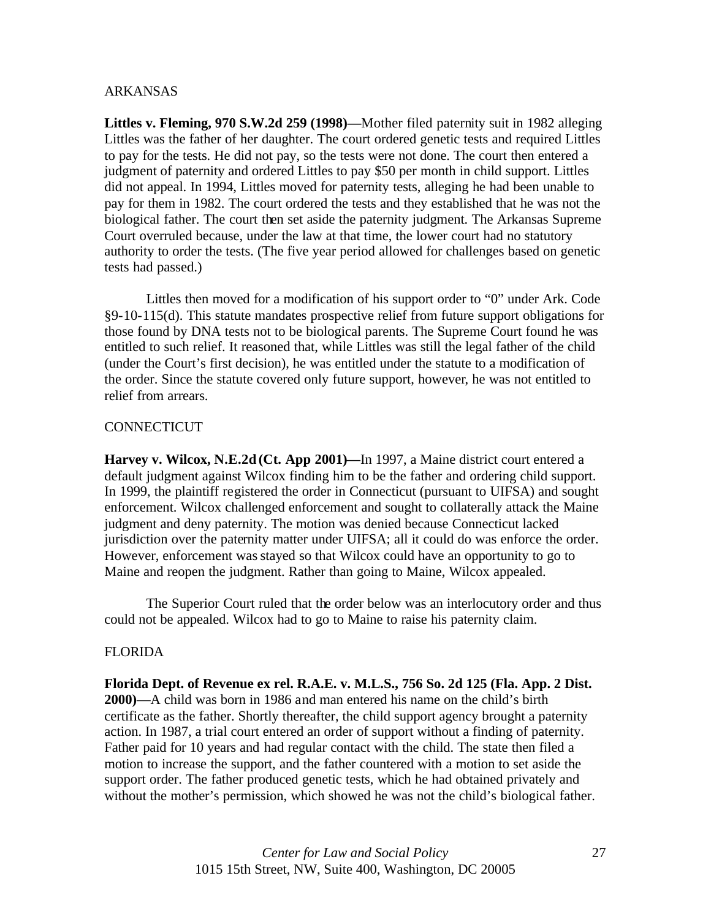ARKANSAS

**Littles v. Fleming, 970 S.W.2d 259 (1998)—**Mother filed paternity suit in 1982 alleging Littles was the father of her daughter. The court ordered genetic tests and required Littles to pay for the tests. He did not pay, so the tests were not done. The court then entered a judgment of paternity and ordered Littles to pay $50 per month in child support. Littles did not appeal. In 1994, Littles moved for paternity tests, alleging he had been unable to pay for them in 1982. The court ordered the tests and they established that he was not the biological father. The court then set aside the paternity judgment. The Arkansas Supreme Court overruled because, under the law at that time, the lower court had no statutory authority to order the tests. (The five year period allowed for challenges based on genetic tests had passed.)

Littles then moved for a modification of his support order to "0" under Ark. Code §9-10-115(d). This statute mandates prospective relief from future support obligations for those found by DNA tests not to be biological parents. The Supreme Court found he was entitled to such relief. It reasoned that, while Littles was still the legal father of the child (under the Court's first decision), he was entitled under the statute to a modification of the order. Since the statute covered only future support, however, he was not entitled to relief from arrears.

CONNECTICUT

**Harvey v. Wilcox, N.E.2d (Ct. App 2001)—**In 1997, a Maine district court entered a default judgment against Wilcox finding him to be the father and ordering child support. In 1999, the plaintiff registered the order in Connecticut (pursuant to UIFSA) and sought enforcement. Wilcox challenged enforcement and sought to collaterally attack the Maine judgment and deny paternity. The motion was denied because Connecticut lacked jurisdiction over the paternity matter under UIFSA; all it could do was enforce the order. However, enforcement was stayed so that Wilcox could have an opportunity to go to Maine and reopen the judgment. Rather than going to Maine, Wilcox appealed.

The Superior Court ruled that the order below was an interlocutory order and thus could not be appealed. Wilcox had to go to Maine to raise his paternity claim.

FLORIDA

**Florida Dept. of Revenue ex rel. R.A.E. v. M.L.S., 756 So. 2d 125 (Fla. App. 2 Dist. 2000)**—A child was born in 1986 and man entered his name on the child's birth certificate as the father. Shortly thereafter, the child support agency brought a paternity action. In 1987, a trial court entered an order of support without a finding of paternity. Father paid for 10 years and had regular contact with the child. The state then filed a motion to increase the support, and the father countered with a motion to set aside the support order. The father produced genetic tests, which he had obtained privately and without the mother's permission, which showed he was not the child's biological father.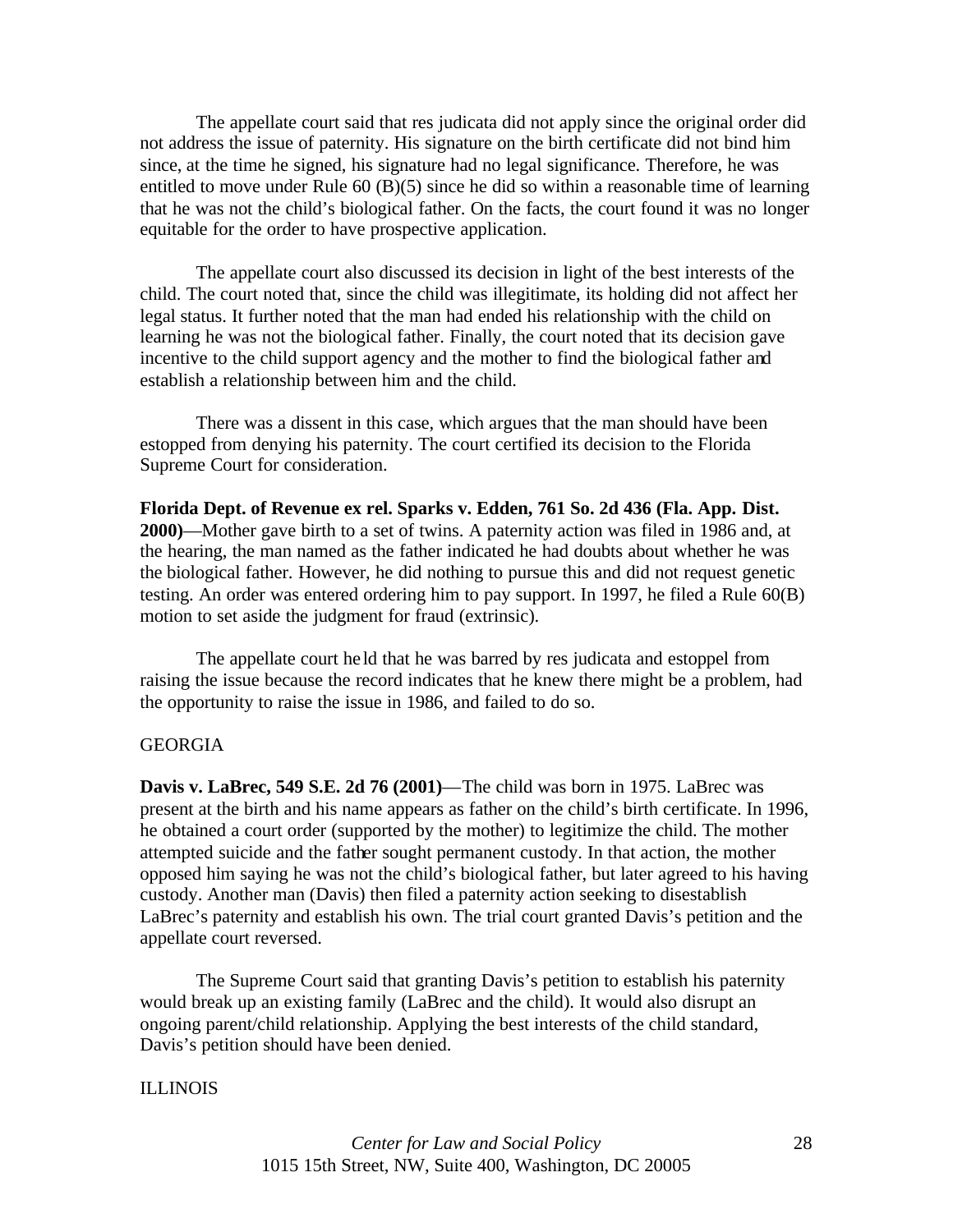The appellate court said that res judicata did not apply since the original order did not address the issue of paternity. His signature on the birth certificate did not bind him since, at the time he signed, his signature had no legal significance. Therefore, he was entitled to move under Rule 60 (B)(5) since he did so within a reasonable time of learning that he was not the child's biological father. On the facts, the court found it was no longer equitable for the order to have prospective application.

The appellate court also discussed its decision in light of the best interests of the child. The court noted that, since the child was illegitimate, its holding did not affect her legal status. It further noted that the man had ended his relationship with the child on learning he was not the biological father. Finally, the court noted that its decision gave incentive to the child support agency and the mother to find the biological father and establish a relationship between him and the child.

There was a dissent in this case, which argues that the man should have been estopped from denying his paternity. The court certified its decision to the Florida Supreme Court for consideration.

**Florida Dept. of Revenue ex rel. Sparks v. Edden, 761 So. 2d 436 (Fla. App. Dist. 2000)**—Mother gave birth to a set of twins. A paternity action was filed in 1986 and, at the hearing, the man named as the father indicated he had doubts about whether he was the biological father. However, he did nothing to pursue this and did not request genetic testing. An order was entered ordering him to pay support. In 1997, he filed a Rule 60(B) motion to set aside the judgment for fraud (extrinsic).

The appellate court held that he was barred by res judicata and estoppel from raising the issue because the record indicates that he knew there might be a problem, had the opportunity to raise the issue in 1986, and failed to do so.

GEORGIA

**Davis v. LaBrec, 549 S.E. 2d 76 (2001)**—The child was born in 1975. LaBrec was present at the birth and his name appears as father on the child's birth certificate. In 1996, he obtained a court order (supported by the mother) to legitimize the child. The mother attempted suicide and the father sought permanent custody. In that action, the mother opposed him saying he was not the child's biological father, but later agreed to his having custody. Another man (Davis) then filed a paternity action seeking to disestablish LaBrec's paternity and establish his own. The trial court granted Davis's petition and the appellate court reversed.

The Supreme Court said that granting Davis's petition to establish his paternity would break up an existing family (LaBrec and the child). It would also disrupt an ongoing parent/child relationship. Applying the best interests of the child standard, Davis's petition should have been denied.

ILLINOIS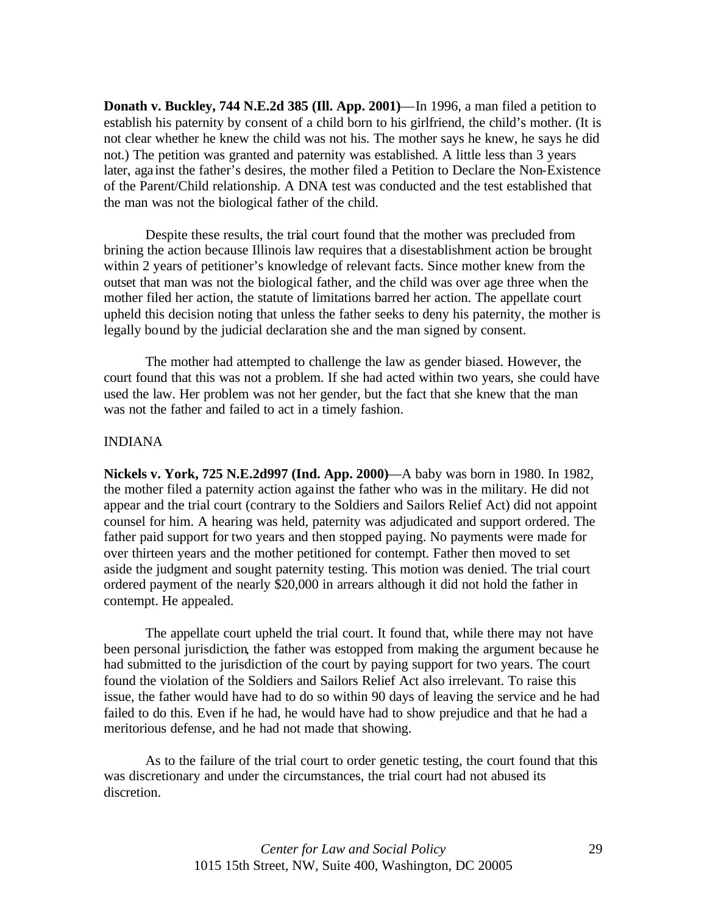**Donath v. Buckley, 744 N.E.2d 385 (Ill. App. 2001)**—In 1996, a man filed a petition to establish his paternity by consent of a child born to his girlfriend, the child's mother. (It is not clear whether he knew the child was not his. The mother says he knew, he says he did not.) The petition was granted and paternity was established. A little less than 3 years later, against the father's desires, the mother filed a Petition to Declare the Non-Existence of the Parent/Child relationship. A DNA test was conducted and the test established that the man was not the biological father of the child.

Despite these results, the trial court found that the mother was precluded from brining the action because Illinois law requires that a disestablishment action be brought within 2 years of petitioner's knowledge of relevant facts. Since mother knew from the outset that man was not the biological father, and the child was over age three when the mother filed her action, the statute of limitations barred her action. The appellate court upheld this decision noting that unless the father seeks to deny his paternity, the mother is legally bound by the judicial declaration she and the man signed by consent.

The mother had attempted to challenge the law as gender biased. However, the court found that this was not a problem. If she had acted within two years, she could have used the law. Her problem was not her gender, but the fact that she knew that the man was not the father and failed to act in a timely fashion.

INDIANA

**Nickels v. York, 725 N.E.2d997 (Ind. App. 2000)**—A baby was born in 1980. In 1982, the mother filed a paternity action against the father who was in the military. He did not appear and the trial court (contrary to the Soldiers and Sailors Relief Act) did not appoint counsel for him. A hearing was held, paternity was adjudicated and support ordered. The father paid support for two years and then stopped paying. No payments were made for over thirteen years and the mother petitioned for contempt. Father then moved to set aside the judgment and sought paternity testing. This motion was denied. The trial court ordered payment of the nearly $20,000 in arrears although it did not hold the father in contempt. He appealed.

The appellate court upheld the trial court. It found that, while there may not have been personal jurisdiction, the father was estopped from making the argument because he had submitted to the jurisdiction of the court by paying support for two years. The court found the violation of the Soldiers and Sailors Relief Act also irrelevant. To raise this issue, the father would have had to do so within 90 days of leaving the service and he had failed to do this. Even if he had, he would have had to show prejudice and that he had a meritorious defense, and he had not made that showing.

As to the failure of the trial court to order genetic testing, the court found that this was discretionary and under the circumstances, the trial court had not abused its discretion.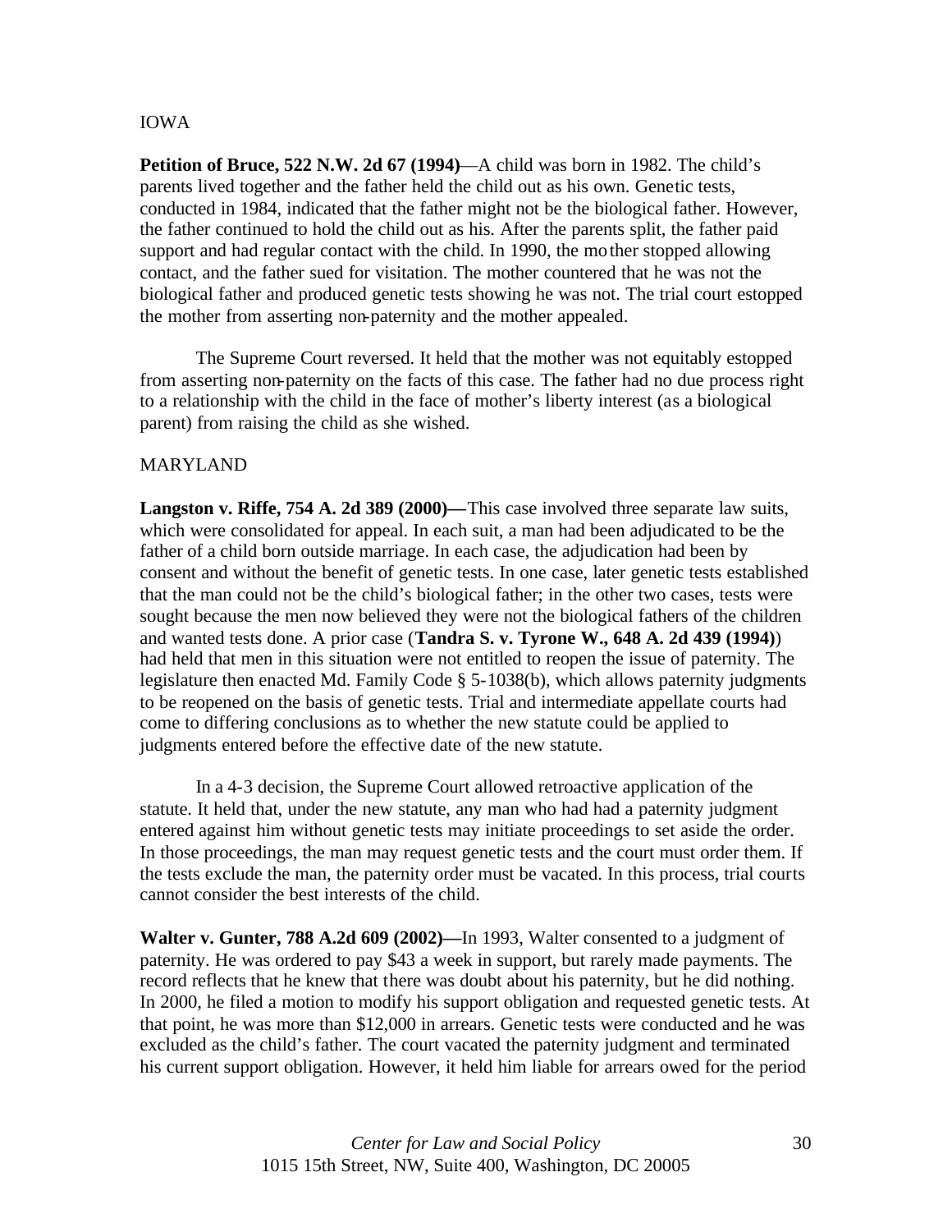IOWA

**Petition of Bruce, 522 N.W. 2d 67 (1994)**—A child was born in 1982. The child's parents lived together and the father held the child out as his own. Genetic tests, conducted in 1984, indicated that the father might not be the biological father. However, the father continued to hold the child out as his. After the parents split, the father paid support and had regular contact with the child. In 1990, the mother stopped allowing contact, and the father sued for visitation. The mother countered that he was not the biological father and produced genetic tests showing he was not. The trial court estopped the mother from asserting non-paternity and the mother appealed.

The Supreme Court reversed. It held that the mother was not equitably estopped from asserting non-paternity on the facts of this case. The father had no due process right to a relationship with the child in the face of mother's liberty interest (as a biological parent) from raising the child as she wished.

MARYLAND

**Langston v. Riffe, 754 A. 2d 389 (2000)—**This case involved three separate law suits, which were consolidated for appeal. In each suit, a man had been adjudicated to be the father of a child born outside marriage. In each case, the adjudication had been by consent and without the benefit of genetic tests. In one case, later genetic tests established that the man could not be the child's biological father; in the other two cases, tests were sought because the men now believed they were not the biological fathers of the children and wanted tests done. A prior case (**Tandra S. v. Tyrone W., 648 A. 2d 439 (1994)**) had held that men in this situation were not entitled to reopen the issue of paternity. The legislature then enacted Md. Family Code § 5-1038(b), which allows paternity judgments to be reopened on the basis of genetic tests. Trial and intermediate appellate courts had come to differing conclusions as to whether the new statute could be applied to judgments entered before the effective date of the new statute.

In a 4-3 decision, the Supreme Court allowed retroactive application of the statute. It held that, under the new statute, any man who had had a paternity judgment entered against him without genetic tests may initiate proceedings to set aside the order. In those proceedings, the man may request genetic tests and the court must order them. If the tests exclude the man, the paternity order must be vacated. In this process, trial courts cannot consider the best interests of the child.

**Walter v. Gunter, 788 A.2d 609 (2002)—**In 1993, Walter consented to a judgment of paternity. He was ordered to pay $43 a week in support, but rarely made payments. The record reflects that he knew that there was doubt about his paternity, but he did nothing. In 2000, he filed a motion to modify his support obligation and requested genetic tests. At that point, he was more than $12,000 in arrears. Genetic tests were conducted and he was excluded as the child's father. The court vacated the paternity judgment and terminated his current support obligation. However, it held him liable for arrears owed for the period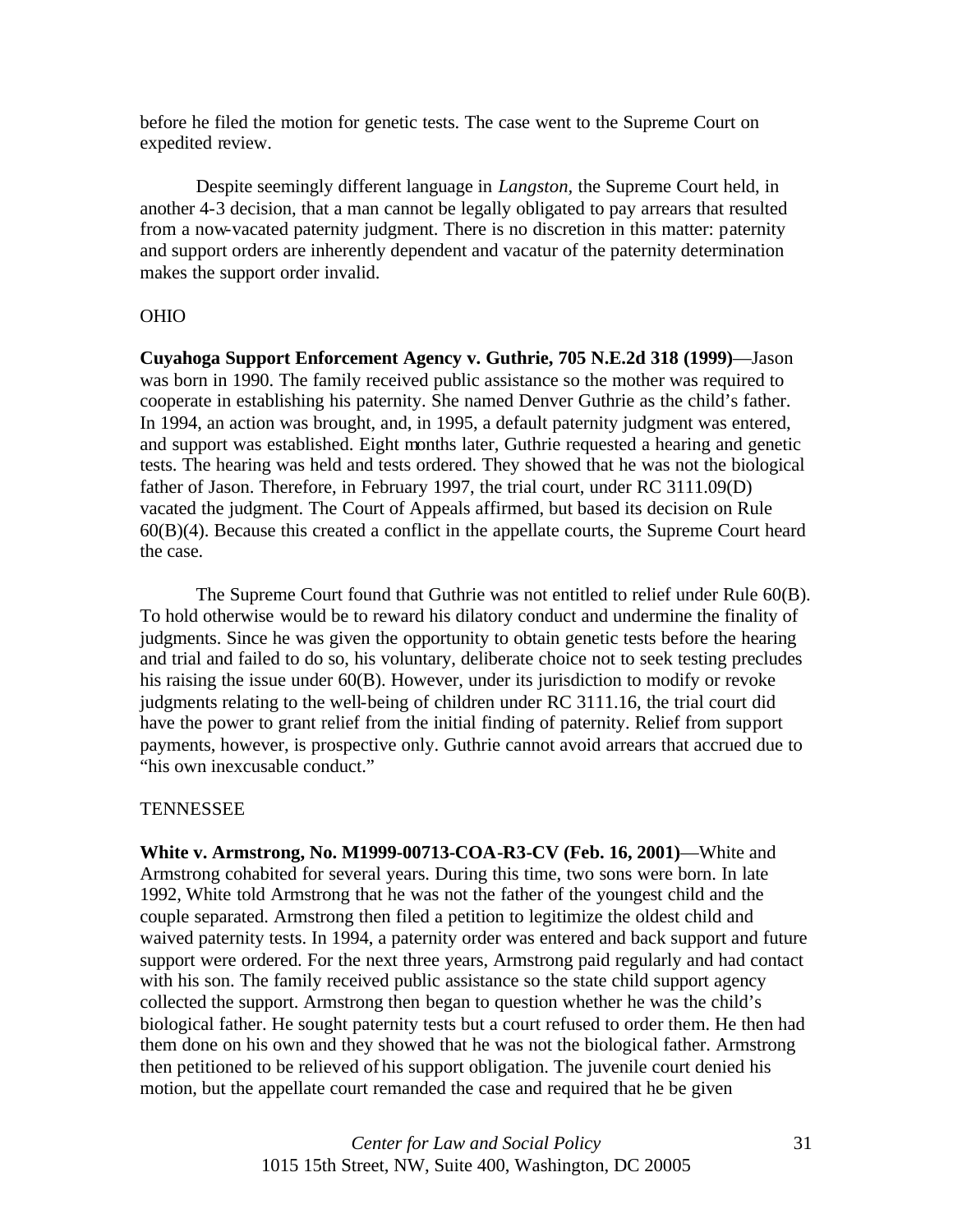before he filed the motion for genetic tests. The case went to the Supreme Court on expedited review.

Despite seemingly different language in *Langston*, the Supreme Court held, in another 4-3 decision, that a man cannot be legally obligated to pay arrears that resulted from a now-vacated paternity judgment. There is no discretion in this matter: paternity and support orders are inherently dependent and vacatur of the paternity determination makes the support order invalid.

OHIO

**Cuyahoga Support Enforcement Agency v. Guthrie, 705 N.E.2d 318 (1999)**—Jason was born in 1990. The family received public assistance so the mother was required to cooperate in establishing his paternity. She named Denver Guthrie as the child's father. In 1994, an action was brought, and, in 1995, a default paternity judgment was entered, and support was established. Eight months later, Guthrie requested a hearing and genetic tests. The hearing was held and tests ordered. They showed that he was not the biological father of Jason. Therefore, in February 1997, the trial court, under RC 3111.09(D) vacated the judgment. The Court of Appeals affirmed, but based its decision on Rule 60(B)(4). Because this created a conflict in the appellate courts, the Supreme Court heard the case.

The Supreme Court found that Guthrie was not entitled to relief under Rule 60(B). To hold otherwise would be to reward his dilatory conduct and undermine the finality of judgments. Since he was given the opportunity to obtain genetic tests before the hearing and trial and failed to do so, his voluntary, deliberate choice not to seek testing precludes his raising the issue under 60(B). However, under its jurisdiction to modify or revoke judgments relating to the well-being of children under RC 3111.16, the trial court did have the power to grant relief from the initial finding of paternity. Relief from support payments, however, is prospective only. Guthrie cannot avoid arrears that accrued due to "his own inexcusable conduct."

TENNESSEE

**White v. Armstrong, No. M1999-00713-COA-R3-CV (Feb. 16, 2001)**—White and Armstrong cohabited for several years. During this time, two sons were born. In late 1992, White told Armstrong that he was not the father of the youngest child and the couple separated. Armstrong then filed a petition to legitimize the oldest child and waived paternity tests. In 1994, a paternity order was entered and back support and future support were ordered. For the next three years, Armstrong paid regularly and had contact with his son. The family received public assistance so the state child support agency collected the support. Armstrong then began to question whether he was the child's biological father. He sought paternity tests but a court refused to order them. He then had them done on his own and they showed that he was not the biological father. Armstrong then petitioned to be relieved of his support obligation. The juvenile court denied his motion, but the appellate court remanded the case and required that he be given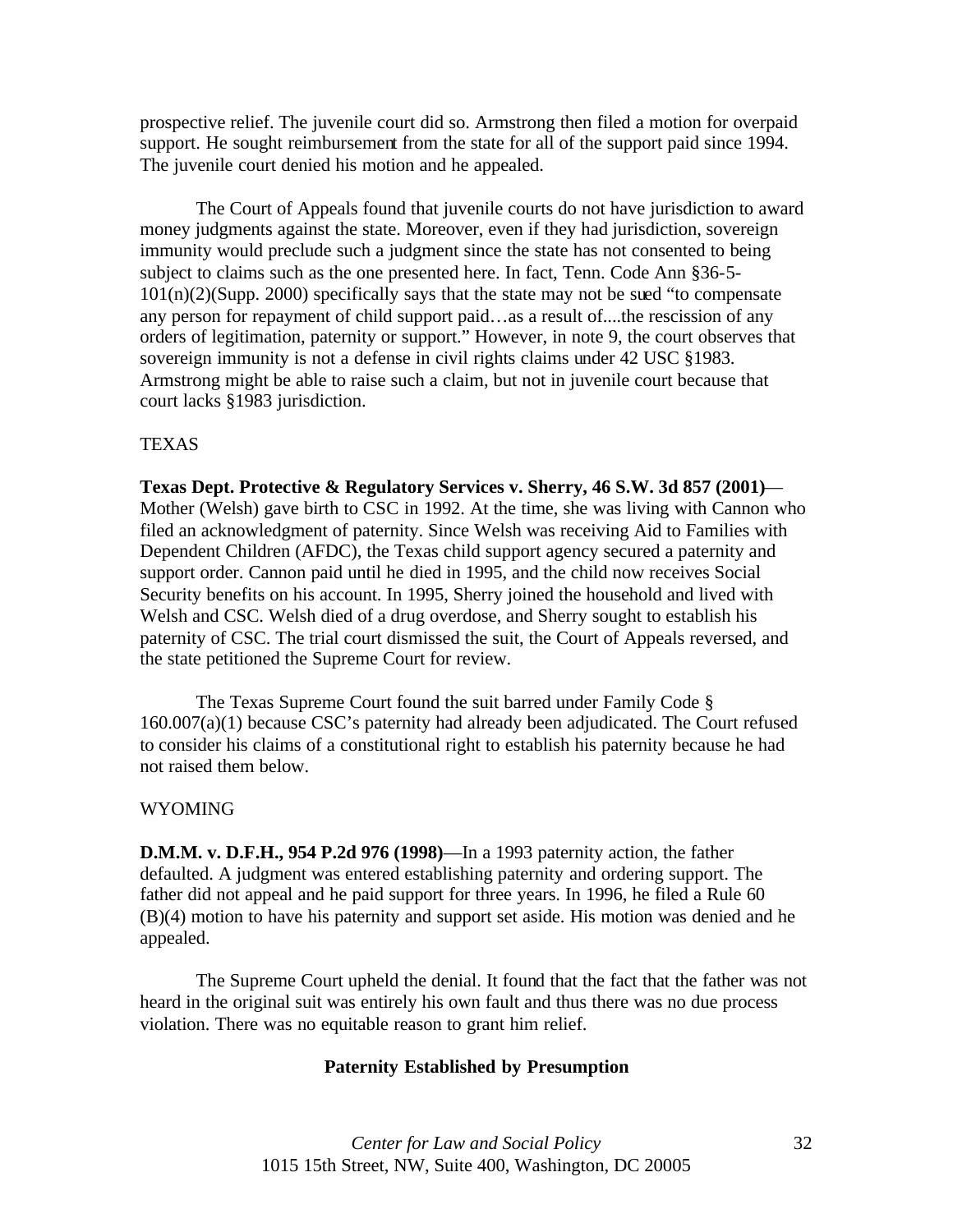prospective relief. The juvenile court did so. Armstrong then filed a motion for overpaid support. He sought reimbursement from the state for all of the support paid since 1994. The juvenile court denied his motion and he appealed.

The Court of Appeals found that juvenile courts do not have jurisdiction to award money judgments against the state. Moreover, even if they had jurisdiction, sovereign immunity would preclude such a judgment since the state has not consented to being subject to claims such as the one presented here. In fact, Tenn. Code Ann §36-5-101(n)(2)(Supp. 2000) specifically says that the state may not be sued "to compensate any person for repayment of child support paid…as a result of....the rescission of any orders of legitimation, paternity or support." However, in note 9, the court observes that sovereign immunity is not a defense in civil rights claims under 42 USC §1983. Armstrong might be able to raise such a claim, but not in juvenile court because that court lacks §1983 jurisdiction.

TEXAS

**Texas Dept. Protective & Regulatory Services v. Sherry, 46 S.W. 3d 857 (2001)**—Mother (Welsh) gave birth to CSC in 1992. At the time, she was living with Cannon who filed an acknowledgment of paternity. Since Welsh was receiving Aid to Families with Dependent Children (AFDC), the Texas child support agency secured a paternity and support order. Cannon paid until he died in 1995, and the child now receives Social Security benefits on his account. In 1995, Sherry joined the household and lived with Welsh and CSC. Welsh died of a drug overdose, and Sherry sought to establish his paternity of CSC. The trial court dismissed the suit, the Court of Appeals reversed, and the state petitioned the Supreme Court for review.

The Texas Supreme Court found the suit barred under Family Code § 160.007(a)(1) because CSC's paternity had already been adjudicated. The Court refused to consider his claims of a constitutional right to establish his paternity because he had not raised them below.

WYOMING

**D.M.M. v. D.F.H., 954 P.2d 976 (1998)**—In a 1993 paternity action, the father defaulted. A judgment was entered establishing paternity and ordering support. The father did not appeal and he paid support for three years. In 1996, he filed a Rule 60 (B)(4) motion to have his paternity and support set aside. His motion was denied and he appealed.

The Supreme Court upheld the denial. It found that the fact that the father was not heard in the original suit was entirely his own fault and thus there was no due process violation. There was no equitable reason to grant him relief.

## Paternity Established by Presumption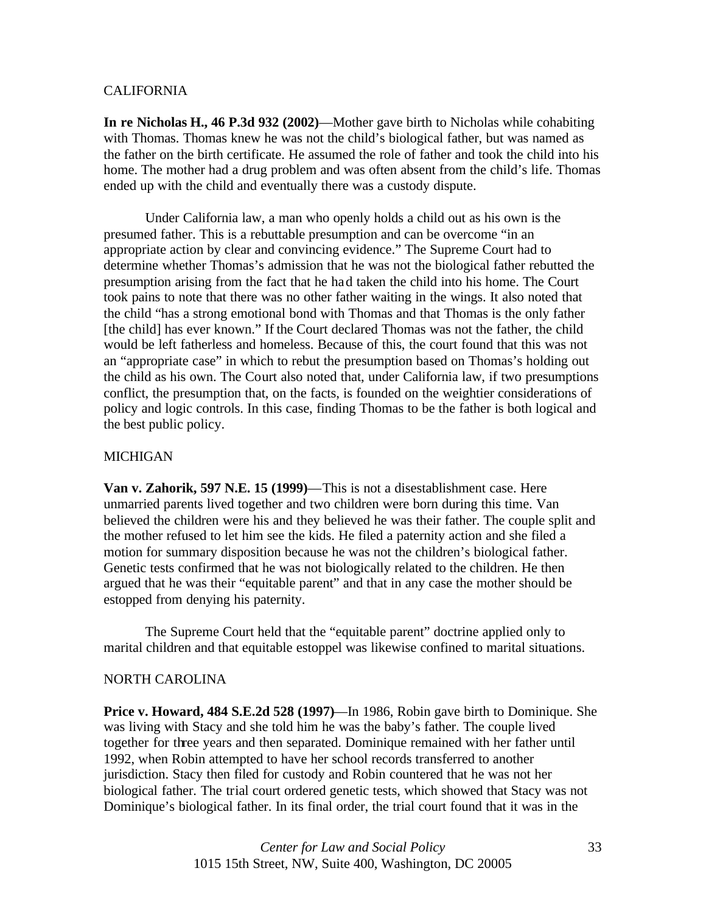## CALIFORNIA

**In re Nicholas H., 46 P.3d 932 (2002)**—Mother gave birth to Nicholas while cohabiting with Thomas. Thomas knew he was not the child's biological father, but was named as the father on the birth certificate. He assumed the role of father and took the child into his home. The mother had a drug problem and was often absent from the child's life. Thomas ended up with the child and eventually there was a custody dispute.

Under California law, a man who openly holds a child out as his own is the presumed father. This is a rebuttable presumption and can be overcome "in an appropriate action by clear and convincing evidence." The Supreme Court had to determine whether Thomas's admission that he was not the biological father rebutted the presumption arising from the fact that he had taken the child into his home. The Court took pains to note that there was no other father waiting in the wings. It also noted that the child "has a strong emotional bond with Thomas and that Thomas is the only father [the child] has ever known." If the Court declared Thomas was not the father, the child would be left fatherless and homeless. Because of this, the court found that this was not an "appropriate case" in which to rebut the presumption based on Thomas's holding out the child as his own. The Court also noted that, under California law, if two presumptions conflict, the presumption that, on the facts, is founded on the weightier considerations of policy and logic controls. In this case, finding Thomas to be the father is both logical and the best public policy.

## MICHIGAN

**Van v. Zahorik, 597 N.E. 15 (1999)**—This is not a disestablishment case. Here unmarried parents lived together and two children were born during this time. Van believed the children were his and they believed he was their father. The couple split and the mother refused to let him see the kids. He filed a paternity action and she filed a motion for summary disposition because he was not the children's biological father. Genetic tests confirmed that he was not biologically related to the children. He then argued that he was their "equitable parent" and that in any case the mother should be estopped from denying his paternity.

The Supreme Court held that the "equitable parent" doctrine applied only to marital children and that equitable estoppel was likewise confined to marital situations.

## NORTH CAROLINA

**Price v. Howard, 484 S.E.2d 528 (1997)**—In 1986, Robin gave birth to Dominique. She was living with Stacy and she told him he was the baby's father. The couple lived together for three years and then separated. Dominique remained with her father until 1992, when Robin attempted to have her school records transferred to another jurisdiction. Stacy then filed for custody and Robin countered that he was not her biological father. The trial court ordered genetic tests, which showed that Stacy was not Dominique's biological father. In its final order, the trial court found that it was in the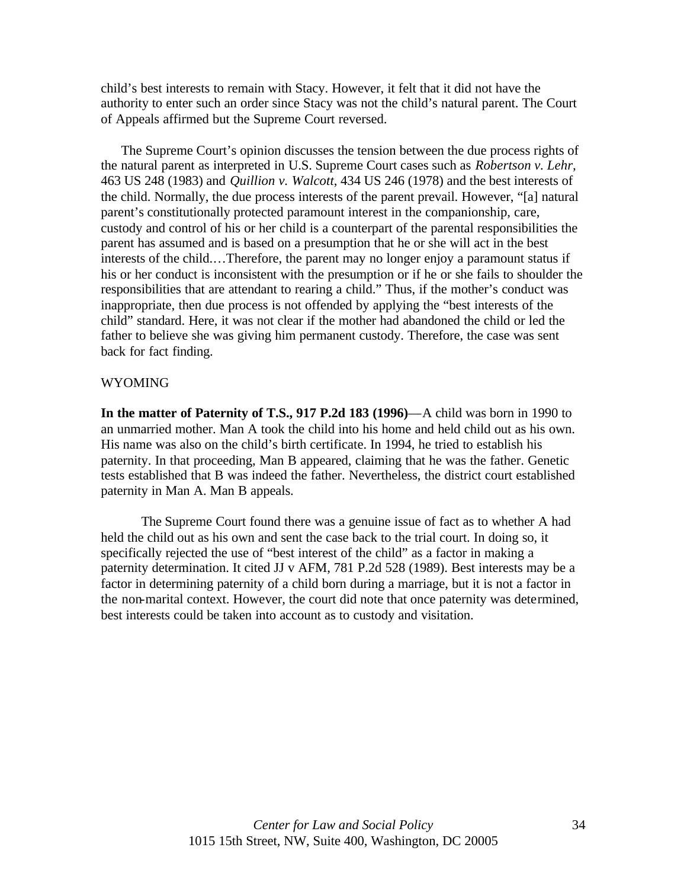child's best interests to remain with Stacy. However, it felt that it did not have the authority to enter such an order since Stacy was not the child's natural parent. The Court of Appeals affirmed but the Supreme Court reversed.

The Supreme Court's opinion discusses the tension between the due process rights of the natural parent as interpreted in U.S. Supreme Court cases such as *Robertson v. Lehr*, 463 US 248 (1983) and *Quillion v. Walcott*, 434 US 246 (1978) and the best interests of the child. Normally, the due process interests of the parent prevail. However, "[a] natural parent's constitutionally protected paramount interest in the companionship, care, custody and control of his or her child is a counterpart of the parental responsibilities the parent has assumed and is based on a presumption that he or she will act in the best interests of the child.…Therefore, the parent may no longer enjoy a paramount status if his or her conduct is inconsistent with the presumption or if he or she fails to shoulder the responsibilities that are attendant to rearing a child." Thus, if the mother's conduct was inappropriate, then due process is not offended by applying the "best interests of the child" standard. Here, it was not clear if the mother had abandoned the child or led the father to believe she was giving him permanent custody. Therefore, the case was sent back for fact finding.

WYOMING

**In the matter of Paternity of T.S., 917 P.2d 183 (1996)**—A child was born in 1990 to an unmarried mother. Man A took the child into his home and held child out as his own. His name was also on the child's birth certificate. In 1994, he tried to establish his paternity. In that proceeding, Man B appeared, claiming that he was the father. Genetic tests established that B was indeed the father. Nevertheless, the district court established paternity in Man A. Man B appeals.

The Supreme Court found there was a genuine issue of fact as to whether A had held the child out as his own and sent the case back to the trial court. In doing so, it specifically rejected the use of "best interest of the child" as a factor in making a paternity determination. It cited JJ v AFM, 781 P.2d 528 (1989). Best interests may be a factor in determining paternity of a child born during a marriage, but it is not a factor in the non-marital context. However, the court did note that once paternity was determined, best interests could be taken into account as to custody and visitation.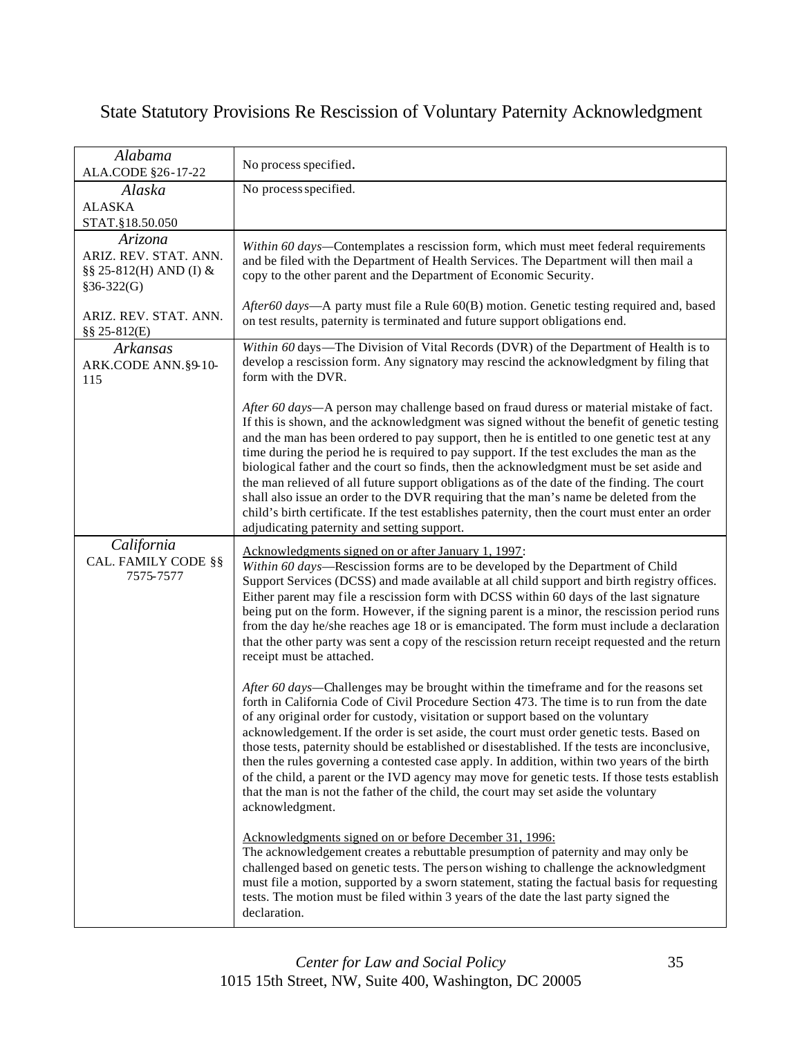# State Statutory Provisions Re Rescission of Voluntary Paternity Acknowledgment

| State | Provisions |
|---|---|
| *Alabama*<br>ALA.CODE §26-17-22 | No process specified. |
| *Alaska*<br>ALASKA STAT.§18.50.050 | No process specified. |
| *Arizona*<br>ARIZ. REV. STAT. ANN. §§ 25-812(H) AND (I) & §36-322(G)<br><br>ARIZ. REV. STAT. ANN. §§ 25-812(E) | *Within 60 days*—Contemplates a rescission form, which must meet federal requirements and be filed with the Department of Health Services. The Department will then mail a copy to the other parent and the Department of Economic Security.<br><br>*After60 days*—A party must file a Rule 60(B) motion. Genetic testing required and, based on test results, paternity is terminated and future support obligations end. |
| *Arkansas*<br>ARK.CODE ANN.§9-10-115 | *Within 60* days—The Division of Vital Records (DVR) of the Department of Health is to develop a rescission form. Any signatory may rescind the acknowledgment by filing that form with the DVR.<br><br>*After 60 days*—A person may challenge based on fraud duress or material mistake of fact. If this is shown, and the acknowledgment was signed without the benefit of genetic testing and the man has been ordered to pay support, then he is entitled to one genetic test at any time during the period he is required to pay support. If the test excludes the man as the biological father and the court so finds, then the acknowledgment must be set aside and the man relieved of all future support obligations as of the date of the finding. The court shall also issue an order to the DVR requiring that the man's name be deleted from the child's birth certificate. If the test establishes paternity, then the court must enter an order adjudicating paternity and setting support. |
| *California*<br>CAL. FAMILY CODE §§ 7575-7577 | Acknowledgments signed on or after January 1, 1997:<br>*Within 60 days*—Rescission forms are to be developed by the Department of Child Support Services (DCSS) and made available at all child support and birth registry offices. Either parent may file a rescission form with DCSS within 60 days of the last signature being put on the form. However, if the signing parent is a minor, the rescission period runs from the day he/she reaches age 18 or is emancipated. The form must include a declaration that the other party was sent a copy of the rescission return receipt requested and the return receipt must be attached.<br><br>*After 60 days*—Challenges may be brought within the timeframe and for the reasons set forth in California Code of Civil Procedure Section 473. The time is to run from the date of any original order for custody, visitation or support based on the voluntary acknowledgement. If the order is set aside, the court must order genetic tests. Based on those tests, paternity should be established or disestablished. If the tests are inconclusive, then the rules governing a contested case apply. In addition, within two years of the birth of the child, a parent or the IVD agency may move for genetic tests. If those tests establish that the man is not the father of the child, the court may set aside the voluntary acknowledgment.<br><br>Acknowledgments signed on or before December 31, 1996:<br>The acknowledgement creates a rebuttable presumption of paternity and may only be challenged based on genetic tests. The person wishing to challenge the acknowledgment must file a motion, supported by a sworn statement, stating the factual basis for requesting tests. The motion must be filed within 3 years of the date the last party signed the declaration. |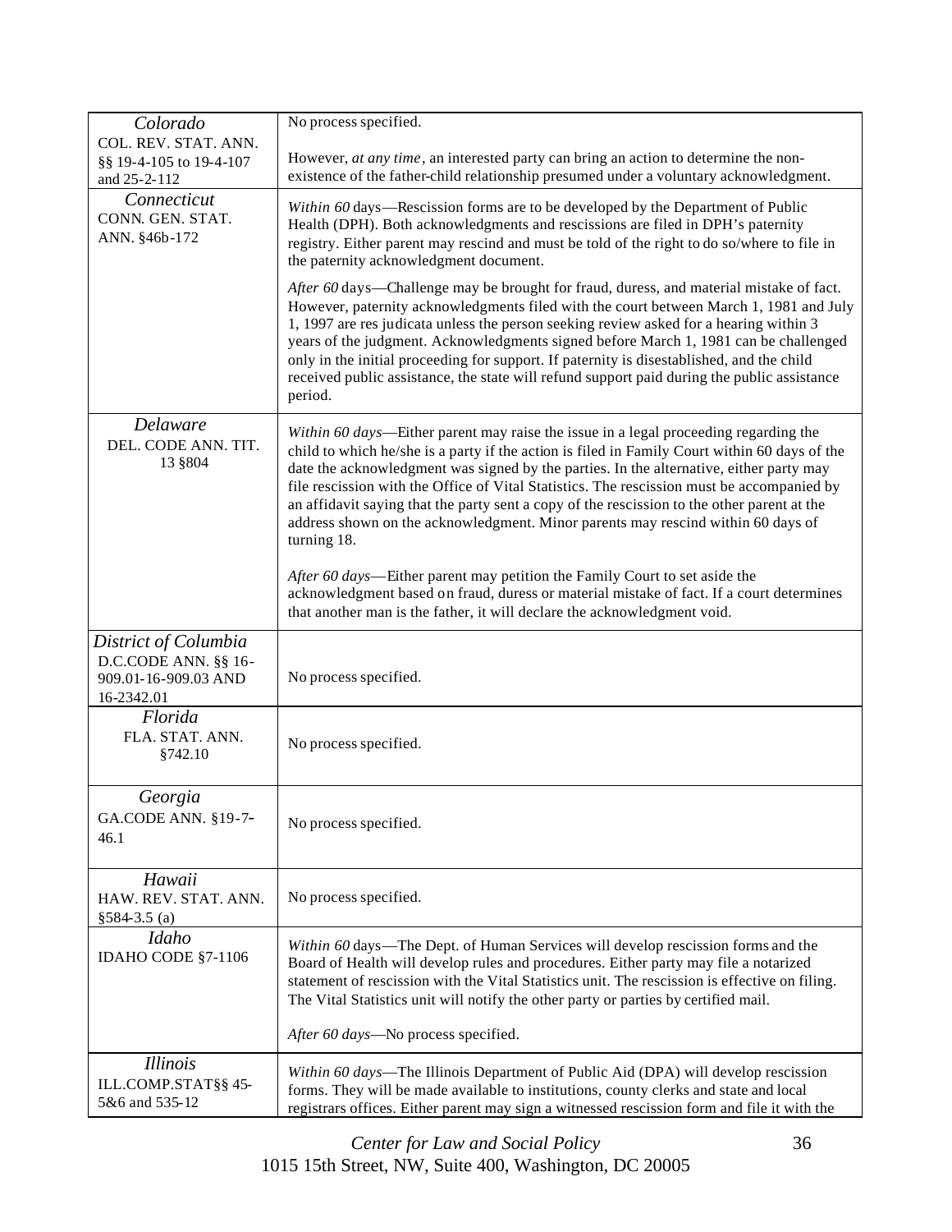| | |
|---|---|
| *Colorado*<br>COL. REV. STAT. ANN. §§ 19-4-105 to 19-4-107 and 25-2-112 | No process specified.<br><br>However, *at any time*, an interested party can bring an action to determine the non-existence of the father-child relationship presumed under a voluntary acknowledgment. |
| *Connecticut*<br>CONN. GEN. STAT. ANN. §46b-172 | *Within 60* days—Rescission forms are to be developed by the Department of Public Health (DPH). Both acknowledgments and rescissions are filed in DPH's paternity registry. Either parent may rescind and must be told of the right to do so/where to file in the paternity acknowledgment document.<br><br>*After 60* days—Challenge may be brought for fraud, duress, and material mistake of fact. However, paternity acknowledgments filed with the court between March 1, 1981 and July 1, 1997 are res judicata unless the person seeking review asked for a hearing within 3 years of the judgment. Acknowledgments signed before March 1, 1981 can be challenged only in the initial proceeding for support. If paternity is disestablished, and the child received public assistance, the state will refund support paid during the public assistance period. |
| *Delaware*<br>DEL. CODE ANN. TIT. 13 §804 | *Within 60 days*—Either parent may raise the issue in a legal proceeding regarding the child to which he/she is a party if the action is filed in Family Court within 60 days of the date the acknowledgment was signed by the parties. In the alternative, either party may file rescission with the Office of Vital Statistics. The rescission must be accompanied by an affidavit saying that the party sent a copy of the rescission to the other parent at the address shown on the acknowledgment. Minor parents may rescind within 60 days of turning 18.<br><br>*After 60 days*—Either parent may petition the Family Court to set aside the acknowledgment based on fraud, duress or material mistake of fact. If a court determines that another man is the father, it will declare the acknowledgment void. |
| *District of Columbia*<br>D.C.CODE ANN. §§ 16-909.01-16-909.03 AND 16-2342.01 | No process specified. |
| *Florida*<br>FLA. STAT. ANN. §742.10 | No process specified. |
| *Georgia*<br>GA.CODE ANN. §19-7-46.1 | No process specified. |
| *Hawaii*<br>HAW. REV. STAT. ANN. §584-3.5 (a) | No process specified. |
| *Idaho*<br>IDAHO CODE §7-1106 | *Within 60* days—The Dept. of Human Services will develop rescission forms and the Board of Health will develop rules and procedures. Either party may file a notarized statement of rescission with the Vital Statistics unit. The rescission is effective on filing. The Vital Statistics unit will notify the other party or parties by certified mail.<br><br>*After 60 days*—No process specified. |
| *Illinois*<br>ILL.COMP.STAT§§ 45-5&6 and 535-12 | *Within 60 days*—The Illinois Department of Public Aid (DPA) will develop rescission forms. They will be made available to institutions, county clerks and state and local registrars offices. Either parent may sign a witnessed rescission form and file it with the |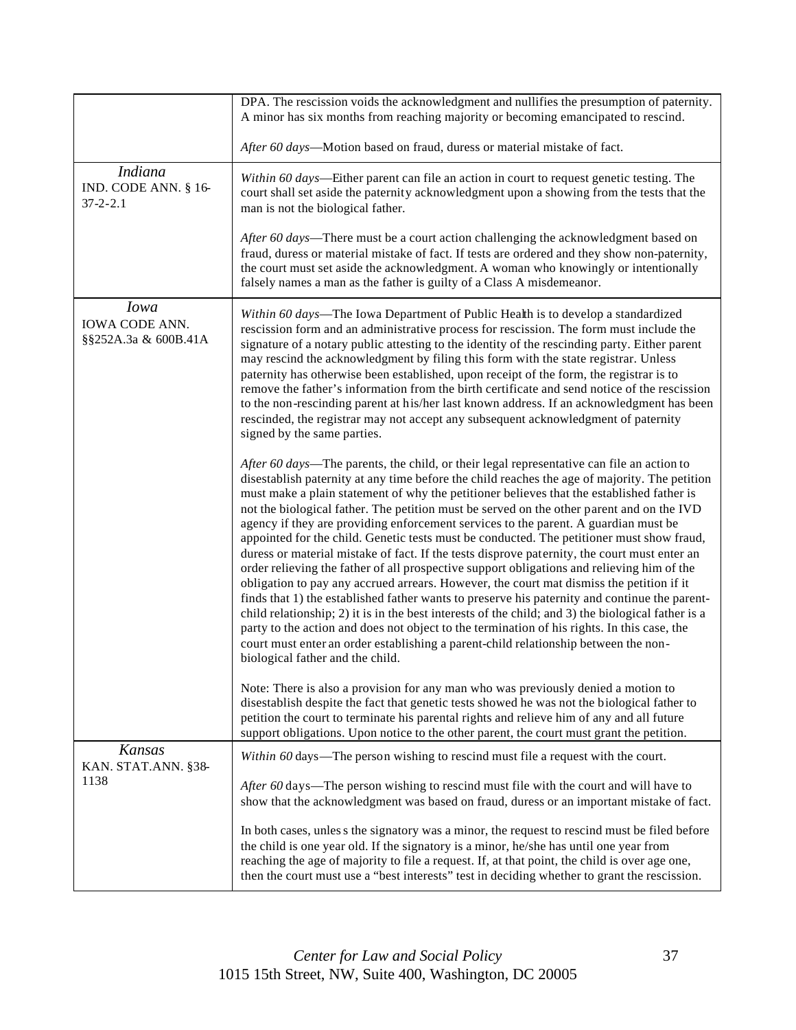| | |
|---|---|
| | DPA. The rescission voids the acknowledgment and nullifies the presumption of paternity. A minor has six months from reaching majority or becoming emancipated to rescind.<br><br>*After 60 days*—Motion based on fraud, duress or material mistake of fact. |
| *Indiana*<br>IND. CODE ANN. § 16-37-2-2.1 | *Within 60 days*—Either parent can file an action in court to request genetic testing. The court shall set aside the paternity acknowledgment upon a showing from the tests that the man is not the biological father.<br><br>*After 60 days*—There must be a court action challenging the acknowledgment based on fraud, duress or material mistake of fact. If tests are ordered and they show non-paternity, the court must set aside the acknowledgment. A woman who knowingly or intentionally falsely names a man as the father is guilty of a Class A misdemeanor. |
| *Iowa*<br>IOWA CODE ANN. §§252A.3a & 600B.41A | *Within 60 days*—The Iowa Department of Public Health is to develop a standardized rescission form and an administrative process for rescission. The form must include the signature of a notary public attesting to the identity of the rescinding party. Either parent may rescind the acknowledgment by filing this form with the state registrar. Unless paternity has otherwise been established, upon receipt of the form, the registrar is to remove the father's information from the birth certificate and send notice of the rescission to the non-rescinding parent at his/her last known address. If an acknowledgment has been rescinded, the registrar may not accept any subsequent acknowledgment of paternity signed by the same parties.<br><br>*After 60 days*—The parents, the child, or their legal representative can file an action to disestablish paternity at any time before the child reaches the age of majority. The petition must make a plain statement of why the petitioner believes that the established father is not the biological father. The petition must be served on the other parent and on the IVD agency if they are providing enforcement services to the parent. A guardian must be appointed for the child. Genetic tests must be conducted. The petitioner must show fraud, duress or material mistake of fact. If the tests disprove paternity, the court must enter an order relieving the father of all prospective support obligations and relieving him of the obligation to pay any accrued arrears. However, the court mat dismiss the petition if it finds that 1) the established father wants to preserve his paternity and continue the parent-child relationship; 2) it is in the best interests of the child; and 3) the biological father is a party to the action and does not object to the termination of his rights. In this case, the court must enter an order establishing a parent-child relationship between the non-biological father and the child.<br><br>Note: There is also a provision for any man who was previously denied a motion to disestablish despite the fact that genetic tests showed he was not the biological father to petition the court to terminate his parental rights and relieve him of any and all future support obligations. Upon notice to the other parent, the court must grant the petition. |
| *Kansas*<br>KAN. STAT.ANN. §38-1138 | *Within 60* days—The person wishing to rescind must file a request with the court.<br><br>*After 60* days—The person wishing to rescind must file with the court and will have to show that the acknowledgment was based on fraud, duress or an important mistake of fact.<br><br>In both cases, unless the signatory was a minor, the request to rescind must be filed before the child is one year old. If the signatory is a minor, he/she has until one year from reaching the age of majority to file a request. If, at that point, the child is over age one, then the court must use a "best interests" test in deciding whether to grant the rescission. |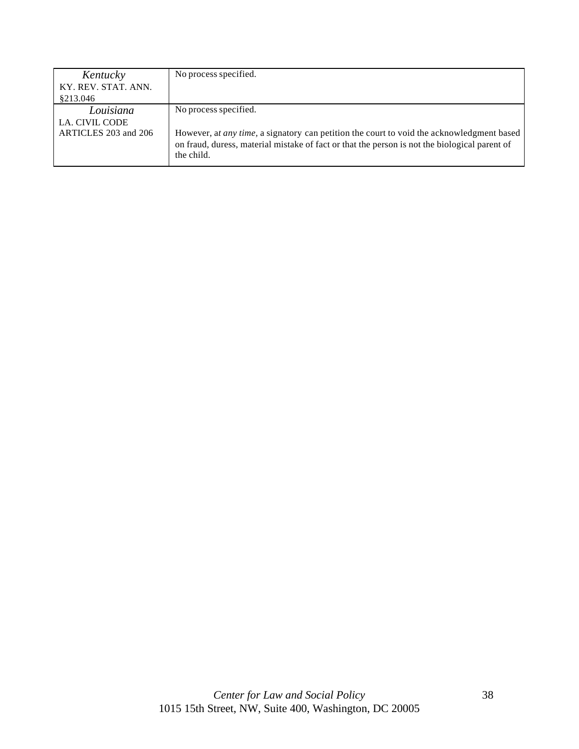| | |
|---|---|
| *Kentucky* KY. REV. STAT. ANN. §213.046 | No process specified. |
| *Louisiana* LA. CIVIL CODE ARTICLES 203 and 206 | No process specified.<br><br>However, a*t any time,* a signatory can petition the court to void the acknowledgment based on fraud, duress, material mistake of fact or that the person is not the biological parent of the child. |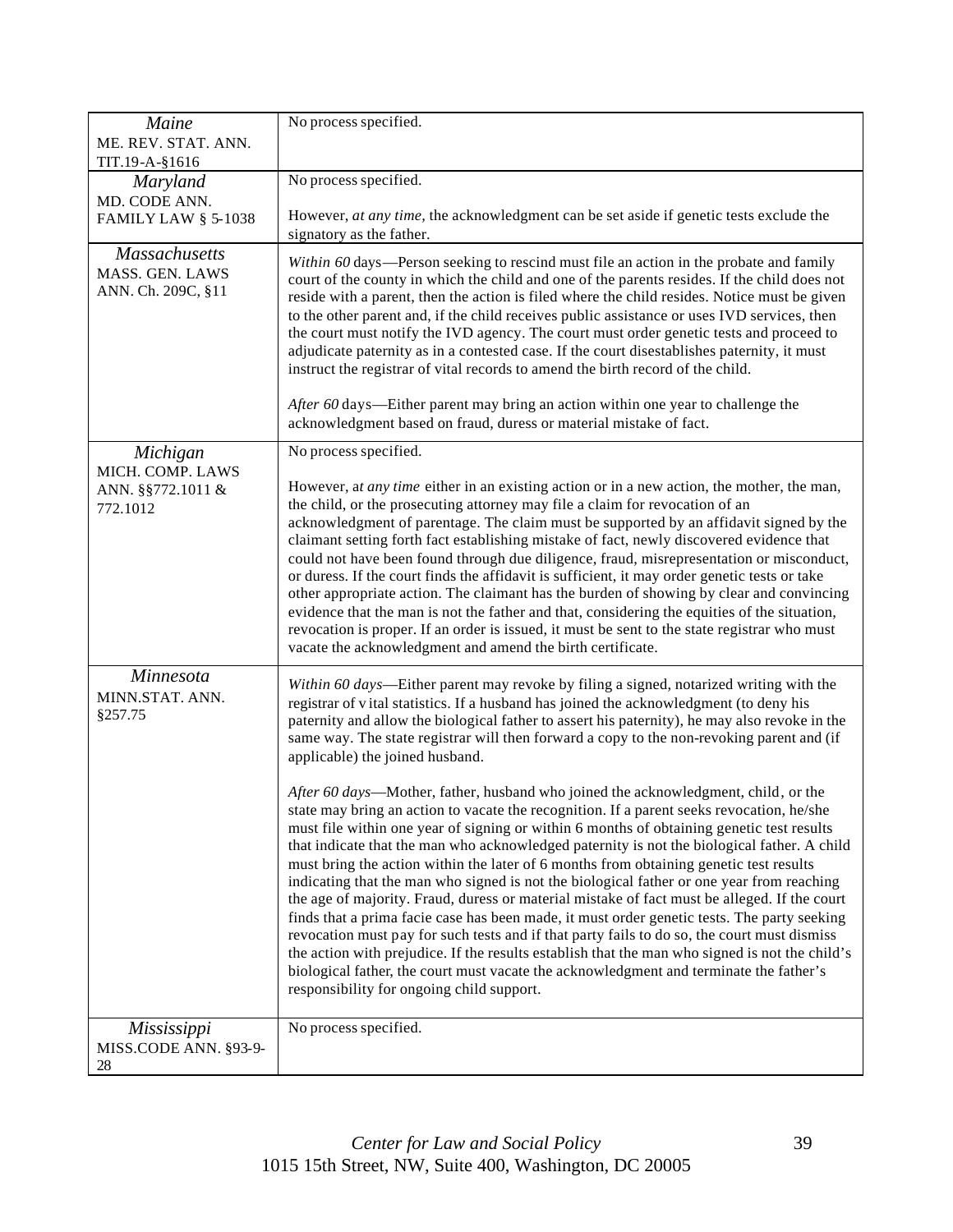| | |
|---|---|
| *Maine*<br>ME. REV. STAT. ANN. TIT.19-A-§1616 | No process specified. |
| *Maryland*<br>MD. CODE ANN. FAMILY LAW § 5-1038 | No process specified.<br><br>However, *at any time*, the acknowledgment can be set aside if genetic tests exclude the signatory as the father. |
| *Massachusetts*<br>MASS. GEN. LAWS ANN. Ch. 209C, §11 | *Within 60* days—Person seeking to rescind must file an action in the probate and family court of the county in which the child and one of the parents resides. If the child does not reside with a parent, then the action is filed where the child resides. Notice must be given to the other parent and, if the child receives public assistance or uses IVD services, then the court must notify the IVD agency. The court must order genetic tests and proceed to adjudicate paternity as in a contested case. If the court disestablishes paternity, it must instruct the registrar of vital records to amend the birth record of the child.<br><br>*After 60* days—Either parent may bring an action within one year to challenge the acknowledgment based on fraud, duress or material mistake of fact. |
| *Michigan*<br>MICH. COMP. LAWS ANN. §§772.1011 & 772.1012 | No process specified.<br><br>However, a*t any time* either in an existing action or in a new action, the mother, the man, the child, or the prosecuting attorney may file a claim for revocation of an acknowledgment of parentage. The claim must be supported by an affidavit signed by the claimant setting forth fact establishing mistake of fact, newly discovered evidence that could not have been found through due diligence, fraud, misrepresentation or misconduct, or duress. If the court finds the affidavit is sufficient, it may order genetic tests or take other appropriate action. The claimant has the burden of showing by clear and convincing evidence that the man is not the father and that, considering the equities of the situation, revocation is proper. If an order is issued, it must be sent to the state registrar who must vacate the acknowledgment and amend the birth certificate. |
| *Minnesota*<br>MINN.STAT. ANN. §257.75 | *Within 60 days*—Either parent may revoke by filing a signed, notarized writing with the registrar of vital statistics. If a husband has joined the acknowledgment (to deny his paternity and allow the biological father to assert his paternity), he may also revoke in the same way. The state registrar will then forward a copy to the non-revoking parent and (if applicable) the joined husband.<br><br>*After 60 days*—Mother, father, husband who joined the acknowledgment, child, or the state may bring an action to vacate the recognition. If a parent seeks revocation, he/she must file within one year of signing or within 6 months of obtaining genetic test results that indicate that the man who acknowledged paternity is not the biological father. A child must bring the action within the later of 6 months from obtaining genetic test results indicating that the man who signed is not the biological father or one year from reaching the age of majority. Fraud, duress or material mistake of fact must be alleged. If the court finds that a prima facie case has been made, it must order genetic tests. The party seeking revocation must pay for such tests and if that party fails to do so, the court must dismiss the action with prejudice. If the results establish that the man who signed is not the child's biological father, the court must vacate the acknowledgment and terminate the father's responsibility for ongoing child support. |
| *Mississippi*<br>MISS.CODE ANN. §93-9-28 | No process specified. |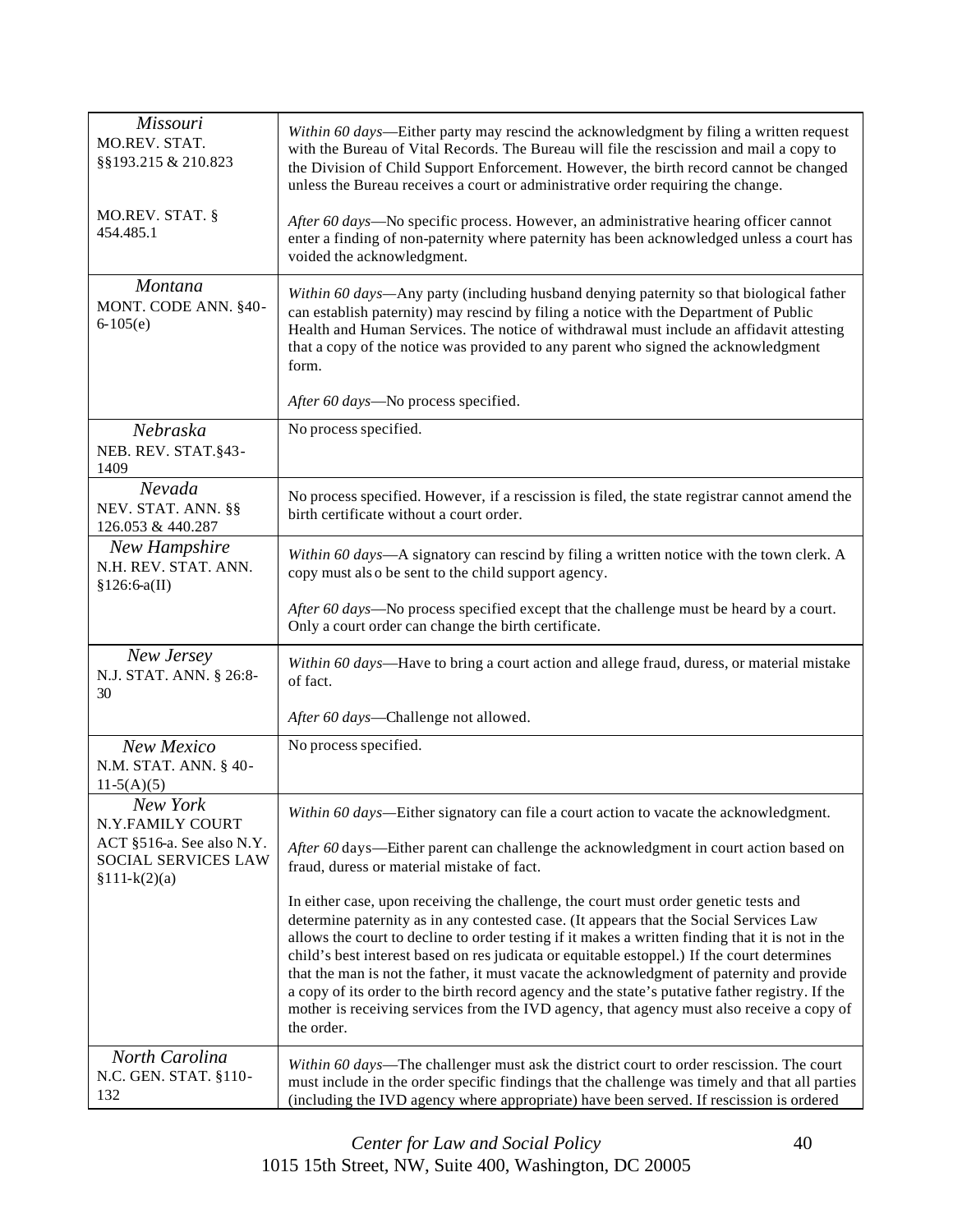| | |
|---|---|
| *Missouri*<br>MO.REV. STAT. §§193.215 & 210.823<br><br>MO.REV. STAT. § 454.485.1 | *Within 60 days*—Either party may rescind the acknowledgment by filing a written request with the Bureau of Vital Records. The Bureau will file the rescission and mail a copy to the Division of Child Support Enforcement. However, the birth record cannot be changed unless the Bureau receives a court or administrative order requiring the change.<br><br>*After 60 days*—No specific process. However, an administrative hearing officer cannot enter a finding of non-paternity where paternity has been acknowledged unless a court has voided the acknowledgment. |
| *Montana*<br>MONT. CODE ANN. §40-6-105(e) | *Within 60 days*—Any party (including husband denying paternity so that biological father can establish paternity) may rescind by filing a notice with the Department of Public Health and Human Services. The notice of withdrawal must include an affidavit attesting that a copy of the notice was provided to any parent who signed the acknowledgment form.<br><br>*After 60 days*—No process specified. |
| *Nebraska*<br>NEB. REV. STAT.§43-1409 | No process specified. |
| *Nevada*<br>NEV. STAT. ANN. §§ 126.053 & 440.287 | No process specified. However, if a rescission is filed, the state registrar cannot amend the birth certificate without a court order. |
| *New Hampshire*<br>N.H. REV. STAT. ANN. §126:6-a(II) | *Within 60 days*—A signatory can rescind by filing a written notice with the town clerk. A copy must also be sent to the child support agency.<br><br>*After 60 days*—No process specified except that the challenge must be heard by a court. Only a court order can change the birth certificate. |
| *New Jersey*<br>N.J. STAT. ANN. § 26:8-30 | *Within 60 days*—Have to bring a court action and allege fraud, duress, or material mistake of fact.<br><br>*After 60 days*—Challenge not allowed. |
| *New Mexico*<br>N.M. STAT. ANN. § 40-11-5(A)(5) | No process specified. |
| *New York*<br>N.Y.FAMILY COURT ACT §516-a. See also N.Y. SOCIAL SERVICES LAW §111-k(2)(a) | *Within 60 days*—Either signatory can file a court action to vacate the acknowledgment.<br><br>*After 60* days—Either parent can challenge the acknowledgment in court action based on fraud, duress or material mistake of fact.<br><br>In either case, upon receiving the challenge, the court must order genetic tests and determine paternity as in any contested case. (It appears that the Social Services Law allows the court to decline to order testing if it makes a written finding that it is not in the child's best interest based on res judicata or equitable estoppel.) If the court determines that the man is not the father, it must vacate the acknowledgment of paternity and provide a copy of its order to the birth record agency and the state's putative father registry. If the mother is receiving services from the IVD agency, that agency must also receive a copy of the order. |
| *North Carolina*<br>N.C. GEN. STAT. §110-132 | *Within 60 days*—The challenger must ask the district court to order rescission. The court must include in the order specific findings that the challenge was timely and that all parties (including the IVD agency where appropriate) have been served. If rescission is ordered |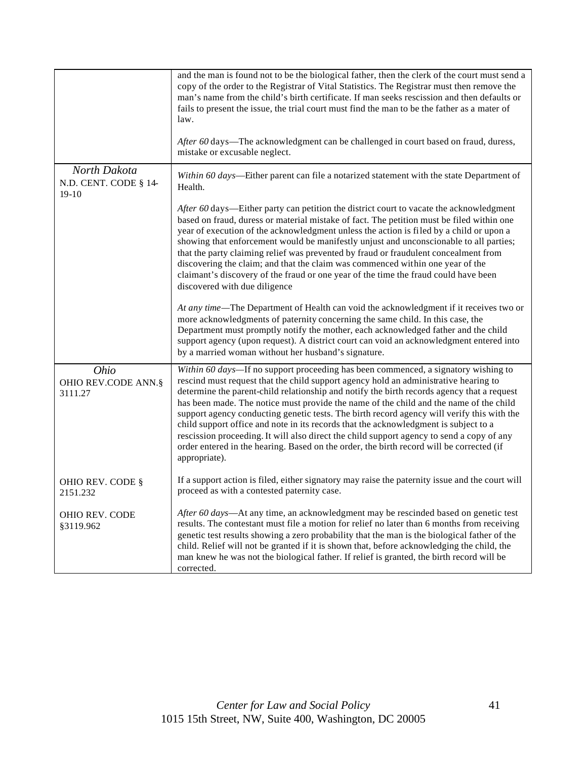| | |
|---|---|
| | and the man is found not to be the biological father, then the clerk of the court must send a copy of the order to the Registrar of Vital Statistics. The Registrar must then remove the man's name from the child's birth certificate. If man seeks rescission and then defaults or fails to present the issue, the trial court must find the man to be the father as a mater of law.<br><br>*After 60* days—The acknowledgment can be challenged in court based on fraud, duress, mistake or excusable neglect. |
| *North Dakota*<br>N.D. CENT. CODE § 14-19-10 | *Within 60 days*—Either parent can file a notarized statement with the state Department of Health.<br><br>*After 60* days—Either party can petition the district court to vacate the acknowledgment based on fraud, duress or material mistake of fact. The petition must be filed within one year of execution of the acknowledgment unless the action is filed by a child or upon a showing that enforcement would be manifestly unjust and unconscionable to all parties; that the party claiming relief was prevented by fraud or fraudulent concealment from discovering the claim; and that the claim was commenced within one year of the claimant's discovery of the fraud or one year of the time the fraud could have been discovered with due diligence<br><br>*At any time*—The Department of Health can void the acknowledgment if it receives two or more acknowledgments of paternity concerning the same child. In this case, the Department must promptly notify the mother, each acknowledged father and the child support agency (upon request). A district court can void an acknowledgment entered into by a married woman without her husband's signature. |
| *Ohio*<br>OHIO REV.CODE ANN.§ 3111.27<br><br>OHIO REV. CODE § 2151.232<br><br>OHIO REV. CODE §3119.962 | *Within 60 days*—If no support proceeding has been commenced, a signatory wishing to rescind must request that the child support agency hold an administrative hearing to determine the parent-child relationship and notify the birth records agency that a request has been made. The notice must provide the name of the child and the name of the child support agency conducting genetic tests. The birth record agency will verify this with the child support office and note in its records that the acknowledgment is subject to a rescission proceeding. It will also direct the child support agency to send a copy of any order entered in the hearing. Based on the order, the birth record will be corrected (if appropriate).<br><br>If a support action is filed, either signatory may raise the paternity issue and the court will proceed as with a contested paternity case.<br><br>*After 60 days*—At any time, an acknowledgment may be rescinded based on genetic test results. The contestant must file a motion for relief no later than 6 months from receiving genetic test results showing a zero probability that the man is the biological father of the child. Relief will not be granted if it is shown that, before acknowledging the child, the man knew he was not the biological father. If relief is granted, the birth record will be corrected. |

*Center for Law and Social Policy*
1015 15th Street, NW, Suite 400, Washington, DC 20005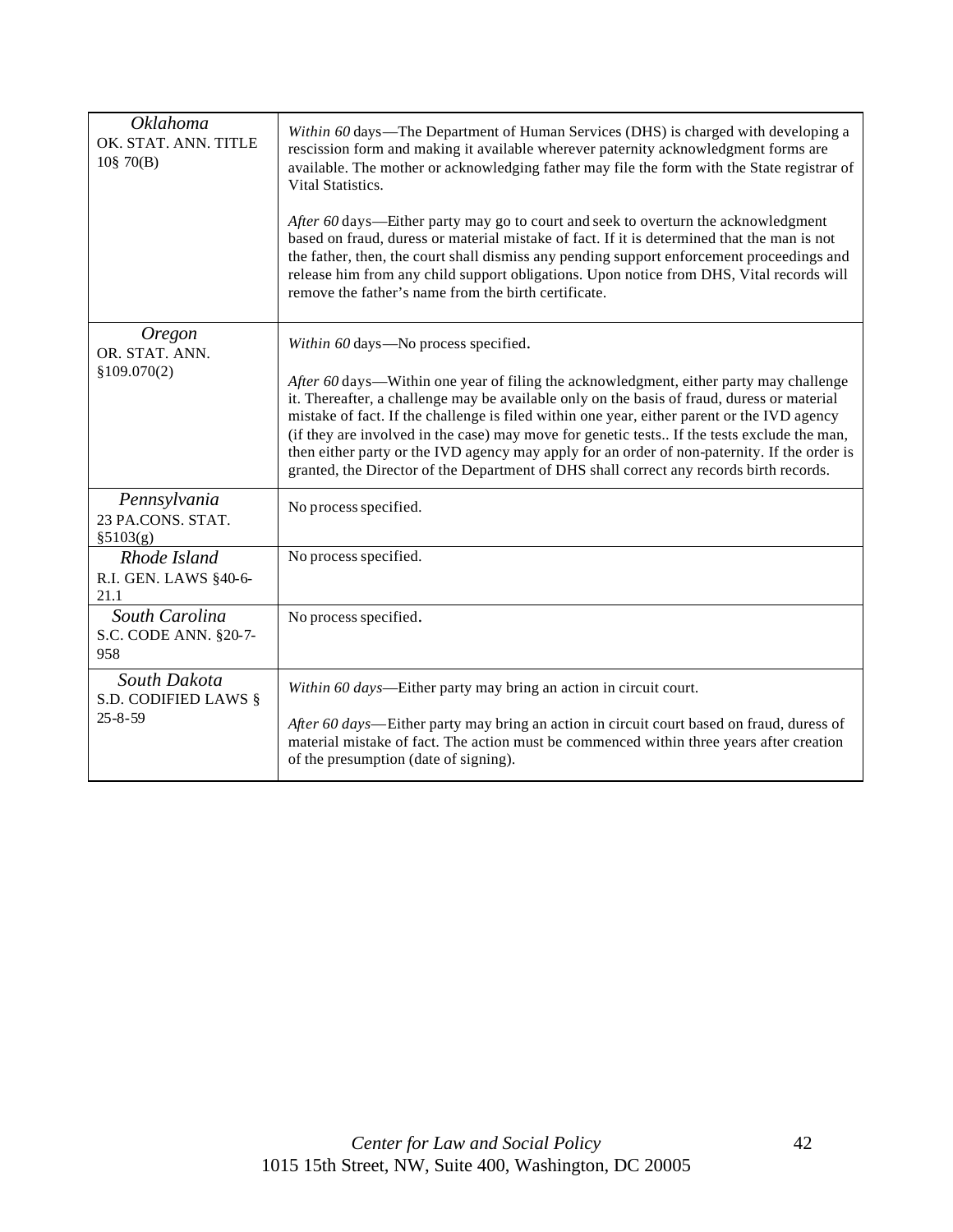| *Oklahoma* OK. STAT. ANN. TITLE 10§ 70(B) | *Within 60* days—The Department of Human Services (DHS) is charged with developing a rescission form and making it available wherever paternity acknowledgment forms are available. The mother or acknowledging father may file the form with the State registrar of Vital Statistics.<br><br>*After 60* days—Either party may go to court and seek to overturn the acknowledgment based on fraud, duress or material mistake of fact. If it is determined that the man is not the father, then, the court shall dismiss any pending support enforcement proceedings and release him from any child support obligations. Upon notice from DHS, Vital records will remove the father's name from the birth certificate. |
|---|---|
| *Oregon* OR. STAT. ANN. §109.070(2) | *Within 60* days—No process specified.<br><br>*After 60* days—Within one year of filing the acknowledgment, either party may challenge it. Thereafter, a challenge may be available only on the basis of fraud, duress or material mistake of fact. If the challenge is filed within one year, either parent or the IVD agency (if they are involved in the case) may move for genetic tests.. If the tests exclude the man, then either party or the IVD agency may apply for an order of non-paternity. If the order is granted, the Director of the Department of DHS shall correct any records birth records. |
| *Pennsylvania* 23 PA.CONS. STAT. §5103(g) | No process specified. |
| *Rhode Island* R.I. GEN. LAWS §40-6-21.1 | No process specified. |
| *South Carolina* S.C. CODE ANN. §20-7-958 | No process specified. |
| *South Dakota* S.D. CODIFIED LAWS § 25-8-59 | *Within 60 days*—Either party may bring an action in circuit court.<br><br>*After 60 days*—Either party may bring an action in circuit court based on fraud, duress of material mistake of fact. The action must be commenced within three years after creation of the presumption (date of signing). |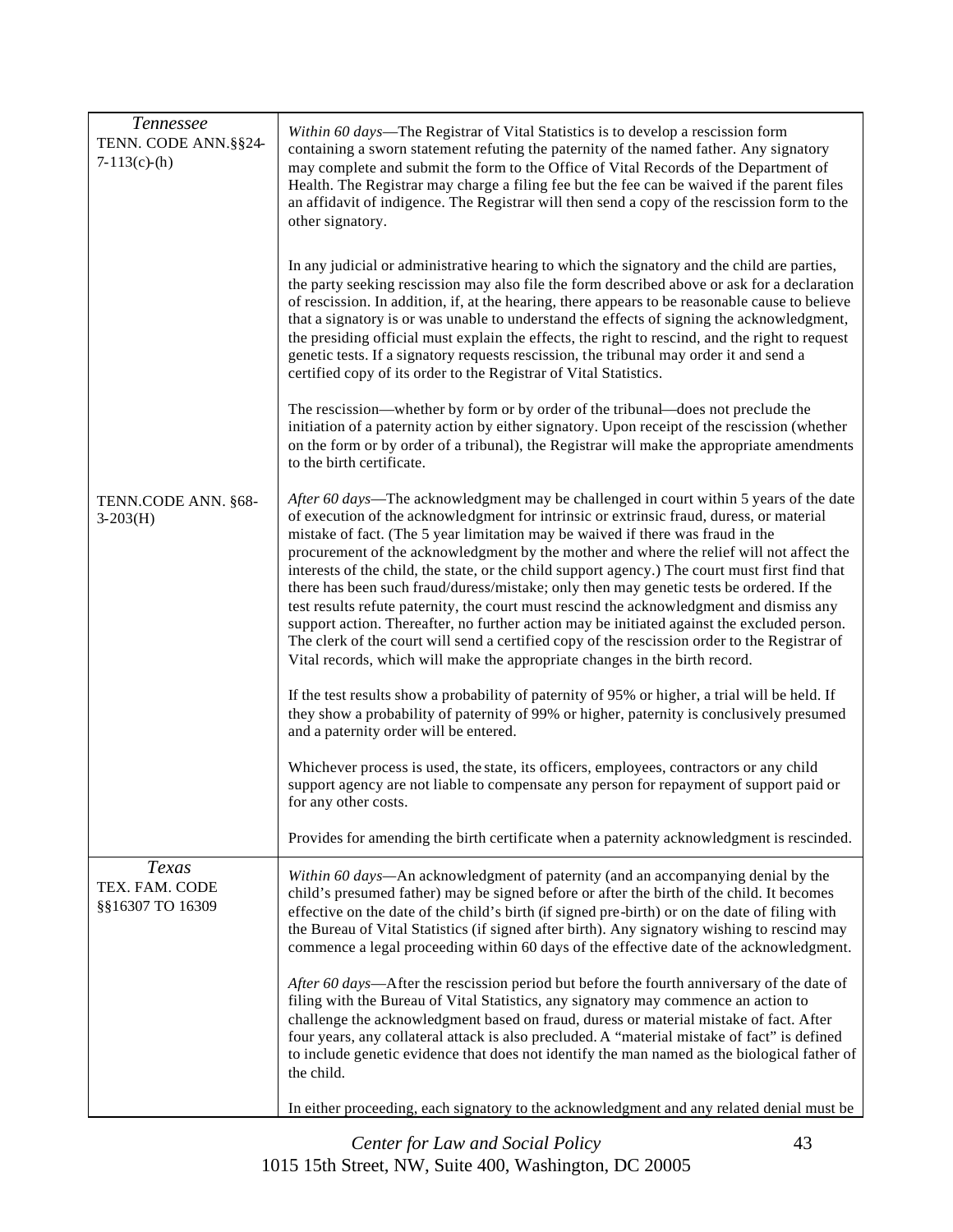| | |
|---|---|
| *Tennessee* TENN. CODE ANN.§§24-7-113(c)-(h) | *Within 60 days*—The Registrar of Vital Statistics is to develop a rescission form containing a sworn statement refuting the paternity of the named father. Any signatory may complete and submit the form to the Office of Vital Records of the Department of Health. The Registrar may charge a filing fee but the fee can be waived if the parent files an affidavit of indigence. The Registrar will then send a copy of the rescission form to the other signatory.<br><br>In any judicial or administrative hearing to which the signatory and the child are parties, the party seeking rescission may also file the form described above or ask for a declaration of rescission. In addition, if, at the hearing, there appears to be reasonable cause to believe that a signatory is or was unable to understand the effects of signing the acknowledgment, the presiding official must explain the effects, the right to rescind, and the right to request genetic tests. If a signatory requests rescission, the tribunal may order it and send a certified copy of its order to the Registrar of Vital Statistics.<br><br>The rescission—whether by form or by order of the tribunal—does not preclude the initiation of a paternity action by either signatory. Upon receipt of the rescission (whether on the form or by order of a tribunal), the Registrar will make the appropriate amendments to the birth certificate. |
| TENN.CODE ANN. §68-3-203(H) | *After 60 days*—The acknowledgment may be challenged in court within 5 years of the date of execution of the acknowledgment for intrinsic or extrinsic fraud, duress, or material mistake of fact. (The 5 year limitation may be waived if there was fraud in the procurement of the acknowledgment by the mother and where the relief will not affect the interests of the child, the state, or the child support agency.) The court must first find that there has been such fraud/duress/mistake; only then may genetic tests be ordered. If the test results refute paternity, the court must rescind the acknowledgment and dismiss any support action. Thereafter, no further action may be initiated against the excluded person. The clerk of the court will send a certified copy of the rescission order to the Registrar of Vital records, which will make the appropriate changes in the birth record.<br><br>If the test results show a probability of paternity of 95% or higher, a trial will be held. If they show a probability of paternity of 99% or higher, paternity is conclusively presumed and a paternity order will be entered.<br><br>Whichever process is used, the state, its officers, employees, contractors or any child support agency are not liable to compensate any person for repayment of support paid or for any other costs.<br><br>Provides for amending the birth certificate when a paternity acknowledgment is rescinded. |
| *Texas* TEX. FAM. CODE §§16307 TO 16309 | *Within 60 days*—An acknowledgment of paternity (and an accompanying denial by the child's presumed father) may be signed before or after the birth of the child. It becomes effective on the date of the child's birth (if signed pre-birth) or on the date of filing with the Bureau of Vital Statistics (if signed after birth). Any signatory wishing to rescind may commence a legal proceeding within 60 days of the effective date of the acknowledgment.<br><br>*After 60 days*—After the rescission period but before the fourth anniversary of the date of filing with the Bureau of Vital Statistics, any signatory may commence an action to challenge the acknowledgment based on fraud, duress or material mistake of fact. After four years, any collateral attack is also precluded. A "material mistake of fact" is defined to include genetic evidence that does not identify the man named as the biological father of the child.<br><br>In either proceeding, each signatory to the acknowledgment and any related denial must be |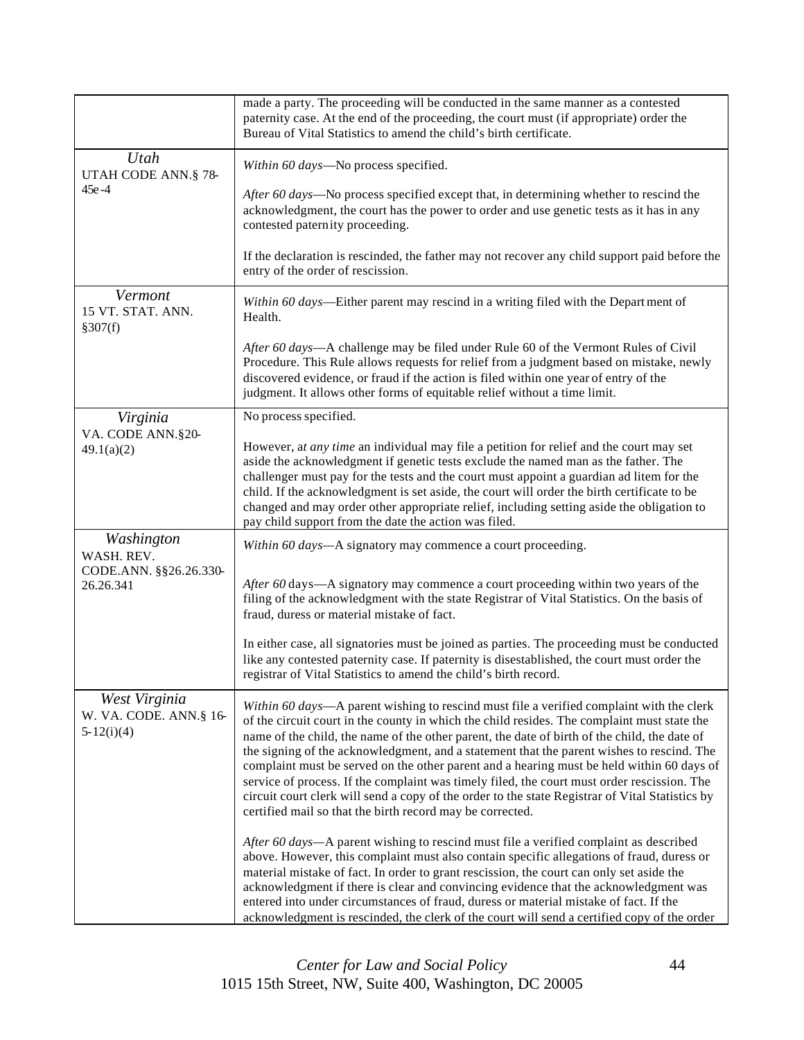| | |
|---|---|
| | made a party. The proceeding will be conducted in the same manner as a contested paternity case. At the end of the proceeding, the court must (if appropriate) order the Bureau of Vital Statistics to amend the child's birth certificate. |
| *Utah*<br>UTAH CODE ANN.§ 78-45e-4 | *Within 60 days*—No process specified.<br><br>*After 60 days*—No process specified except that, in determining whether to rescind the acknowledgment, the court has the power to order and use genetic tests as it has in any contested paternity proceeding.<br><br>If the declaration is rescinded, the father may not recover any child support paid before the entry of the order of rescission. |
| *Vermont*<br>15 VT. STAT. ANN. §307(f) | *Within 60 days*—Either parent may rescind in a writing filed with the Department of Health.<br><br>*After 60 days*—A challenge may be filed under Rule 60 of the Vermont Rules of Civil Procedure. This Rule allows requests for relief from a judgment based on mistake, newly discovered evidence, or fraud if the action is filed within one year of entry of the judgment. It allows other forms of equitable relief without a time limit. |
| *Virginia*<br>VA. CODE ANN.§20-49.1(a)(2) | No process specified.<br><br>However, a*t any time* an individual may file a petition for relief and the court may set aside the acknowledgment if genetic tests exclude the named man as the father. The challenger must pay for the tests and the court must appoint a guardian ad litem for the child. If the acknowledgment is set aside, the court will order the birth certificate to be changed and may order other appropriate relief, including setting aside the obligation to pay child support from the date the action was filed. |
| *Washington*<br>WASH. REV. CODE.ANN. §§26.26.330-26.26.341 | *Within 60 days*—A signatory may commence a court proceeding.<br><br>*After 60* days—A signatory may commence a court proceeding within two years of the filing of the acknowledgment with the state Registrar of Vital Statistics. On the basis of fraud, duress or material mistake of fact.<br><br>In either case, all signatories must be joined as parties. The proceeding must be conducted like any contested paternity case. If paternity is disestablished, the court must order the registrar of Vital Statistics to amend the child's birth record. |
| *West Virginia*<br>W. VA. CODE. ANN.§ 16-5-12(i)(4) | *Within 60 days*—A parent wishing to rescind must file a verified complaint with the clerk of the circuit court in the county in which the child resides. The complaint must state the name of the child, the name of the other parent, the date of birth of the child, the date of the signing of the acknowledgment, and a statement that the parent wishes to rescind. The complaint must be served on the other parent and a hearing must be held within 60 days of service of process. If the complaint was timely filed, the court must order rescission. The circuit court clerk will send a copy of the order to the state Registrar of Vital Statistics by certified mail so that the birth record may be corrected.<br><br>*After 60 days*—A parent wishing to rescind must file a verified complaint as described above. However, this complaint must also contain specific allegations of fraud, duress or material mistake of fact. In order to grant rescission, the court can only set aside the acknowledgment if there is clear and convincing evidence that the acknowledgment was entered into under circumstances of fraud, duress or material mistake of fact. If the acknowledgment is rescinded, the clerk of the court will send a certified copy of the order |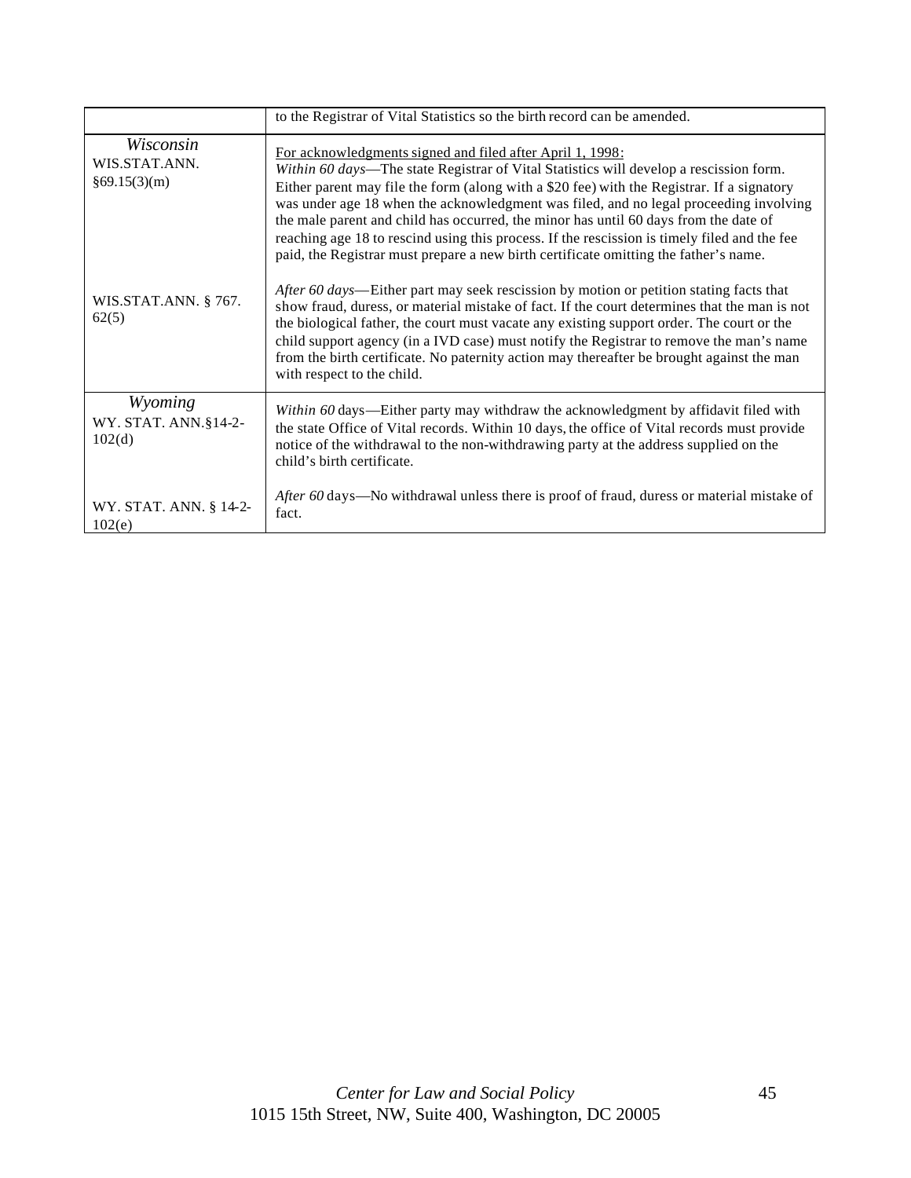| | |
|---|---|
| | to the Registrar of Vital Statistics so the birth record can be amended. |
| *Wisconsin*<br>WIS.STAT.ANN. §69.15(3)(m)<br><br>WIS.STAT.ANN. § 767. 62(5) | <u>For acknowledgments signed and filed after April 1, 1998:</u><br>*Within 60 days*—The state Registrar of Vital Statistics will develop a rescission form. Either parent may file the form (along with a $20 fee) with the Registrar. If a signatory was under age 18 when the acknowledgment was filed, and no legal proceeding involving the male parent and child has occurred, the minor has until 60 days from the date of reaching age 18 to rescind using this process. If the rescission is timely filed and the fee paid, the Registrar must prepare a new birth certificate omitting the father's name.<br><br>*After 60 days*—Either part may seek rescission by motion or petition stating facts that show fraud, duress, or material mistake of fact. If the court determines that the man is not the biological father, the court must vacate any existing support order. The court or the child support agency (in a IVD case) must notify the Registrar to remove the man's name from the birth certificate. No paternity action may thereafter be brought against the man with respect to the child. |
| *Wyoming*<br>WY. STAT. ANN.§14-2-102(d)<br><br>WY. STAT. ANN. § 14-2-102(e) | *Within 60* days—Either party may withdraw the acknowledgment by affidavit filed with the state Office of Vital records. Within 10 days, the office of Vital records must provide notice of the withdrawal to the non-withdrawing party at the address supplied on the child's birth certificate.<br><br>*After 60* days—No withdrawal unless there is proof of fraud, duress or material mistake of fact. |

*Center for Law and Social Policy*
1015 15th Street, NW, Suite 400, Washington, DC 20005